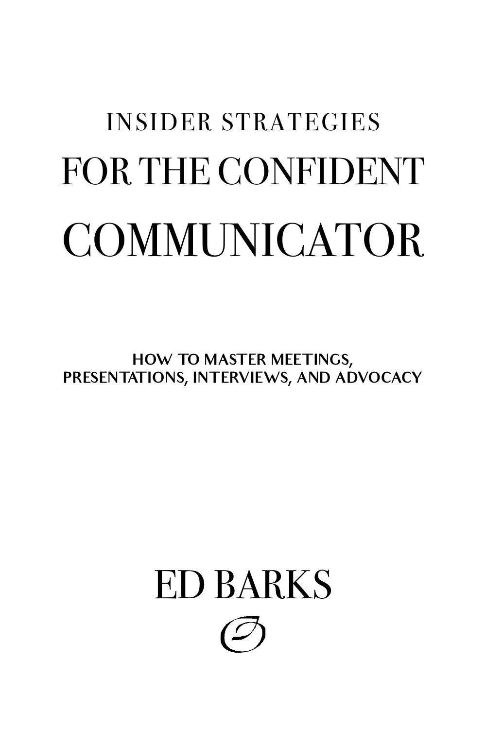# INSIDER STRATEGIES FOR THE CONFIDENT COMMUNICATOR

## HOW TO MASTER MEETINGS, PRESENTATIONS, INTERVIEWS, AND ADVOCACY

ED BARKS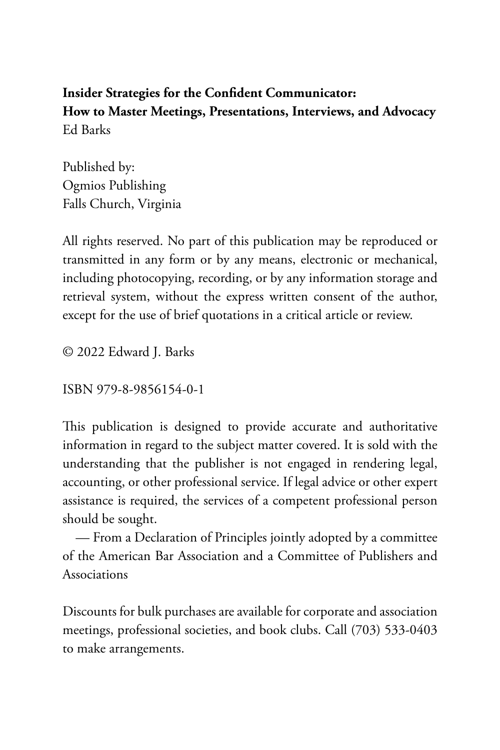**Insider Strategies for the Confident Communicator:**
**How to Master Meetings, Presentations, Interviews, and Advocacy**
Ed Barks

Published by:
Ogmios Publishing
Falls Church, Virginia

All rights reserved. No part of this publication may be reproduced or transmitted in any form or by any means, electronic or mechanical, including photocopying, recording, or by any information storage and retrieval system, without the express written consent of the author, except for the use of brief quotations in a critical article or review.

© 2022 Edward J. Barks

ISBN 979-8-9856154-0-1

This publication is designed to provide accurate and authoritative information in regard to the subject matter covered. It is sold with the understanding that the publisher is not engaged in rendering legal, accounting, or other professional service. If legal advice or other expert assistance is required, the services of a competent professional person should be sought.

— From a Declaration of Principles jointly adopted by a committee of the American Bar Association and a Committee of Publishers and Associations

Discounts for bulk purchases are available for corporate and association meetings, professional societies, and book clubs. Call (703) 533-0403 to make arrangements.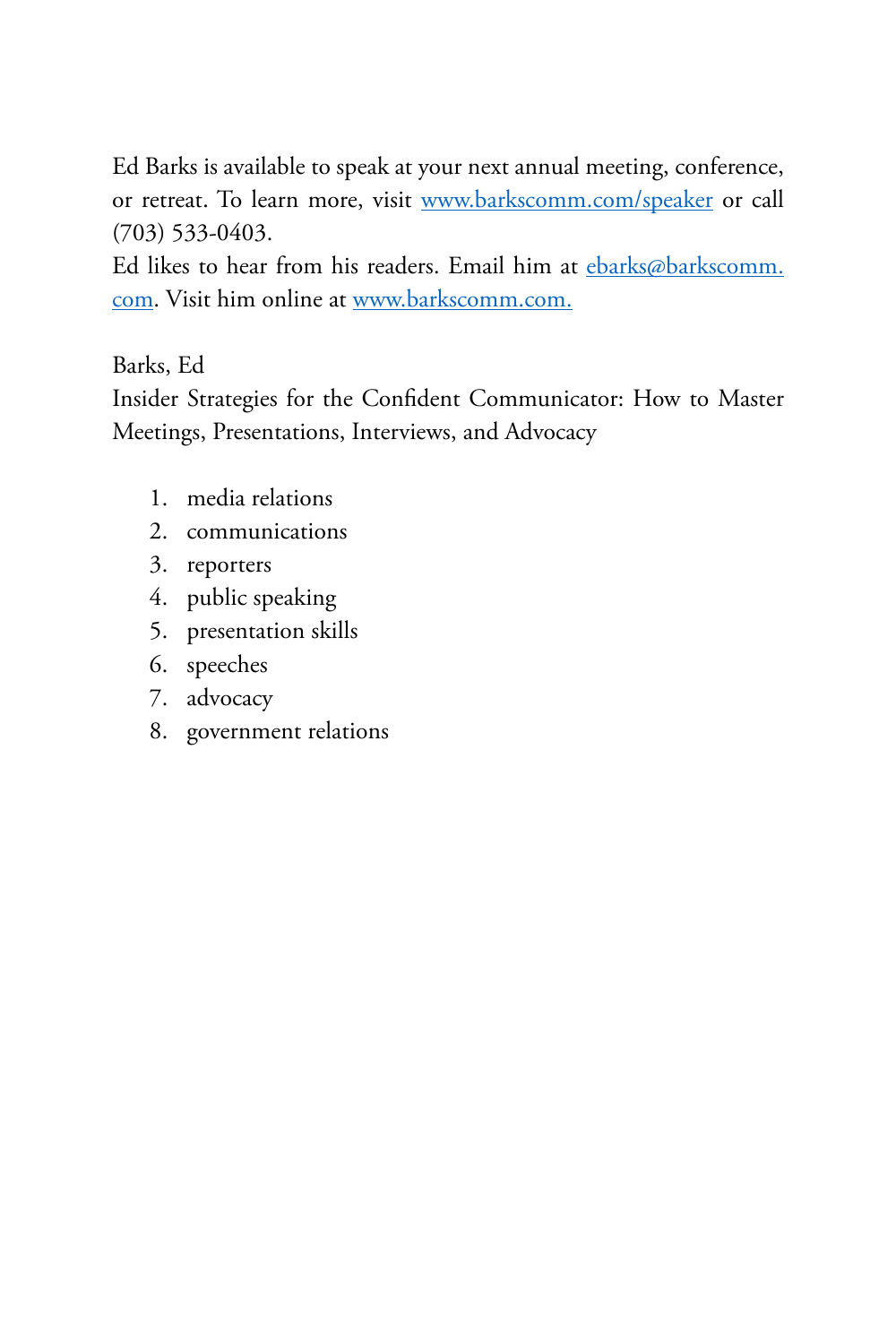Ed Barks is available to speak at your next annual meeting, conference, or retreat. To learn more, visit [www.barkscomm.com/speaker](http://www.barkscomm.com/speaker) or call (703) 533-0403.

Ed likes to hear from his readers. Email him at [ebarks@barkscomm.com](mailto:ebarks@barkscomm.com). Visit him online at [www.barkscomm.com.](http://www.barkscomm.com)

Barks, Ed

Insider Strategies for the Confident Communicator: How to Master Meetings, Presentations, Interviews, and Advocacy

1. media relations
2. communications
3. reporters
4. public speaking
5. presentation skills
6. speeches
7. advocacy
8. government relations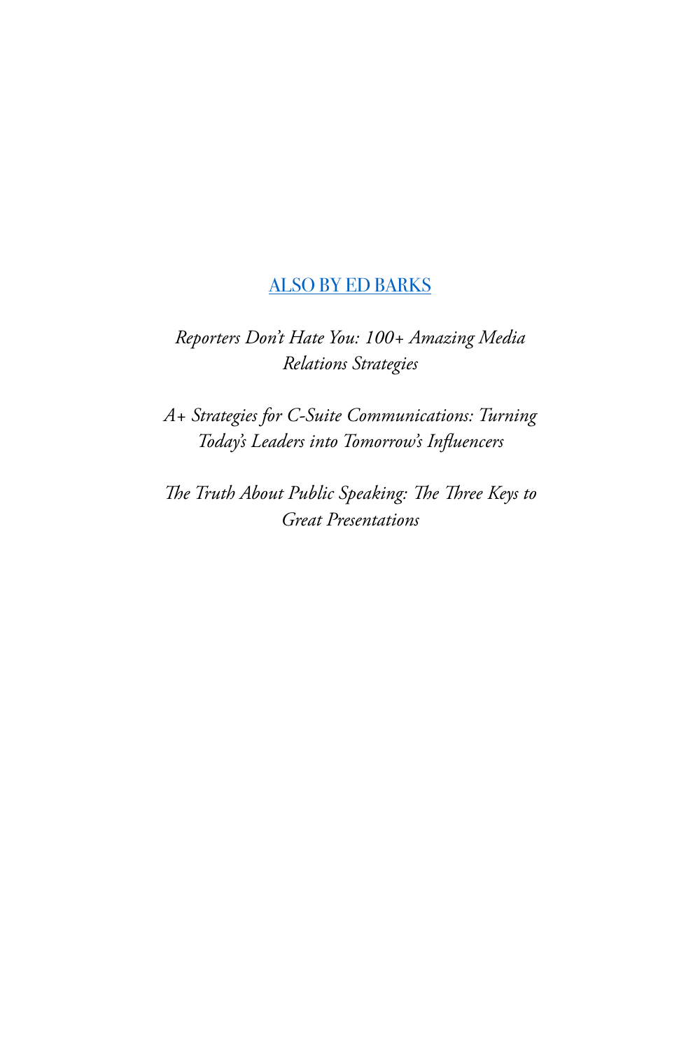## ALSO BY ED BARKS

*Reporters Don't Hate You: 100+ Amazing Media Relations Strategies*

*A+ Strategies for C-Suite Communications: Turning Today's Leaders into Tomorrow's Influencers*

*The Truth About Public Speaking: The Three Keys to Great Presentations*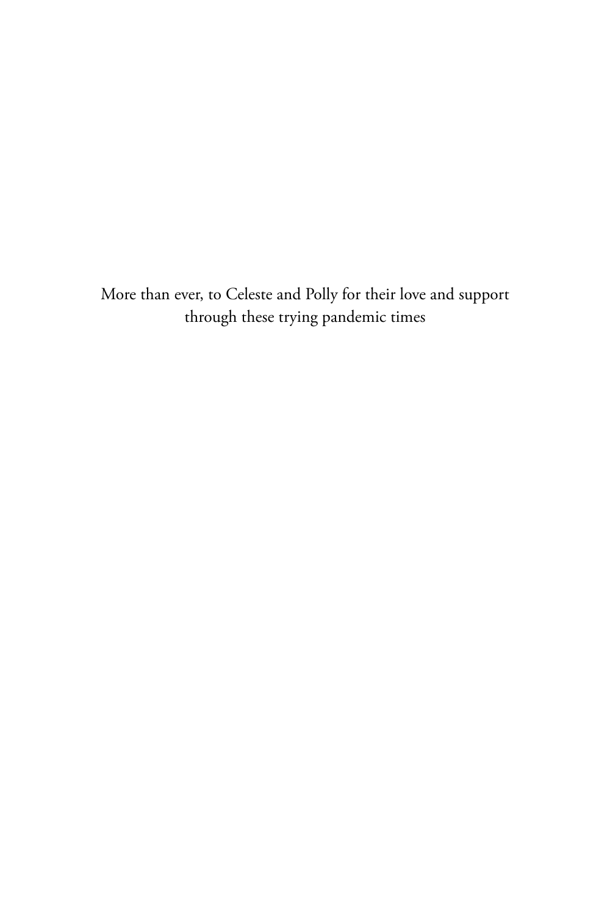More than ever, to Celeste and Polly for their love and support through these trying pandemic times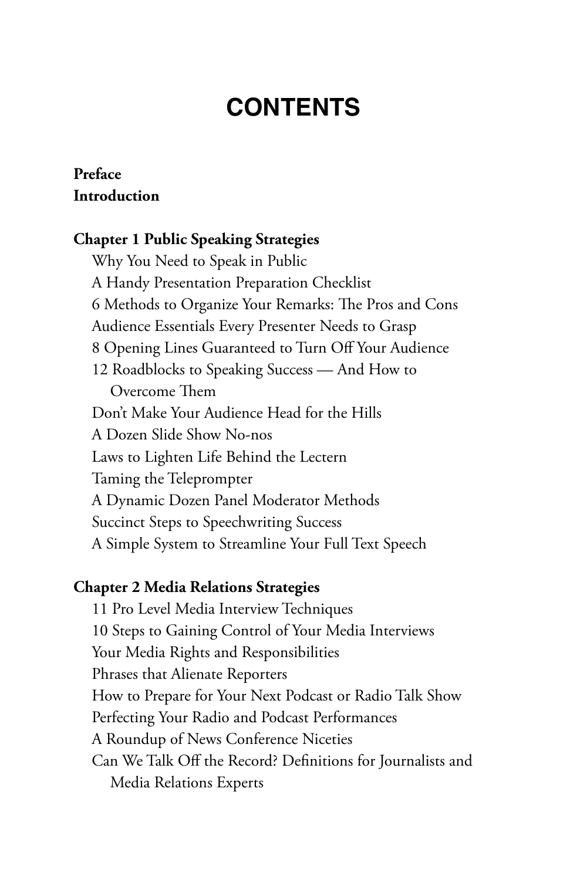# CONTENTS

**Preface**
**Introduction**

**Chapter 1 Public Speaking Strategies**

- Why You Need to Speak in Public
- A Handy Presentation Preparation Checklist
- 6 Methods to Organize Your Remarks: The Pros and Cons
- Audience Essentials Every Presenter Needs to Grasp
- 8 Opening Lines Guaranteed to Turn Off Your Audience
- 12 Roadblocks to Speaking Success — And How to Overcome Them
- Don't Make Your Audience Head for the Hills
- A Dozen Slide Show No-nos
- Laws to Lighten Life Behind the Lectern
- Taming the Teleprompter
- A Dynamic Dozen Panel Moderator Methods
- Succinct Steps to Speechwriting Success
- A Simple System to Streamline Your Full Text Speech

**Chapter 2 Media Relations Strategies**

- 11 Pro Level Media Interview Techniques
- 10 Steps to Gaining Control of Your Media Interviews
- Your Media Rights and Responsibilities
- Phrases that Alienate Reporters
- How to Prepare for Your Next Podcast or Radio Talk Show
- Perfecting Your Radio and Podcast Performances
- A Roundup of News Conference Niceties
- Can We Talk Off the Record? Definitions for Journalists and Media Relations Experts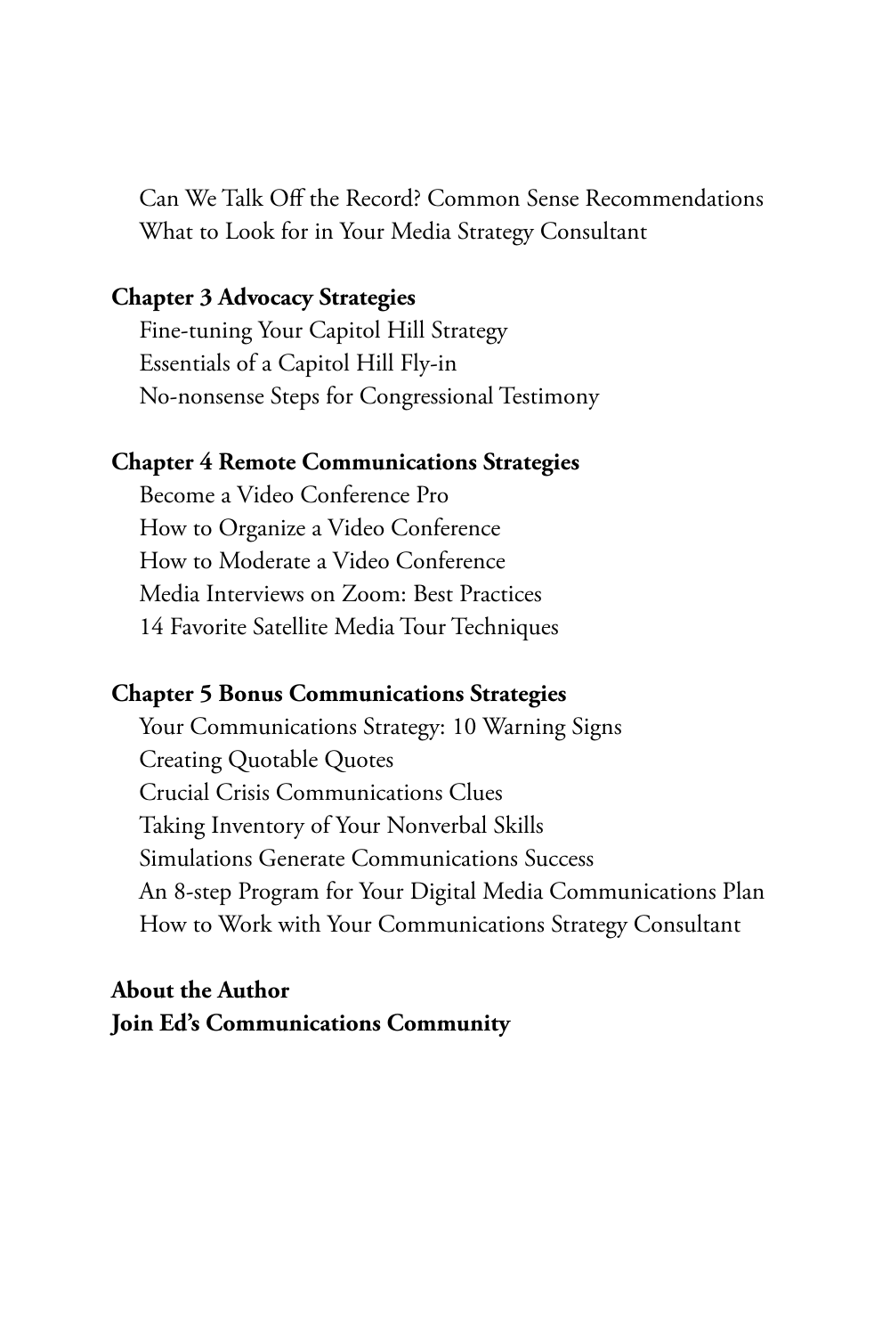Can We Talk Off the Record? Common Sense Recommendations
What to Look for in Your Media Strategy Consultant

**Chapter 3 Advocacy Strategies**
Fine-tuning Your Capitol Hill Strategy
Essentials of a Capitol Hill Fly-in
No-nonsense Steps for Congressional Testimony

**Chapter 4 Remote Communications Strategies**
Become a Video Conference Pro
How to Organize a Video Conference
How to Moderate a Video Conference
Media Interviews on Zoom: Best Practices
14 Favorite Satellite Media Tour Techniques

**Chapter 5 Bonus Communications Strategies**
Your Communications Strategy: 10 Warning Signs
Creating Quotable Quotes
Crucial Crisis Communications Clues
Taking Inventory of Your Nonverbal Skills
Simulations Generate Communications Success
An 8-step Program for Your Digital Media Communications Plan
How to Work with Your Communications Strategy Consultant

**About the Author**
**Join Ed's Communications Community**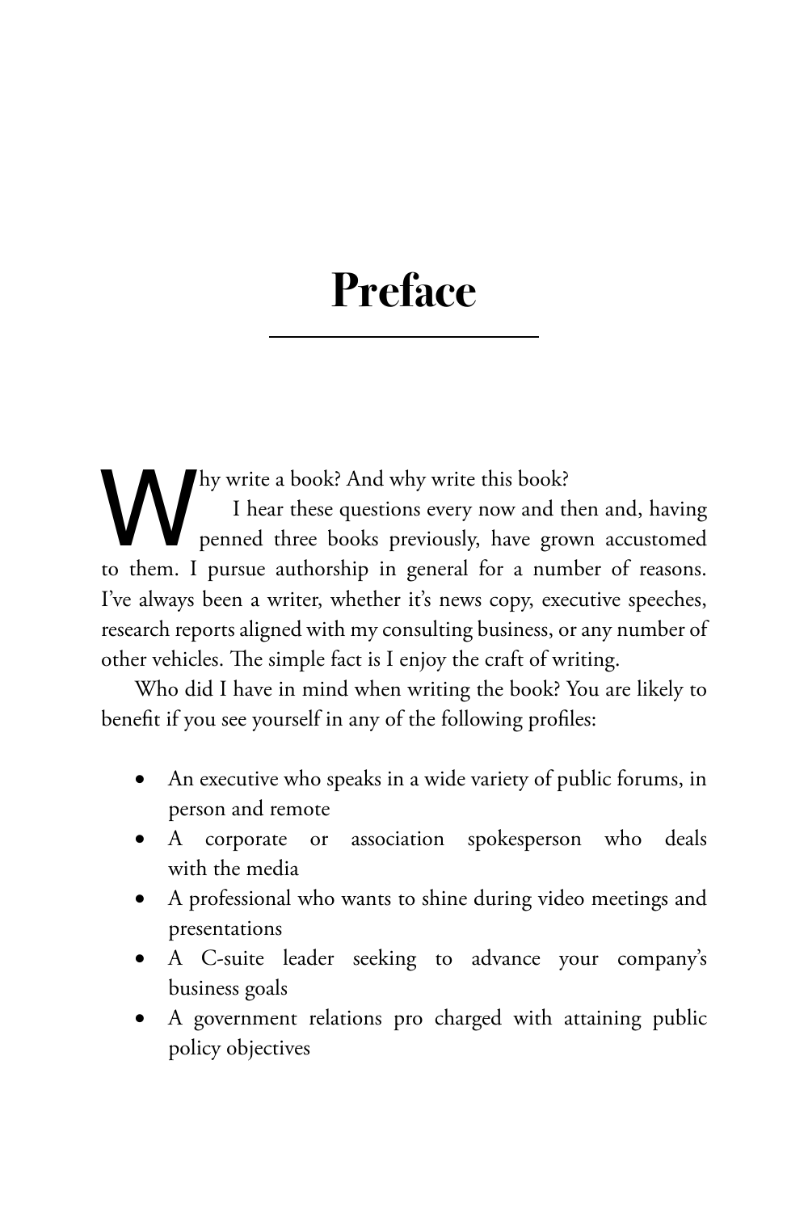# Preface

Why write a book? And why write this book?

I hear these questions every now and then and, having penned three books previously, have grown accustomed to them. I pursue authorship in general for a number of reasons. I've always been a writer, whether it's news copy, executive speeches, research reports aligned with my consulting business, or any number of other vehicles. The simple fact is I enjoy the craft of writing.

Who did I have in mind when writing the book? You are likely to benefit if you see yourself in any of the following profiles:

- An executive who speaks in a wide variety of public forums, in person and remote
- A corporate or association spokesperson who deals with the media
- A professional who wants to shine during video meetings and presentations
- A C-suite leader seeking to advance your company's business goals
- A government relations pro charged with attaining public policy objectives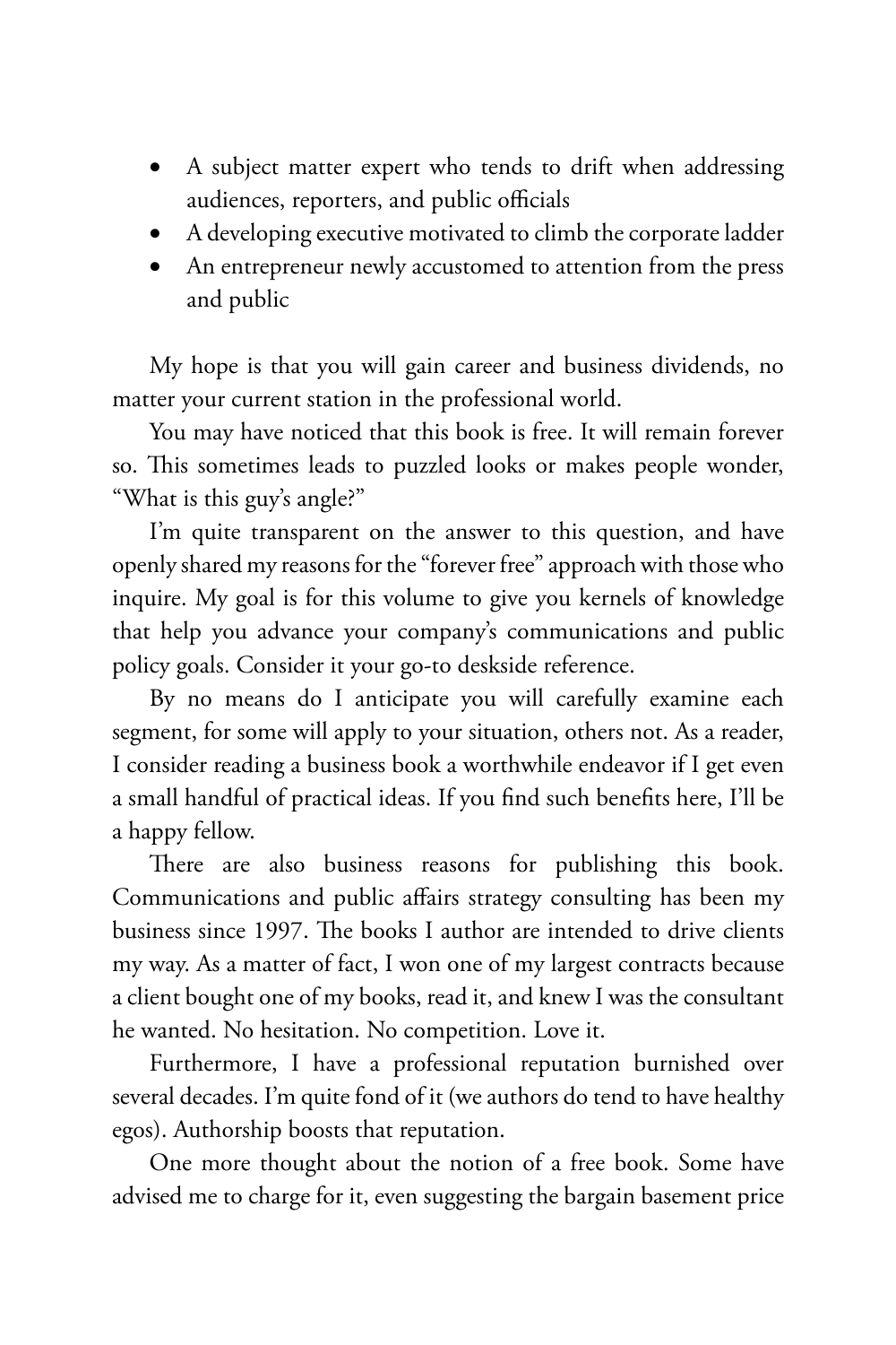- A subject matter expert who tends to drift when addressing audiences, reporters, and public officials
- A developing executive motivated to climb the corporate ladder
- An entrepreneur newly accustomed to attention from the press and public

My hope is that you will gain career and business dividends, no matter your current station in the professional world.

You may have noticed that this book is free. It will remain forever so. This sometimes leads to puzzled looks or makes people wonder, "What is this guy's angle?"

I'm quite transparent on the answer to this question, and have openly shared my reasons for the "forever free" approach with those who inquire. My goal is for this volume to give you kernels of knowledge that help you advance your company's communications and public policy goals. Consider it your go-to deskside reference.

By no means do I anticipate you will carefully examine each segment, for some will apply to your situation, others not. As a reader, I consider reading a business book a worthwhile endeavor if I get even a small handful of practical ideas. If you find such benefits here, I'll be a happy fellow.

There are also business reasons for publishing this book. Communications and public affairs strategy consulting has been my business since 1997. The books I author are intended to drive clients my way. As a matter of fact, I won one of my largest contracts because a client bought one of my books, read it, and knew I was the consultant he wanted. No hesitation. No competition. Love it.

Furthermore, I have a professional reputation burnished over several decades. I'm quite fond of it (we authors do tend to have healthy egos). Authorship boosts that reputation.

One more thought about the notion of a free book. Some have advised me to charge for it, even suggesting the bargain basement price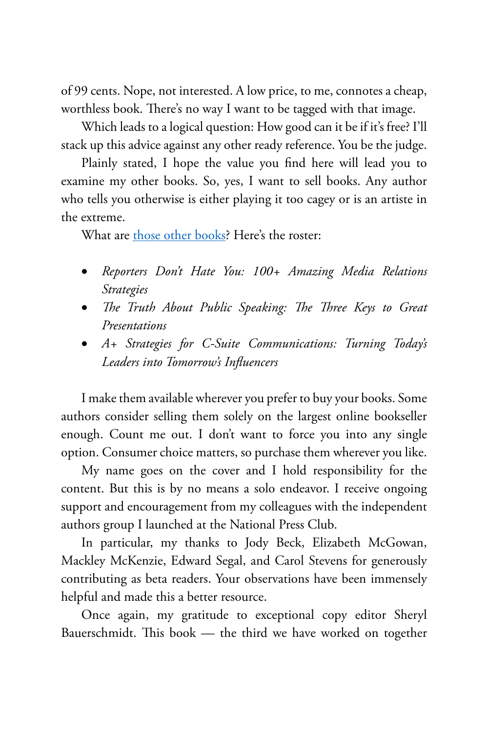of 99 cents. Nope, not interested. A low price, to me, connotes a cheap, worthless book. There's no way I want to be tagged with that image.

Which leads to a logical question: How good can it be if it's free? I'll stack up this advice against any other ready reference. You be the judge.

Plainly stated, I hope the value you find here will lead you to examine my other books. So, yes, I want to sell books. Any author who tells you otherwise is either playing it too cagey or is an artiste in the extreme.

What are [those other books]? Here's the roster:

- *Reporters Don't Hate You: 100+ Amazing Media Relations Strategies*
- *The Truth About Public Speaking: The Three Keys to Great Presentations*
- *A+ Strategies for C-Suite Communications: Turning Today's Leaders into Tomorrow's Influencers*

I make them available wherever you prefer to buy your books. Some authors consider selling them solely on the largest online bookseller enough. Count me out. I don't want to force you into any single option. Consumer choice matters, so purchase them wherever you like.

My name goes on the cover and I hold responsibility for the content. But this is by no means a solo endeavor. I receive ongoing support and encouragement from my colleagues with the independent authors group I launched at the National Press Club.

In particular, my thanks to Jody Beck, Elizabeth McGowan, Mackley McKenzie, Edward Segal, and Carol Stevens for generously contributing as beta readers. Your observations have been immensely helpful and made this a better resource.

Once again, my gratitude to exceptional copy editor Sheryl Bauerschmidt. This book — the third we have worked on together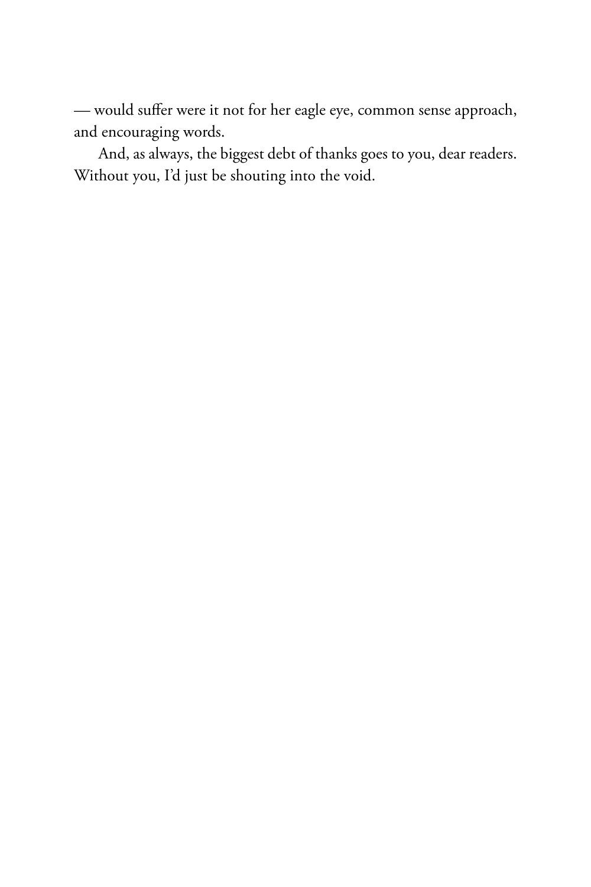— would suffer were it not for her eagle eye, common sense approach, and encouraging words.

And, as always, the biggest debt of thanks goes to you, dear readers. Without you, I'd just be shouting into the void.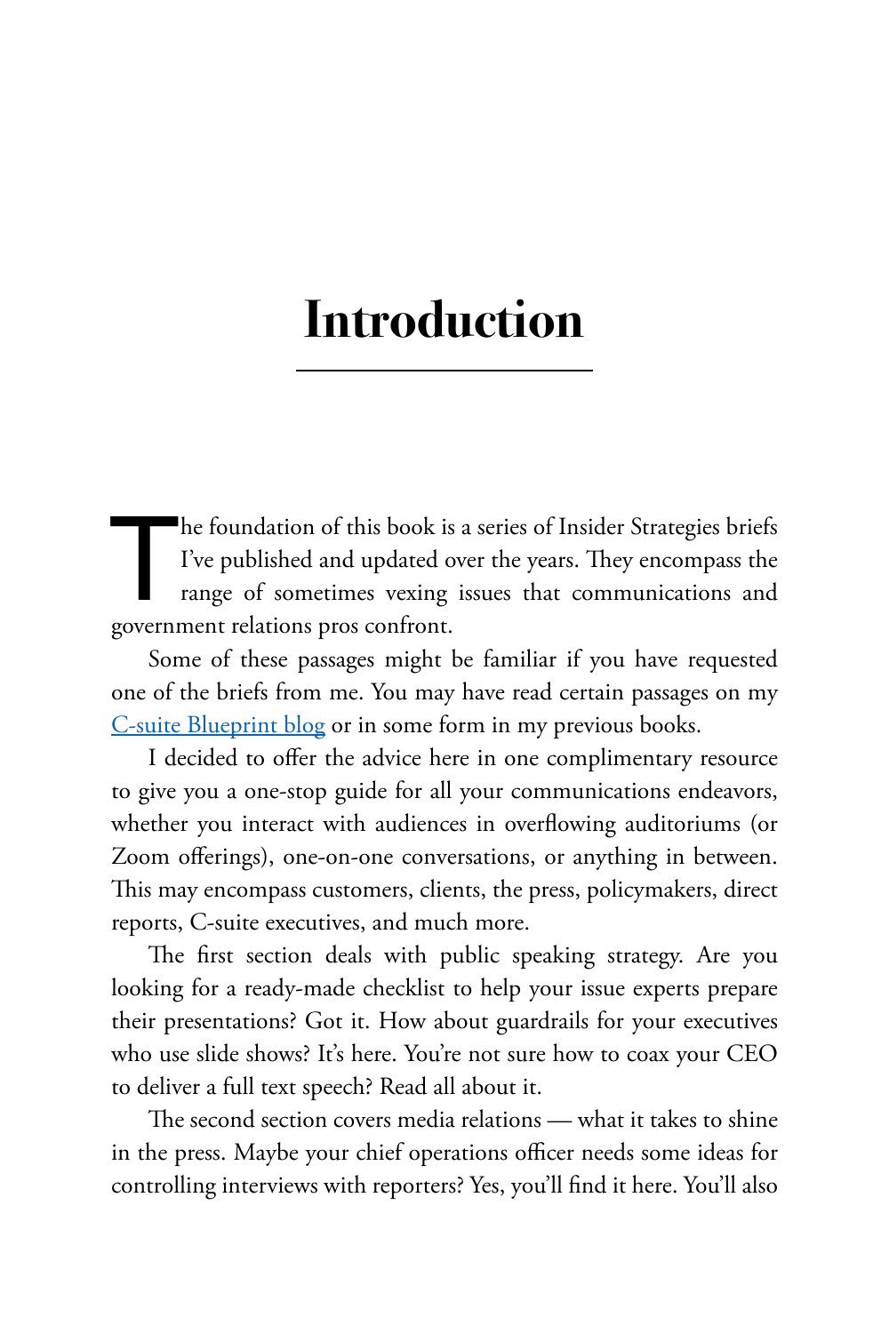# Introduction

The foundation of this book is a series of Insider Strategies briefs I've published and updated over the years. They encompass the range of sometimes vexing issues that communications and government relations pros confront.

Some of these passages might be familiar if you have requested one of the briefs from me. You may have read certain passages on my C-suite Blueprint blog or in some form in my previous books.

I decided to offer the advice here in one complimentary resource to give you a one-stop guide for all your communications endeavors, whether you interact with audiences in overflowing auditoriums (or Zoom offerings), one-on-one conversations, or anything in between. This may encompass customers, clients, the press, policymakers, direct reports, C-suite executives, and much more.

The first section deals with public speaking strategy. Are you looking for a ready-made checklist to help your issue experts prepare their presentations? Got it. How about guardrails for your executives who use slide shows? It's here. You're not sure how to coax your CEO to deliver a full text speech? Read all about it.

The second section covers media relations — what it takes to shine in the press. Maybe your chief operations officer needs some ideas for controlling interviews with reporters? Yes, you'll find it here. You'll also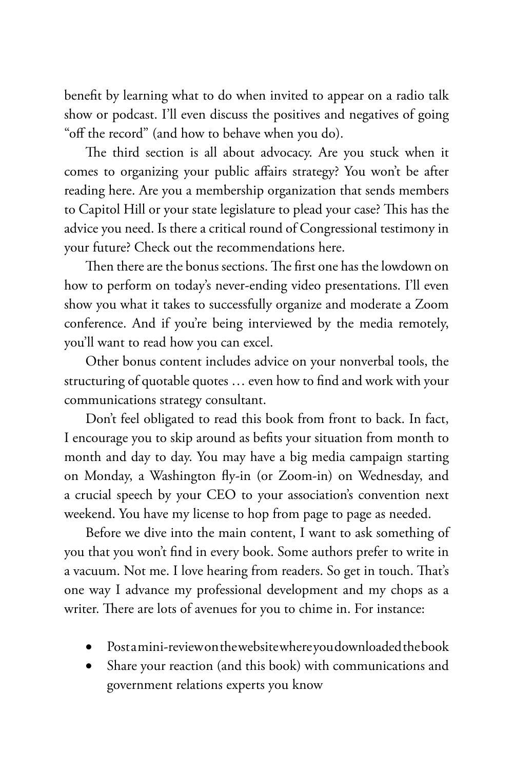benefit by learning what to do when invited to appear on a radio talk show or podcast. I'll even discuss the positives and negatives of going "off the record" (and how to behave when you do).

The third section is all about advocacy. Are you stuck when it comes to organizing your public affairs strategy? You won't be after reading here. Are you a membership organization that sends members to Capitol Hill or your state legislature to plead your case? This has the advice you need. Is there a critical round of Congressional testimony in your future? Check out the recommendations here.

Then there are the bonus sections. The first one has the lowdown on how to perform on today's never-ending video presentations. I'll even show you what it takes to successfully organize and moderate a Zoom conference. And if you're being interviewed by the media remotely, you'll want to read how you can excel.

Other bonus content includes advice on your nonverbal tools, the structuring of quotable quotes … even how to find and work with your communications strategy consultant.

Don't feel obligated to read this book from front to back. In fact, I encourage you to skip around as befits your situation from month to month and day to day. You may have a big media campaign starting on Monday, a Washington fly-in (or Zoom-in) on Wednesday, and a crucial speech by your CEO to your association's convention next weekend. You have my license to hop from page to page as needed.

Before we dive into the main content, I want to ask something of you that you won't find in every book. Some authors prefer to write in a vacuum. Not me. I love hearing from readers. So get in touch. That's one way I advance my professional development and my chops as a writer. There are lots of avenues for you to chime in. For instance:

- Post a mini-review on the website where you downloaded the book
- Share your reaction (and this book) with communications and government relations experts you know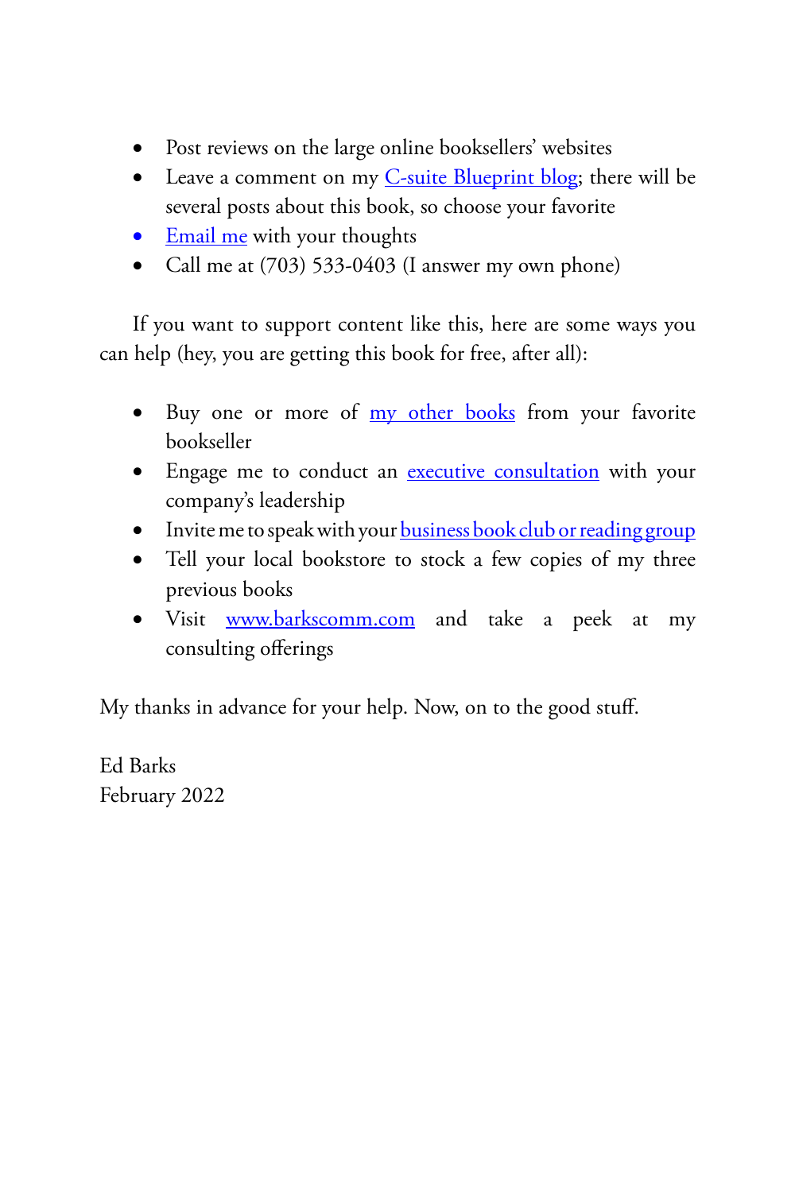- Post reviews on the large online booksellers' websites
- Leave a comment on my C-suite Blueprint blog; there will be several posts about this book, so choose your favorite
- Email me with your thoughts
- Call me at (703) 533-0403 (I answer my own phone)

If you want to support content like this, here are some ways you can help (hey, you are getting this book for free, after all):

- Buy one or more of my other books from your favorite bookseller
- Engage me to conduct an executive consultation with your company's leadership
- Invite me to speak with your business book club or reading group
- Tell your local bookstore to stock a few copies of my three previous books
- Visit www.barkscomm.com and take a peek at my consulting offerings

My thanks in advance for your help. Now, on to the good stuff.

Ed Barks
February 2022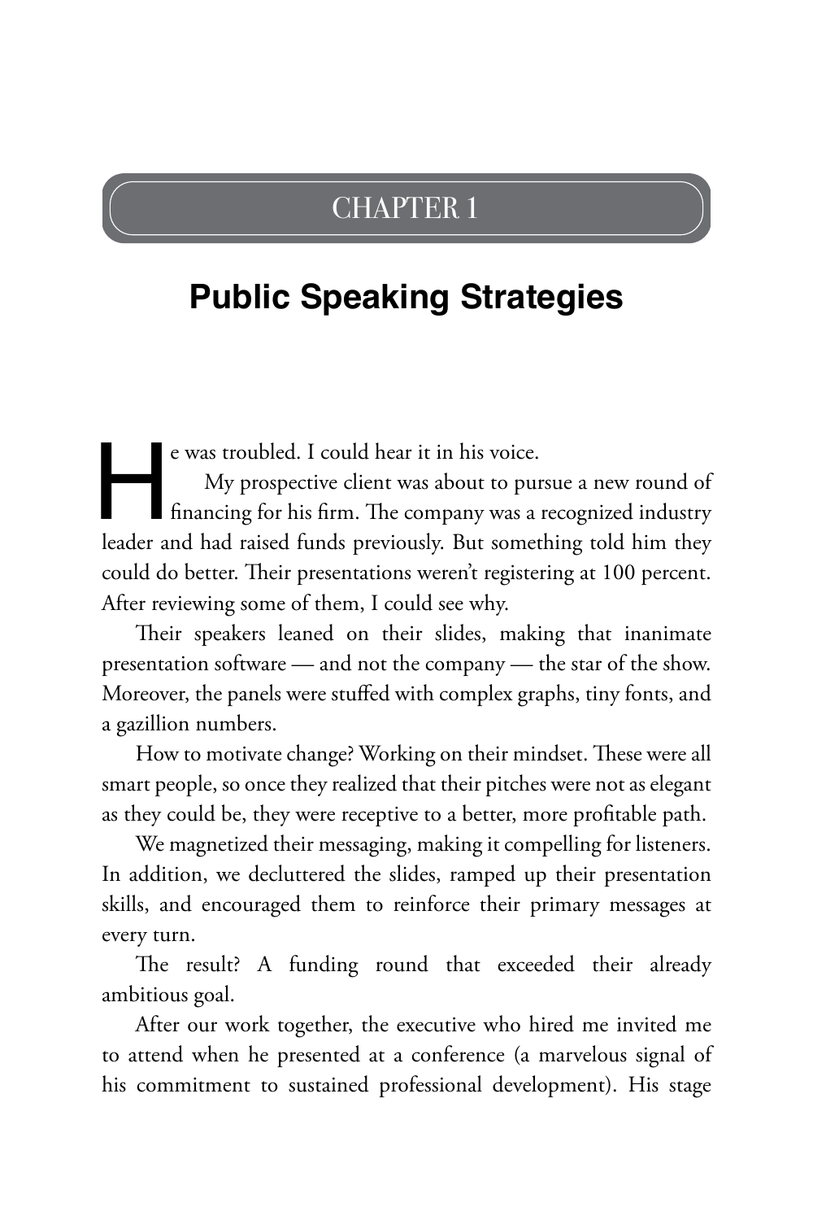# CHAPTER 1

## Public Speaking Strategies

He was troubled. I could hear it in his voice.

My prospective client was about to pursue a new round of financing for his firm. The company was a recognized industry leader and had raised funds previously. But something told him they could do better. Their presentations weren't registering at 100 percent. After reviewing some of them, I could see why.

Their speakers leaned on their slides, making that inanimate presentation software — and not the company — the star of the show. Moreover, the panels were stuffed with complex graphs, tiny fonts, and a gazillion numbers.

How to motivate change? Working on their mindset. These were all smart people, so once they realized that their pitches were not as elegant as they could be, they were receptive to a better, more profitable path.

We magnetized their messaging, making it compelling for listeners. In addition, we decluttered the slides, ramped up their presentation skills, and encouraged them to reinforce their primary messages at every turn.

The result? A funding round that exceeded their already ambitious goal.

After our work together, the executive who hired me invited me to attend when he presented at a conference (a marvelous signal of his commitment to sustained professional development). His stage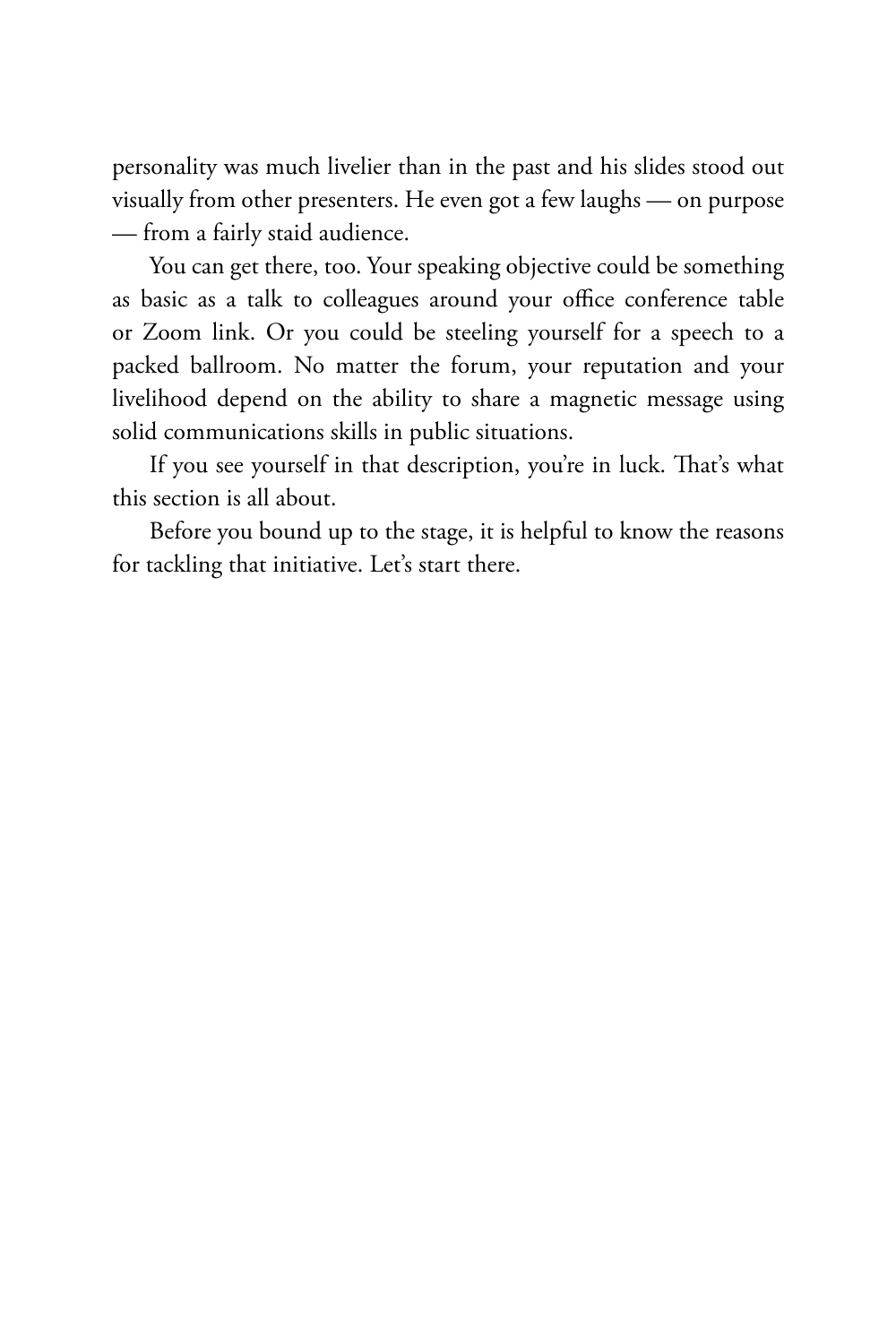personality was much livelier than in the past and his slides stood out visually from other presenters. He even got a few laughs — on purpose — from a fairly staid audience.

You can get there, too. Your speaking objective could be something as basic as a talk to colleagues around your office conference table or Zoom link. Or you could be steeling yourself for a speech to a packed ballroom. No matter the forum, your reputation and your livelihood depend on the ability to share a magnetic message using solid communications skills in public situations.

If you see yourself in that description, you're in luck. That's what this section is all about.

Before you bound up to the stage, it is helpful to know the reasons for tackling that initiative. Let's start there.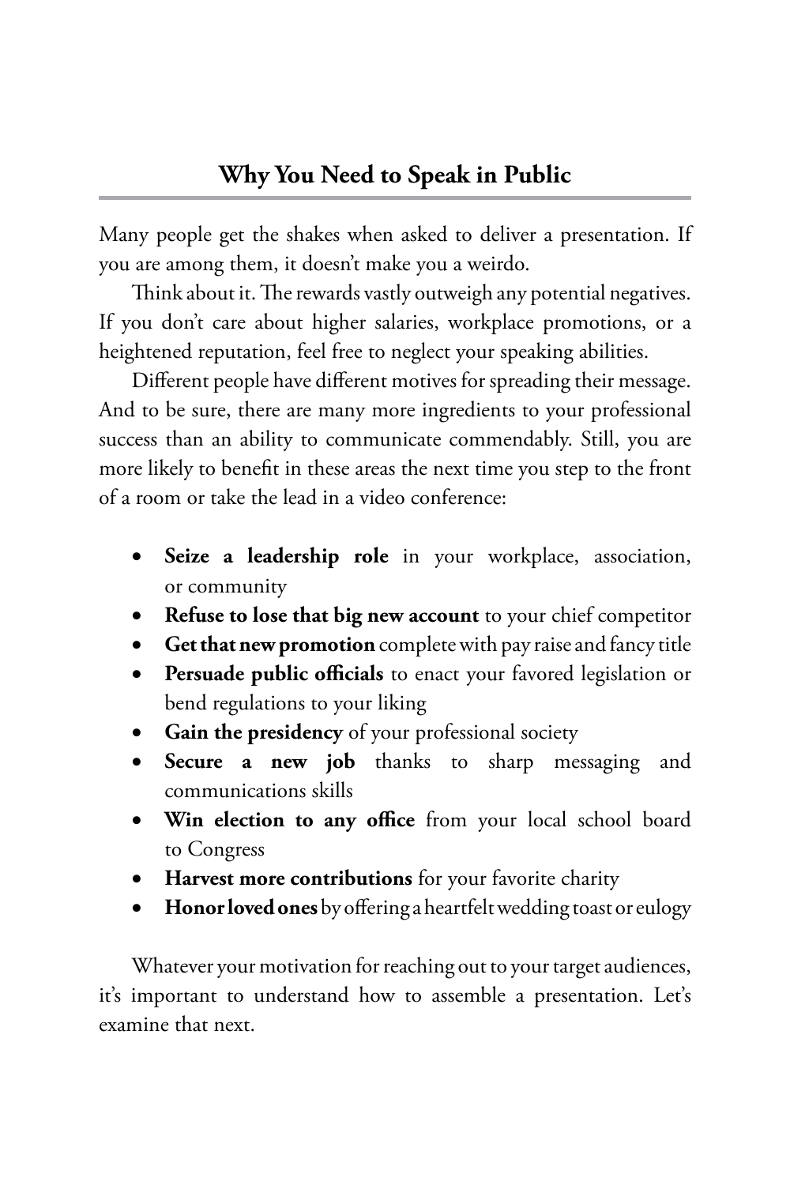## Why You Need to Speak in Public

Many people get the shakes when asked to deliver a presentation. If you are among them, it doesn't make you a weirdo.

Think about it. The rewards vastly outweigh any potential negatives. If you don't care about higher salaries, workplace promotions, or a heightened reputation, feel free to neglect your speaking abilities.

Different people have different motives for spreading their message. And to be sure, there are many more ingredients to your professional success than an ability to communicate commendably. Still, you are more likely to benefit in these areas the next time you step to the front of a room or take the lead in a video conference:

- **Seize a leadership role** in your workplace, association, or community
- **Refuse to lose that big new account** to your chief competitor
- **Get that new promotion** complete with pay raise and fancy title
- **Persuade public officials** to enact your favored legislation or bend regulations to your liking
- **Gain the presidency** of your professional society
- **Secure a new job** thanks to sharp messaging and communications skills
- **Win election to any office** from your local school board to Congress
- **Harvest more contributions** for your favorite charity
- **Honor loved ones** by offering a heartfelt wedding toast or eulogy

Whatever your motivation for reaching out to your target audiences, it's important to understand how to assemble a presentation. Let's examine that next.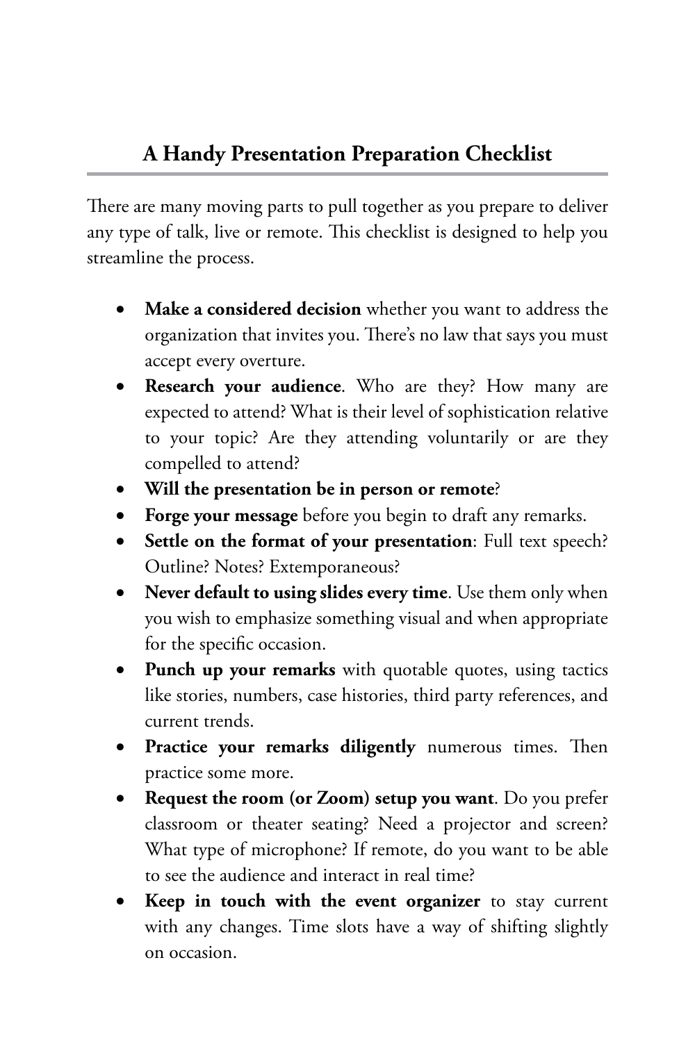## A Handy Presentation Preparation Checklist

There are many moving parts to pull together as you prepare to deliver any type of talk, live or remote. This checklist is designed to help you streamline the process.

- **Make a considered decision** whether you want to address the organization that invites you. There's no law that says you must accept every overture.
- **Research your audience**. Who are they? How many are expected to attend? What is their level of sophistication relative to your topic? Are they attending voluntarily or are they compelled to attend?
- **Will the presentation be in person or remote**?
- **Forge your message** before you begin to draft any remarks.
- **Settle on the format of your presentation**: Full text speech? Outline? Notes? Extemporaneous?
- **Never default to using slides every time**. Use them only when you wish to emphasize something visual and when appropriate for the specific occasion.
- **Punch up your remarks** with quotable quotes, using tactics like stories, numbers, case histories, third party references, and current trends.
- **Practice your remarks diligently** numerous times. Then practice some more.
- **Request the room (or Zoom) setup you want**. Do you prefer classroom or theater seating? Need a projector and screen? What type of microphone? If remote, do you want to be able to see the audience and interact in real time?
- **Keep in touch with the event organizer** to stay current with any changes. Time slots have a way of shifting slightly on occasion.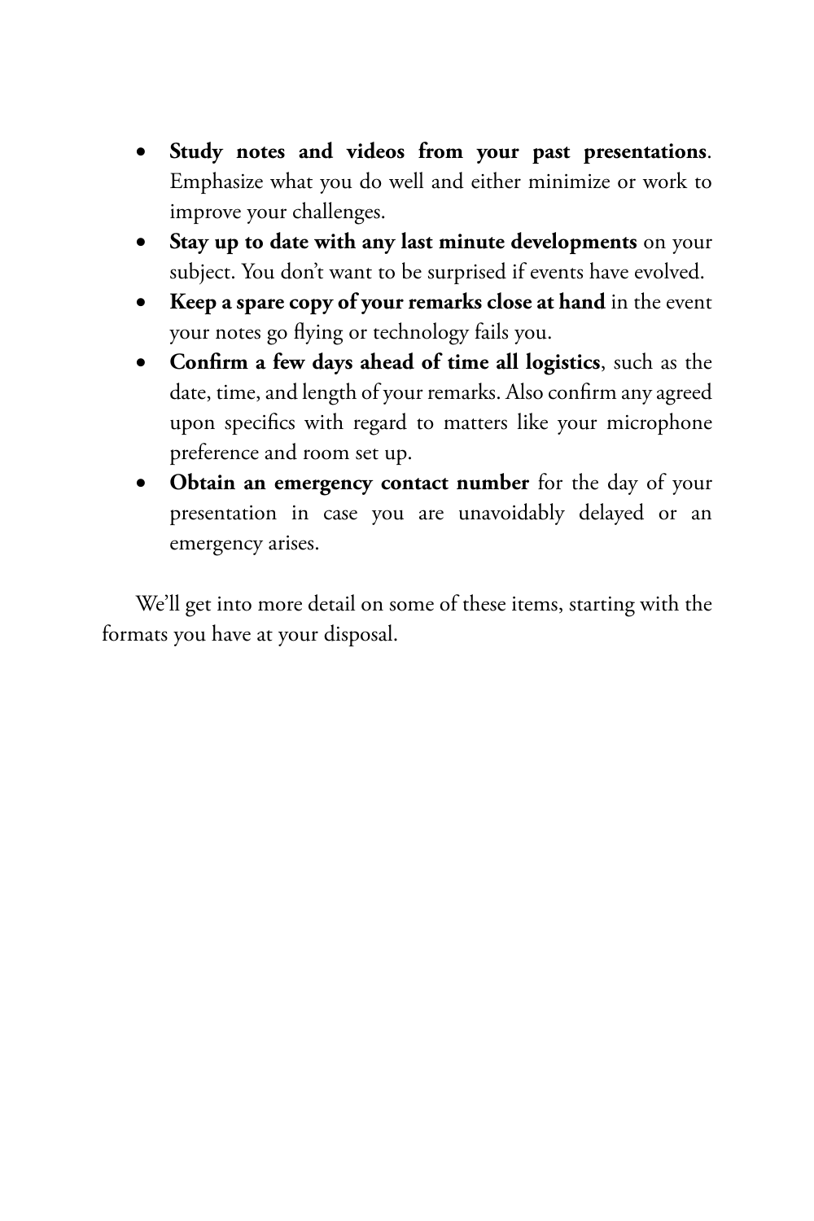- **Study notes and videos from your past presentations**. Emphasize what you do well and either minimize or work to improve your challenges.
- **Stay up to date with any last minute developments** on your subject. You don't want to be surprised if events have evolved.
- **Keep a spare copy of your remarks close at hand** in the event your notes go flying or technology fails you.
- **Confirm a few days ahead of time all logistics**, such as the date, time, and length of your remarks. Also confirm any agreed upon specifics with regard to matters like your microphone preference and room set up.
- **Obtain an emergency contact number** for the day of your presentation in case you are unavoidably delayed or an emergency arises.

We'll get into more detail on some of these items, starting with the formats you have at your disposal.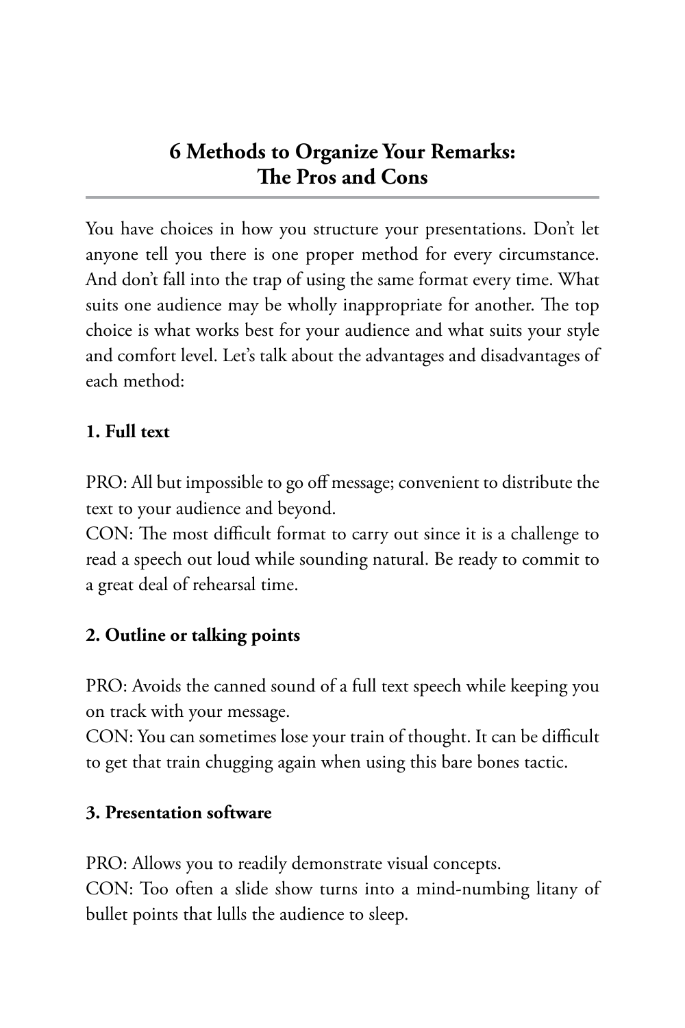## 6 Methods to Organize Your Remarks: The Pros and Cons

You have choices in how you structure your presentations. Don't let anyone tell you there is one proper method for every circumstance. And don't fall into the trap of using the same format every time. What suits one audience may be wholly inappropriate for another. The top choice is what works best for your audience and what suits your style and comfort level. Let's talk about the advantages and disadvantages of each method:

### 1. Full text

PRO: All but impossible to go off message; convenient to distribute the text to your audience and beyond.
CON: The most difficult format to carry out since it is a challenge to read a speech out loud while sounding natural. Be ready to commit to a great deal of rehearsal time.

### 2. Outline or talking points

PRO: Avoids the canned sound of a full text speech while keeping you on track with your message.
CON: You can sometimes lose your train of thought. It can be difficult to get that train chugging again when using this bare bones tactic.

### 3. Presentation software

PRO: Allows you to readily demonstrate visual concepts.
CON: Too often a slide show turns into a mind-numbing litany of bullet points that lulls the audience to sleep.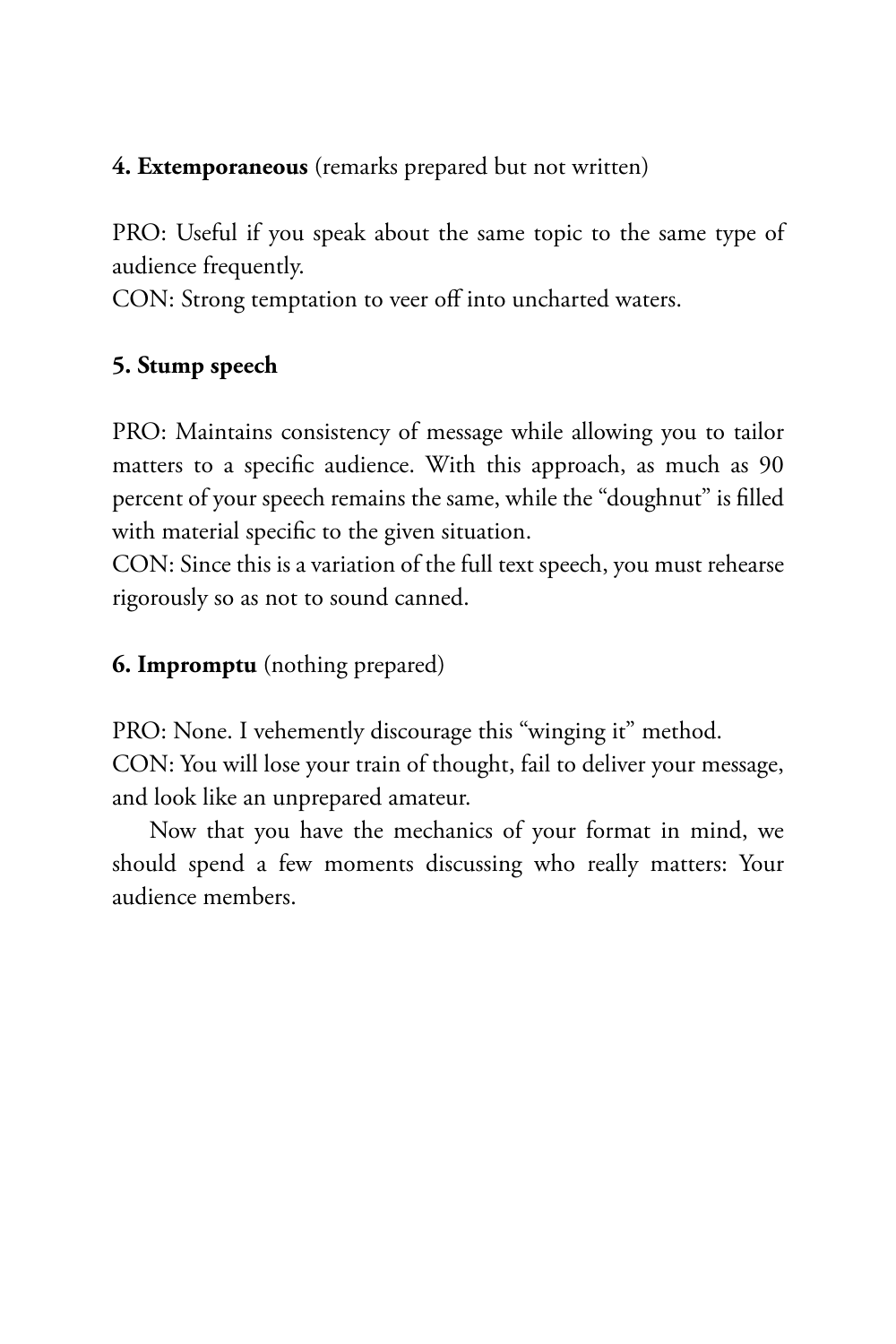**4. Extemporaneous** (remarks prepared but not written)

PRO: Useful if you speak about the same topic to the same type of audience frequently.
CON: Strong temptation to veer off into uncharted waters.

**5. Stump speech**

PRO: Maintains consistency of message while allowing you to tailor matters to a specific audience. With this approach, as much as 90 percent of your speech remains the same, while the "doughnut" is filled with material specific to the given situation.
CON: Since this is a variation of the full text speech, you must rehearse rigorously so as not to sound canned.

**6. Impromptu** (nothing prepared)

PRO: None. I vehemently discourage this "winging it" method.
CON: You will lose your train of thought, fail to deliver your message, and look like an unprepared amateur.

Now that you have the mechanics of your format in mind, we should spend a few moments discussing who really matters: Your audience members.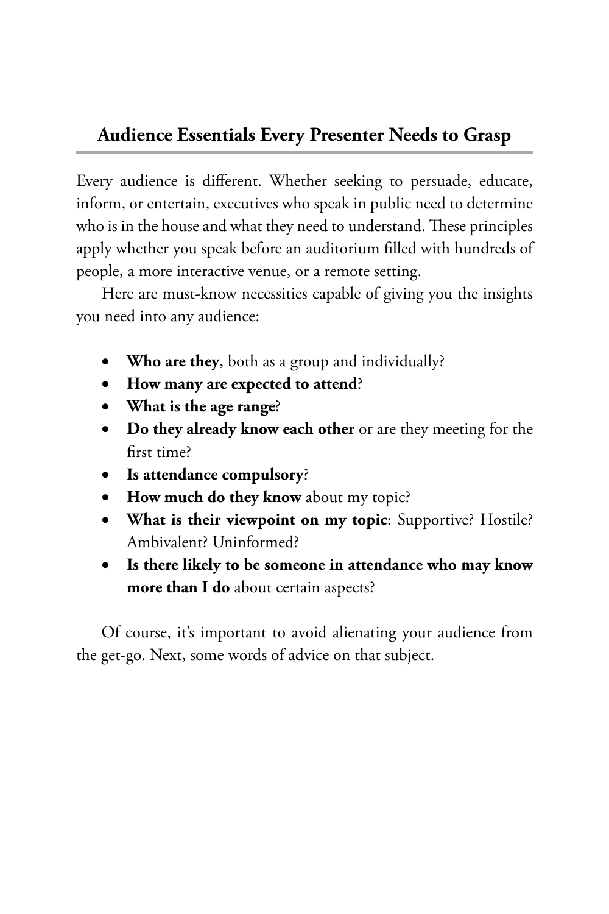## Audience Essentials Every Presenter Needs to Grasp

Every audience is different. Whether seeking to persuade, educate, inform, or entertain, executives who speak in public need to determine who is in the house and what they need to understand. These principles apply whether you speak before an auditorium filled with hundreds of people, a more interactive venue, or a remote setting.

Here are must-know necessities capable of giving you the insights you need into any audience:

- **Who are they**, both as a group and individually?
- **How many are expected to attend**?
- **What is the age range**?
- **Do they already know each other** or are they meeting for the first time?
- **Is attendance compulsory**?
- **How much do they know** about my topic?
- **What is their viewpoint on my topic**: Supportive? Hostile? Ambivalent? Uninformed?
- **Is there likely to be someone in attendance who may know more than I do** about certain aspects?

Of course, it's important to avoid alienating your audience from the get-go. Next, some words of advice on that subject.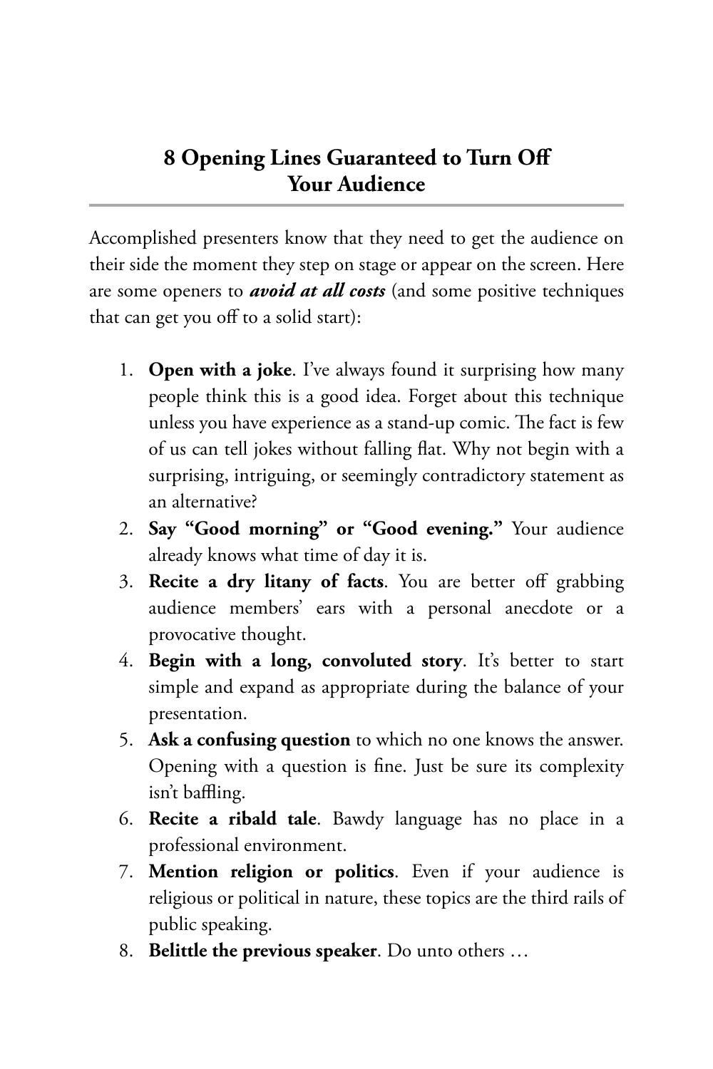## 8 Opening Lines Guaranteed to Turn Off Your Audience

Accomplished presenters know that they need to get the audience on their side the moment they step on stage or appear on the screen. Here are some openers to ***avoid at all costs*** (and some positive techniques that can get you off to a solid start):

1. **Open with a joke**. I've always found it surprising how many people think this is a good idea. Forget about this technique unless you have experience as a stand-up comic. The fact is few of us can tell jokes without falling flat. Why not begin with a surprising, intriguing, or seemingly contradictory statement as an alternative?
2. **Say "Good morning" or "Good evening."** Your audience already knows what time of day it is.
3. **Recite a dry litany of facts**. You are better off grabbing audience members' ears with a personal anecdote or a provocative thought.
4. **Begin with a long, convoluted story**. It's better to start simple and expand as appropriate during the balance of your presentation.
5. **Ask a confusing question** to which no one knows the answer. Opening with a question is fine. Just be sure its complexity isn't baffling.
6. **Recite a ribald tale**. Bawdy language has no place in a professional environment.
7. **Mention religion or politics**. Even if your audience is religious or political in nature, these topics are the third rails of public speaking.
8. **Belittle the previous speaker**. Do unto others …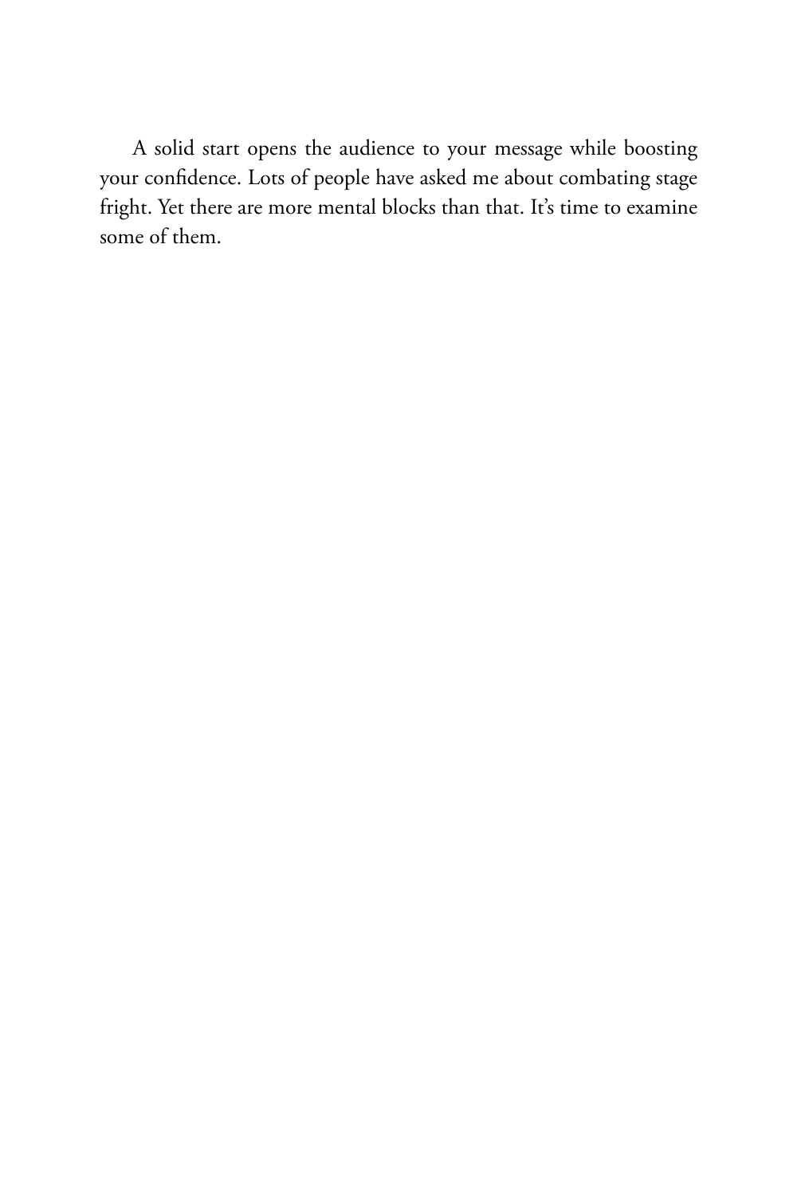A solid start opens the audience to your message while boosting your confidence. Lots of people have asked me about combating stage fright. Yet there are more mental blocks than that. It's time to examine some of them.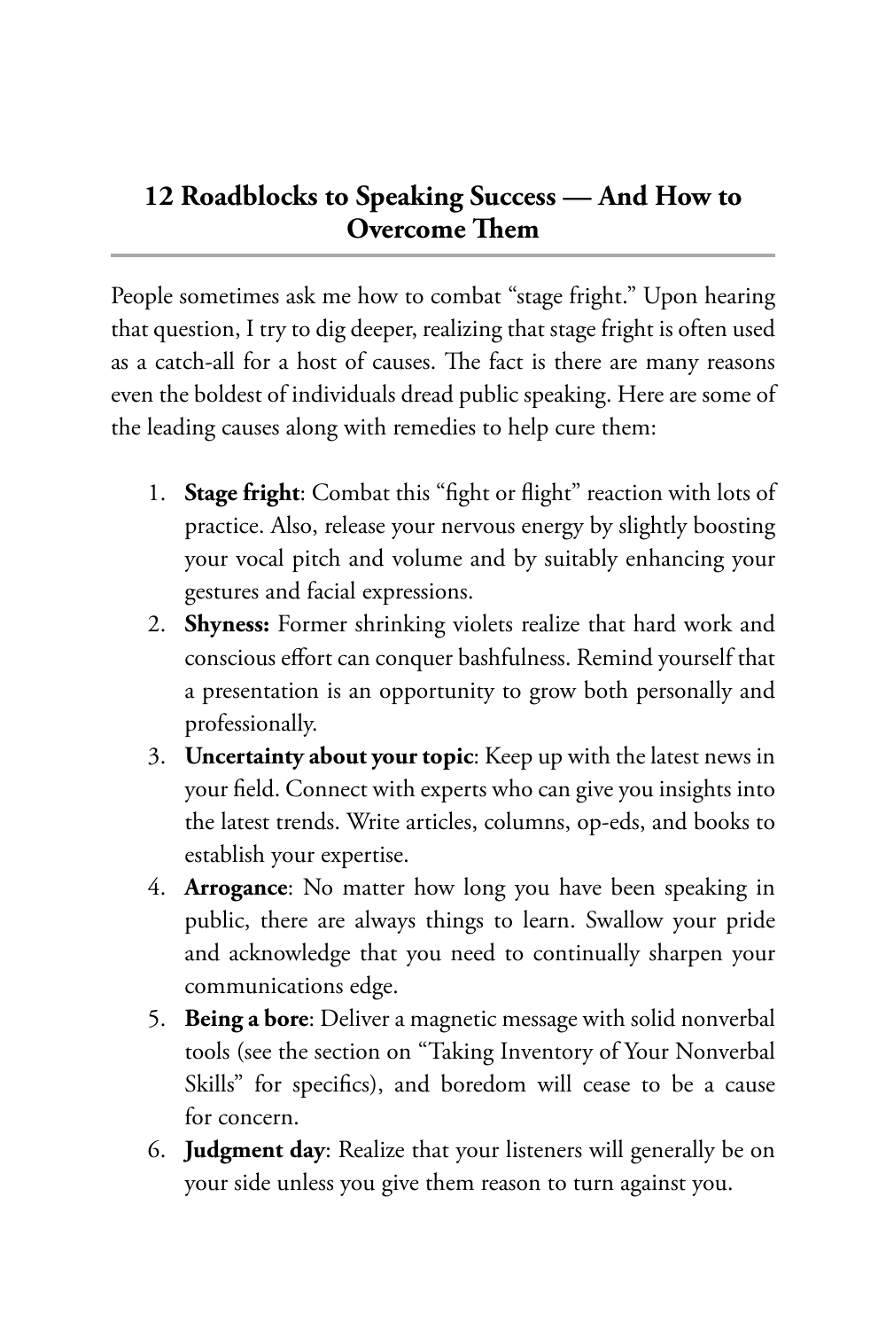## 12 Roadblocks to Speaking Success — And How to Overcome Them

People sometimes ask me how to combat "stage fright." Upon hearing that question, I try to dig deeper, realizing that stage fright is often used as a catch-all for a host of causes. The fact is there are many reasons even the boldest of individuals dread public speaking. Here are some of the leading causes along with remedies to help cure them:

1. **Stage fright**: Combat this "fight or flight" reaction with lots of practice. Also, release your nervous energy by slightly boosting your vocal pitch and volume and by suitably enhancing your gestures and facial expressions.
2. **Shyness:** Former shrinking violets realize that hard work and conscious effort can conquer bashfulness. Remind yourself that a presentation is an opportunity to grow both personally and professionally.
3. **Uncertainty about your topic**: Keep up with the latest news in your field. Connect with experts who can give you insights into the latest trends. Write articles, columns, op-eds, and books to establish your expertise.
4. **Arrogance**: No matter how long you have been speaking in public, there are always things to learn. Swallow your pride and acknowledge that you need to continually sharpen your communications edge.
5. **Being a bore**: Deliver a magnetic message with solid nonverbal tools (see the section on "Taking Inventory of Your Nonverbal Skills" for specifics), and boredom will cease to be a cause for concern.
6. **Judgment day**: Realize that your listeners will generally be on your side unless you give them reason to turn against you.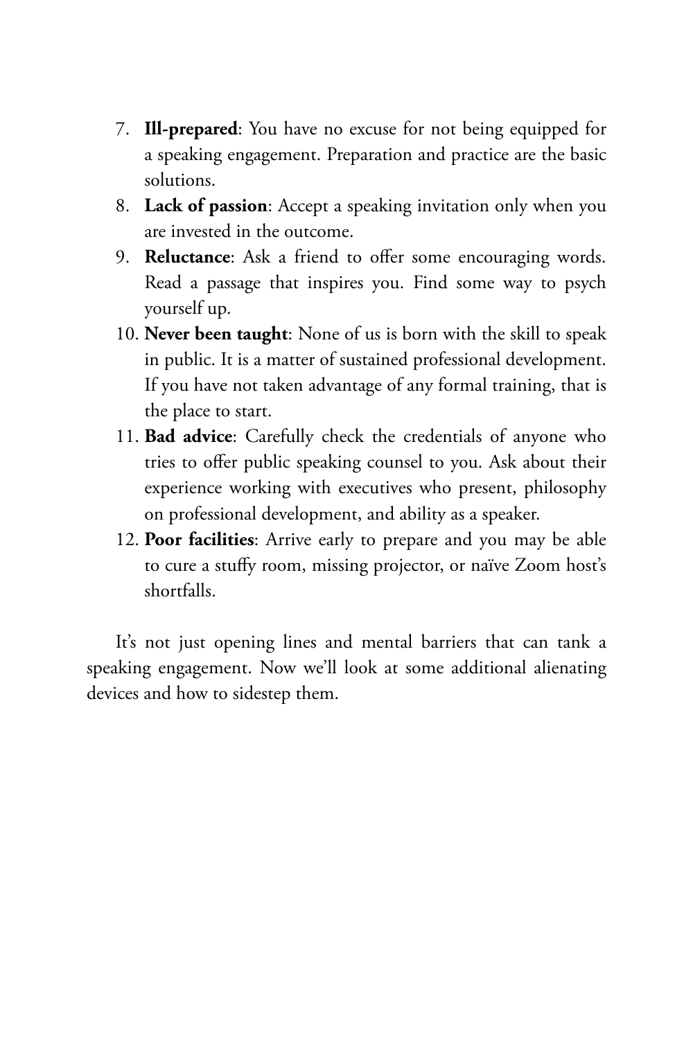7. **Ill-prepared**: You have no excuse for not being equipped for a speaking engagement. Preparation and practice are the basic solutions.
8. **Lack of passion**: Accept a speaking invitation only when you are invested in the outcome.
9. **Reluctance**: Ask a friend to offer some encouraging words. Read a passage that inspires you. Find some way to psych yourself up.
10. **Never been taught**: None of us is born with the skill to speak in public. It is a matter of sustained professional development. If you have not taken advantage of any formal training, that is the place to start.
11. **Bad advice**: Carefully check the credentials of anyone who tries to offer public speaking counsel to you. Ask about their experience working with executives who present, philosophy on professional development, and ability as a speaker.
12. **Poor facilities**: Arrive early to prepare and you may be able to cure a stuffy room, missing projector, or naïve Zoom host's shortfalls.

It's not just opening lines and mental barriers that can tank a speaking engagement. Now we'll look at some additional alienating devices and how to sidestep them.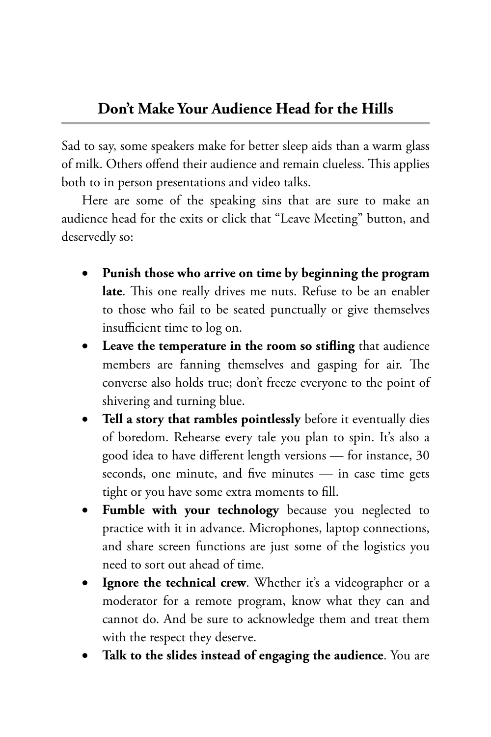## Don't Make Your Audience Head for the Hills

Sad to say, some speakers make for better sleep aids than a warm glass of milk. Others offend their audience and remain clueless. This applies both to in person presentations and video talks.

Here are some of the speaking sins that are sure to make an audience head for the exits or click that "Leave Meeting" button, and deservedly so:

- **Punish those who arrive on time by beginning the program late**. This one really drives me nuts. Refuse to be an enabler to those who fail to be seated punctually or give themselves insufficient time to log on.
- **Leave the temperature in the room so stifling** that audience members are fanning themselves and gasping for air. The converse also holds true; don't freeze everyone to the point of shivering and turning blue.
- **Tell a story that rambles pointlessly** before it eventually dies of boredom. Rehearse every tale you plan to spin. It's also a good idea to have different length versions — for instance, 30 seconds, one minute, and five minutes — in case time gets tight or you have some extra moments to fill.
- **Fumble with your technology** because you neglected to practice with it in advance. Microphones, laptop connections, and share screen functions are just some of the logistics you need to sort out ahead of time.
- **Ignore the technical crew**. Whether it's a videographer or a moderator for a remote program, know what they can and cannot do. And be sure to acknowledge them and treat them with the respect they deserve.
- **Talk to the slides instead of engaging the audience**. You are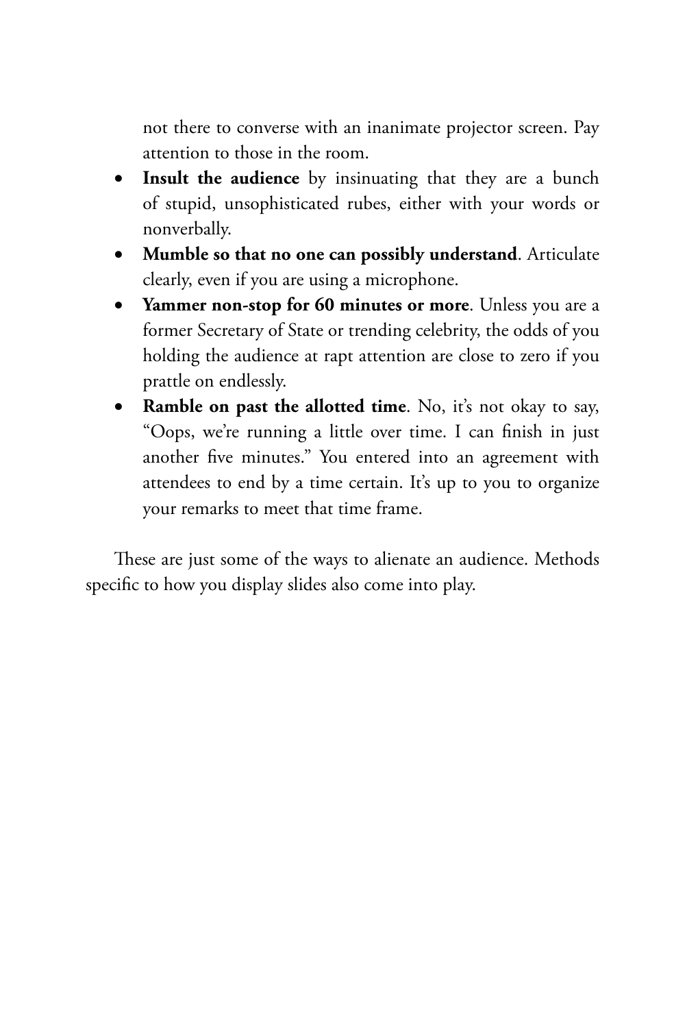not there to converse with an inanimate projector screen. Pay attention to those in the room.

- **Insult the audience** by insinuating that they are a bunch of stupid, unsophisticated rubes, either with your words or nonverbally.
- **Mumble so that no one can possibly understand**. Articulate clearly, even if you are using a microphone.
- **Yammer non-stop for 60 minutes or more**. Unless you are a former Secretary of State or trending celebrity, the odds of you holding the audience at rapt attention are close to zero if you prattle on endlessly.
- **Ramble on past the allotted time**. No, it's not okay to say, "Oops, we're running a little over time. I can finish in just another five minutes." You entered into an agreement with attendees to end by a time certain. It's up to you to organize your remarks to meet that time frame.

These are just some of the ways to alienate an audience. Methods specific to how you display slides also come into play.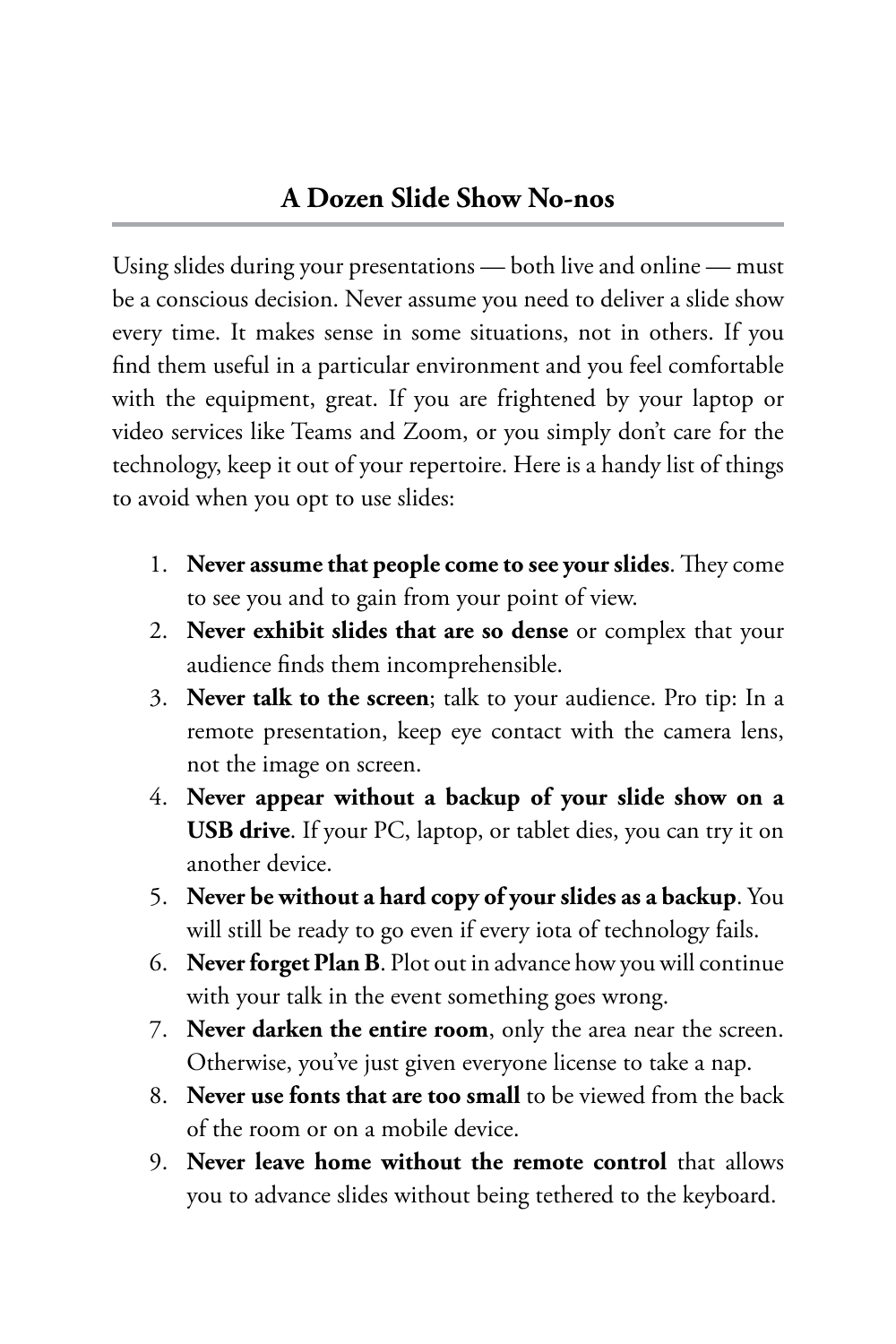## A Dozen Slide Show No-nos

Using slides during your presentations — both live and online — must be a conscious decision. Never assume you need to deliver a slide show every time. It makes sense in some situations, not in others. If you find them useful in a particular environment and you feel comfortable with the equipment, great. If you are frightened by your laptop or video services like Teams and Zoom, or you simply don't care for the technology, keep it out of your repertoire. Here is a handy list of things to avoid when you opt to use slides:

1. **Never assume that people come to see your slides**. They come to see you and to gain from your point of view.
2. **Never exhibit slides that are so dense** or complex that your audience finds them incomprehensible.
3. **Never talk to the screen**; talk to your audience. Pro tip: In a remote presentation, keep eye contact with the camera lens, not the image on screen.
4. **Never appear without a backup of your slide show on a USB drive**. If your PC, laptop, or tablet dies, you can try it on another device.
5. **Never be without a hard copy of your slides as a backup**. You will still be ready to go even if every iota of technology fails.
6. **Never forget Plan B**. Plot out in advance how you will continue with your talk in the event something goes wrong.
7. **Never darken the entire room**, only the area near the screen. Otherwise, you've just given everyone license to take a nap.
8. **Never use fonts that are too small** to be viewed from the back of the room or on a mobile device.
9. **Never leave home without the remote control** that allows you to advance slides without being tethered to the keyboard.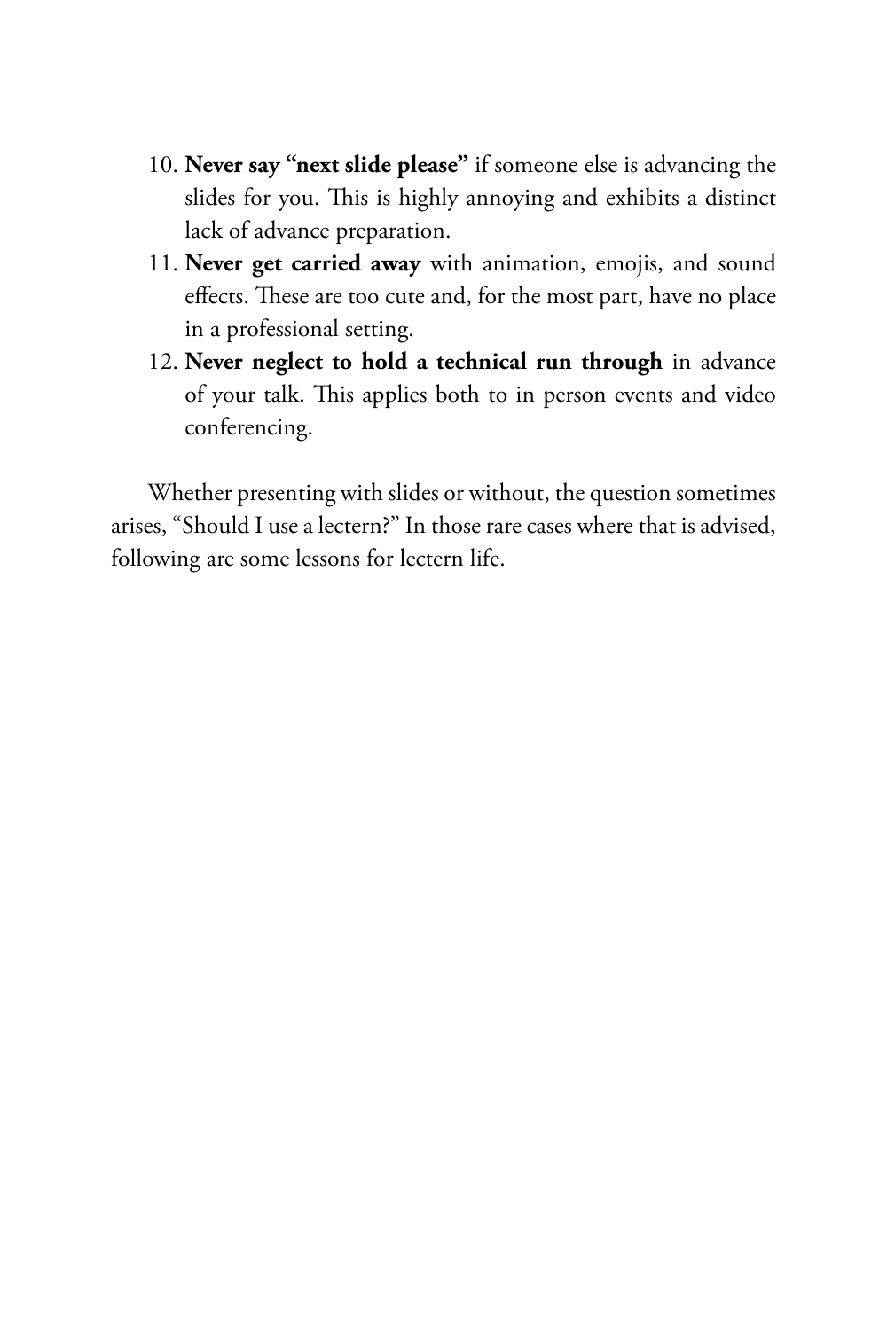10. **Never say "next slide please"** if someone else is advancing the slides for you. This is highly annoying and exhibits a distinct lack of advance preparation.
11. **Never get carried away** with animation, emojis, and sound effects. These are too cute and, for the most part, have no place in a professional setting.
12. **Never neglect to hold a technical run through** in advance of your talk. This applies both to in person events and video conferencing.

Whether presenting with slides or without, the question sometimes arises, "Should I use a lectern?" In those rare cases where that is advised, following are some lessons for lectern life.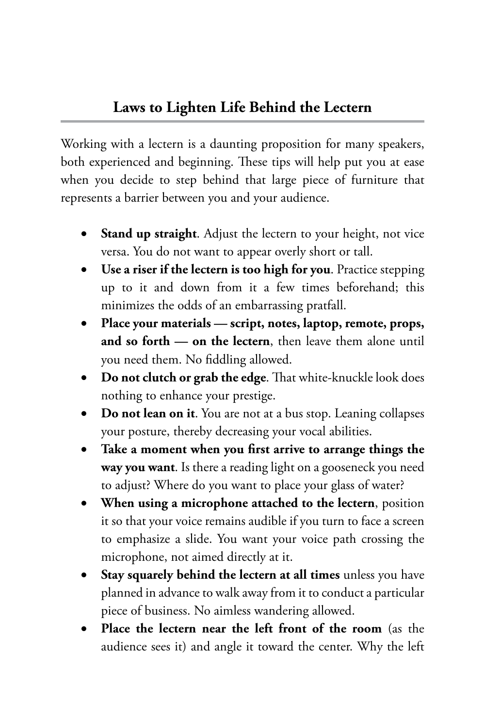## Laws to Lighten Life Behind the Lectern

Working with a lectern is a daunting proposition for many speakers, both experienced and beginning. These tips will help put you at ease when you decide to step behind that large piece of furniture that represents a barrier between you and your audience.

- **Stand up straight**. Adjust the lectern to your height, not vice versa. You do not want to appear overly short or tall.
- **Use a riser if the lectern is too high for you**. Practice stepping up to it and down from it a few times beforehand; this minimizes the odds of an embarrassing pratfall.
- **Place your materials — script, notes, laptop, remote, props, and so forth — on the lectern**, then leave them alone until you need them. No fiddling allowed.
- **Do not clutch or grab the edge**. That white-knuckle look does nothing to enhance your prestige.
- **Do not lean on it**. You are not at a bus stop. Leaning collapses your posture, thereby decreasing your vocal abilities.
- **Take a moment when you first arrive to arrange things the way you want**. Is there a reading light on a gooseneck you need to adjust? Where do you want to place your glass of water?
- **When using a microphone attached to the lectern**, position it so that your voice remains audible if you turn to face a screen to emphasize a slide. You want your voice path crossing the microphone, not aimed directly at it.
- **Stay squarely behind the lectern at all times** unless you have planned in advance to walk away from it to conduct a particular piece of business. No aimless wandering allowed.
- **Place the lectern near the left front of the room** (as the audience sees it) and angle it toward the center. Why the left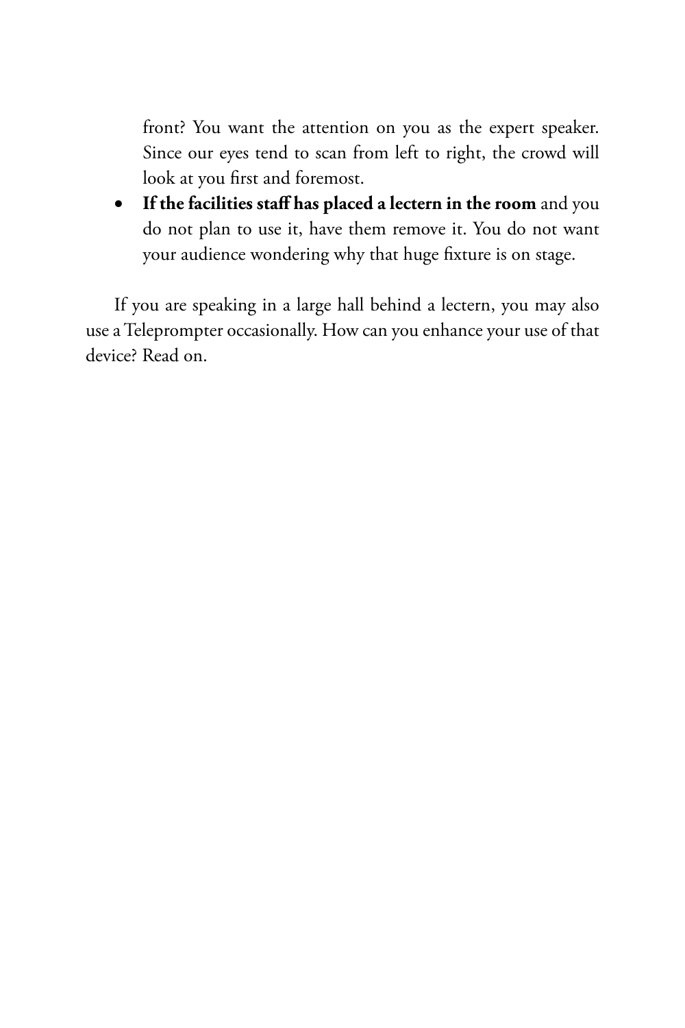front? You want the attention on you as the expert speaker. Since our eyes tend to scan from left to right, the crowd will look at you first and foremost.

- **If the facilities staff has placed a lectern in the room** and you do not plan to use it, have them remove it. You do not want your audience wondering why that huge fixture is on stage.

If you are speaking in a large hall behind a lectern, you may also use a Teleprompter occasionally. How can you enhance your use of that device? Read on.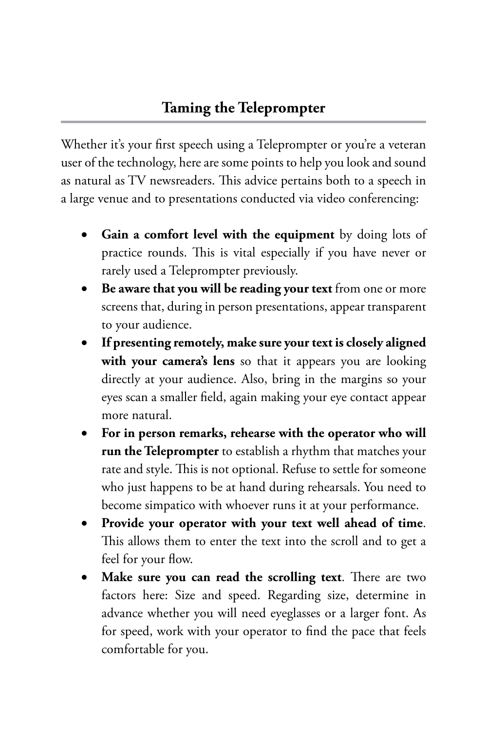## Taming the Teleprompter

Whether it's your first speech using a Teleprompter or you're a veteran user of the technology, here are some points to help you look and sound as natural as TV newsreaders. This advice pertains both to a speech in a large venue and to presentations conducted via video conferencing:

- **Gain a comfort level with the equipment** by doing lots of practice rounds. This is vital especially if you have never or rarely used a Teleprompter previously.
- **Be aware that you will be reading your text** from one or more screens that, during in person presentations, appear transparent to your audience.
- **If presenting remotely, make sure your text is closely aligned with your camera's lens** so that it appears you are looking directly at your audience. Also, bring in the margins so your eyes scan a smaller field, again making your eye contact appear more natural.
- **For in person remarks, rehearse with the operator who will run the Teleprompter** to establish a rhythm that matches your rate and style. This is not optional. Refuse to settle for someone who just happens to be at hand during rehearsals. You need to become simpatico with whoever runs it at your performance.
- **Provide your operator with your text well ahead of time**. This allows them to enter the text into the scroll and to get a feel for your flow.
- **Make sure you can read the scrolling text**. There are two factors here: Size and speed. Regarding size, determine in advance whether you will need eyeglasses or a larger font. As for speed, work with your operator to find the pace that feels comfortable for you.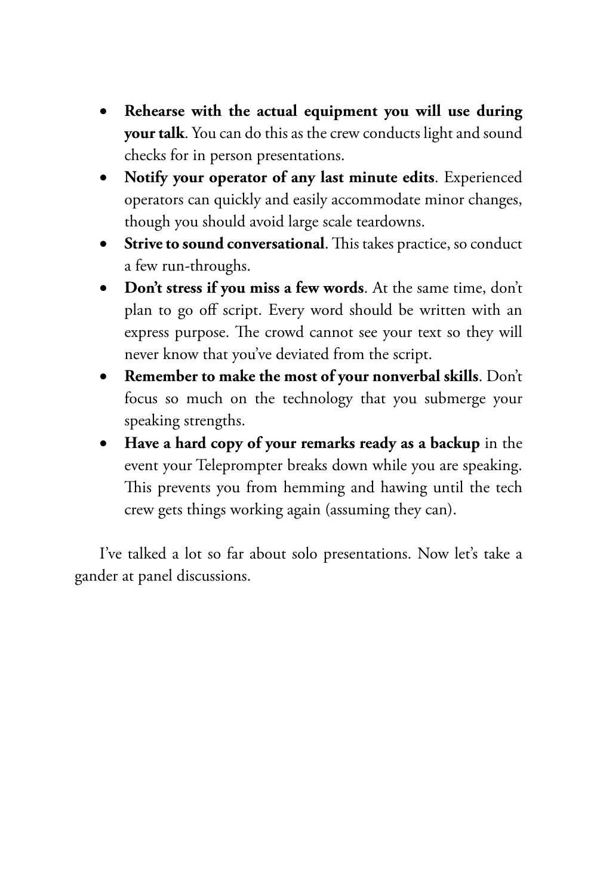- **Rehearse with the actual equipment you will use during your talk**. You can do this as the crew conducts light and sound checks for in person presentations.
- **Notify your operator of any last minute edits**. Experienced operators can quickly and easily accommodate minor changes, though you should avoid large scale teardowns.
- **Strive to sound conversational**. This takes practice, so conduct a few run-throughs.
- **Don't stress if you miss a few words**. At the same time, don't plan to go off script. Every word should be written with an express purpose. The crowd cannot see your text so they will never know that you've deviated from the script.
- **Remember to make the most of your nonverbal skills**. Don't focus so much on the technology that you submerge your speaking strengths.
- **Have a hard copy of your remarks ready as a backup** in the event your Teleprompter breaks down while you are speaking. This prevents you from hemming and hawing until the tech crew gets things working again (assuming they can).

I've talked a lot so far about solo presentations. Now let's take a gander at panel discussions.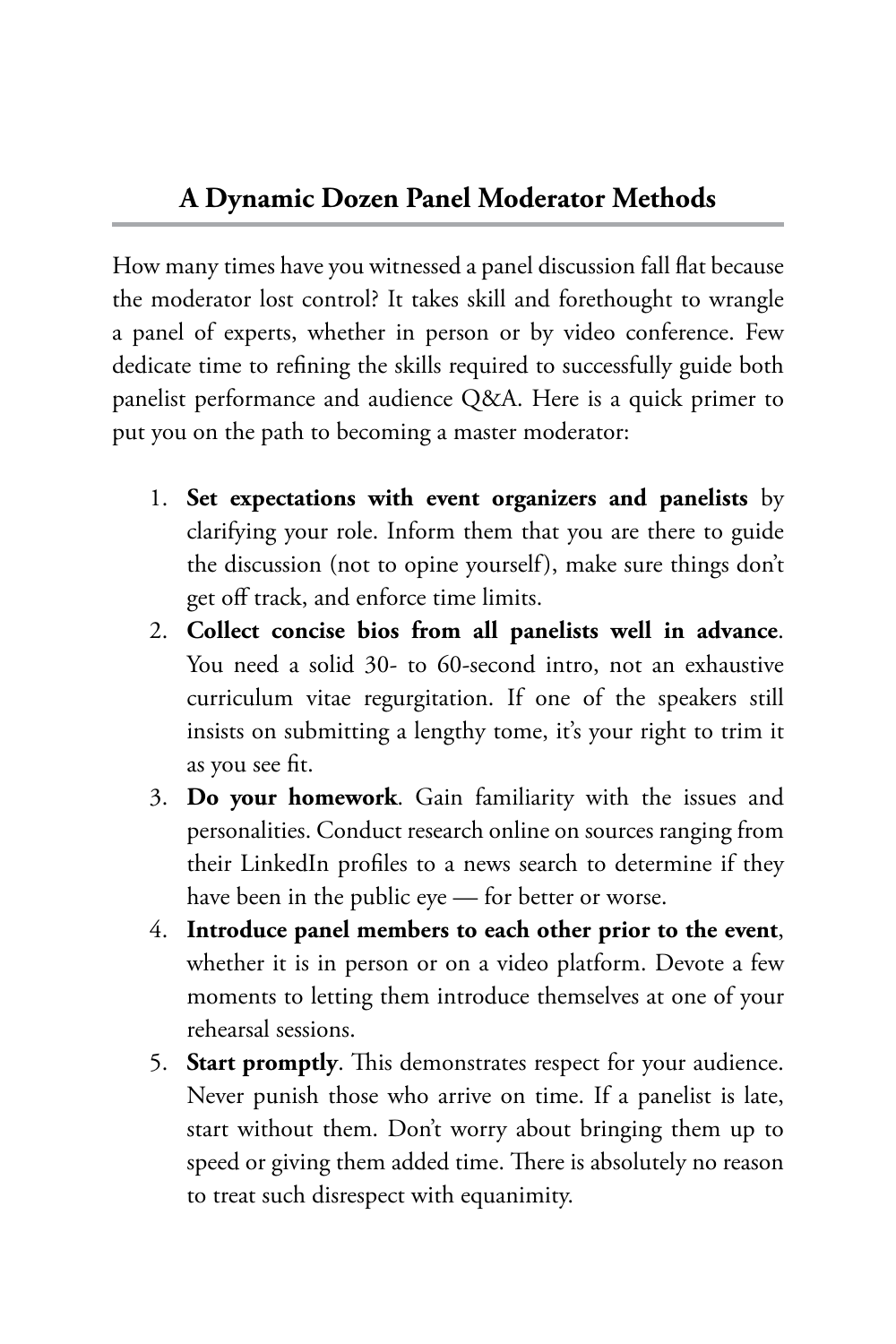## A Dynamic Dozen Panel Moderator Methods

How many times have you witnessed a panel discussion fall flat because the moderator lost control? It takes skill and forethought to wrangle a panel of experts, whether in person or by video conference. Few dedicate time to refining the skills required to successfully guide both panelist performance and audience Q&A. Here is a quick primer to put you on the path to becoming a master moderator:

1. **Set expectations with event organizers and panelists** by clarifying your role. Inform them that you are there to guide the discussion (not to opine yourself), make sure things don't get off track, and enforce time limits.
2. **Collect concise bios from all panelists well in advance**. You need a solid 30- to 60-second intro, not an exhaustive curriculum vitae regurgitation. If one of the speakers still insists on submitting a lengthy tome, it's your right to trim it as you see fit.
3. **Do your homework**. Gain familiarity with the issues and personalities. Conduct research online on sources ranging from their LinkedIn profiles to a news search to determine if they have been in the public eye — for better or worse.
4. **Introduce panel members to each other prior to the event**, whether it is in person or on a video platform. Devote a few moments to letting them introduce themselves at one of your rehearsal sessions.
5. **Start promptly**. This demonstrates respect for your audience. Never punish those who arrive on time. If a panelist is late, start without them. Don't worry about bringing them up to speed or giving them added time. There is absolutely no reason to treat such disrespect with equanimity.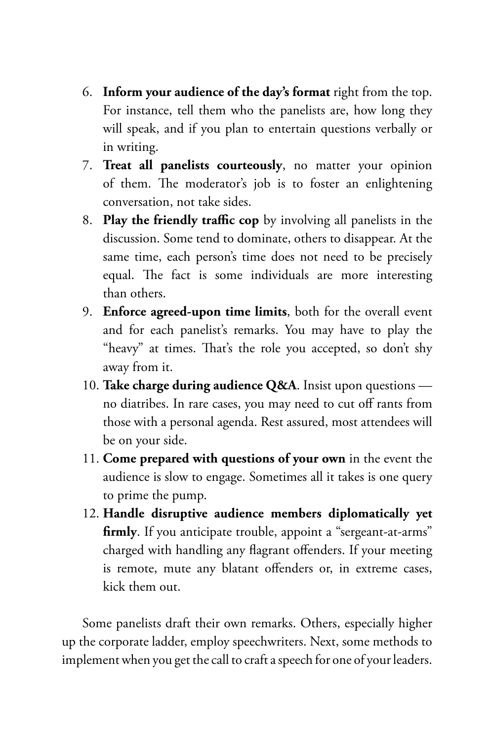6. **Inform your audience of the day's format** right from the top. For instance, tell them who the panelists are, how long they will speak, and if you plan to entertain questions verbally or in writing.
7. **Treat all panelists courteously**, no matter your opinion of them. The moderator's job is to foster an enlightening conversation, not take sides.
8. **Play the friendly traffic cop** by involving all panelists in the discussion. Some tend to dominate, others to disappear. At the same time, each person's time does not need to be precisely equal. The fact is some individuals are more interesting than others.
9. **Enforce agreed-upon time limits**, both for the overall event and for each panelist's remarks. You may have to play the "heavy" at times. That's the role you accepted, so don't shy away from it.
10. **Take charge during audience Q&A**. Insist upon questions — no diatribes. In rare cases, you may need to cut off rants from those with a personal agenda. Rest assured, most attendees will be on your side.
11. **Come prepared with questions of your own** in the event the audience is slow to engage. Sometimes all it takes is one query to prime the pump.
12. **Handle disruptive audience members diplomatically yet firmly**. If you anticipate trouble, appoint a "sergeant-at-arms" charged with handling any flagrant offenders. If your meeting is remote, mute any blatant offenders or, in extreme cases, kick them out.

Some panelists draft their own remarks. Others, especially higher up the corporate ladder, employ speechwriters. Next, some methods to implement when you get the call to craft a speech for one of your leaders.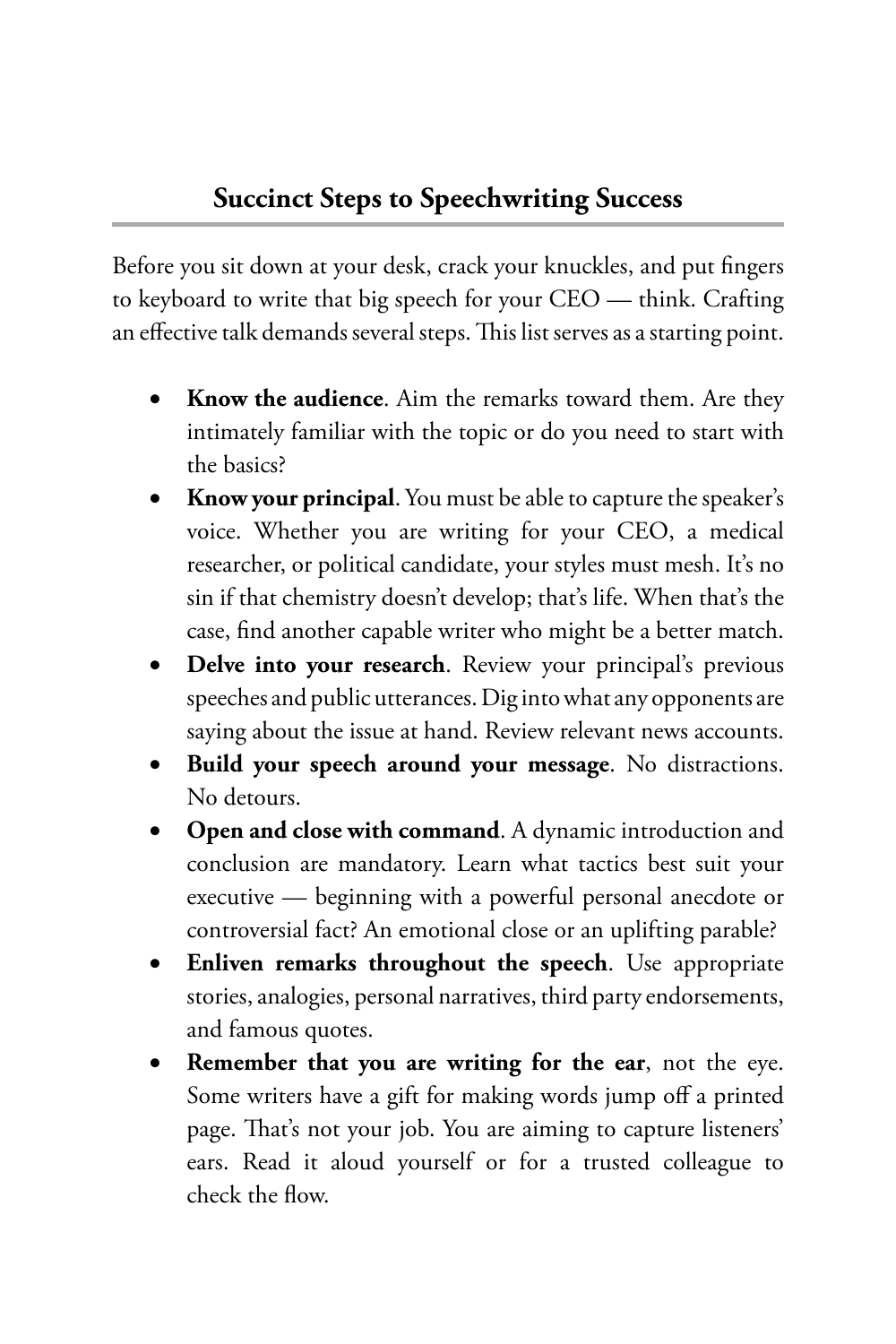## Succinct Steps to Speechwriting Success

Before you sit down at your desk, crack your knuckles, and put fingers to keyboard to write that big speech for your CEO — think. Crafting an effective talk demands several steps. This list serves as a starting point.

- **Know the audience**. Aim the remarks toward them. Are they intimately familiar with the topic or do you need to start with the basics?
- **Know your principal**. You must be able to capture the speaker's voice. Whether you are writing for your CEO, a medical researcher, or political candidate, your styles must mesh. It's no sin if that chemistry doesn't develop; that's life. When that's the case, find another capable writer who might be a better match.
- **Delve into your research**. Review your principal's previous speeches and public utterances. Dig into what any opponents are saying about the issue at hand. Review relevant news accounts.
- **Build your speech around your message**. No distractions. No detours.
- **Open and close with command**. A dynamic introduction and conclusion are mandatory. Learn what tactics best suit your executive — beginning with a powerful personal anecdote or controversial fact? An emotional close or an uplifting parable?
- **Enliven remarks throughout the speech**. Use appropriate stories, analogies, personal narratives, third party endorsements, and famous quotes.
- **Remember that you are writing for the ear**, not the eye. Some writers have a gift for making words jump off a printed page. That's not your job. You are aiming to capture listeners' ears. Read it aloud yourself or for a trusted colleague to check the flow.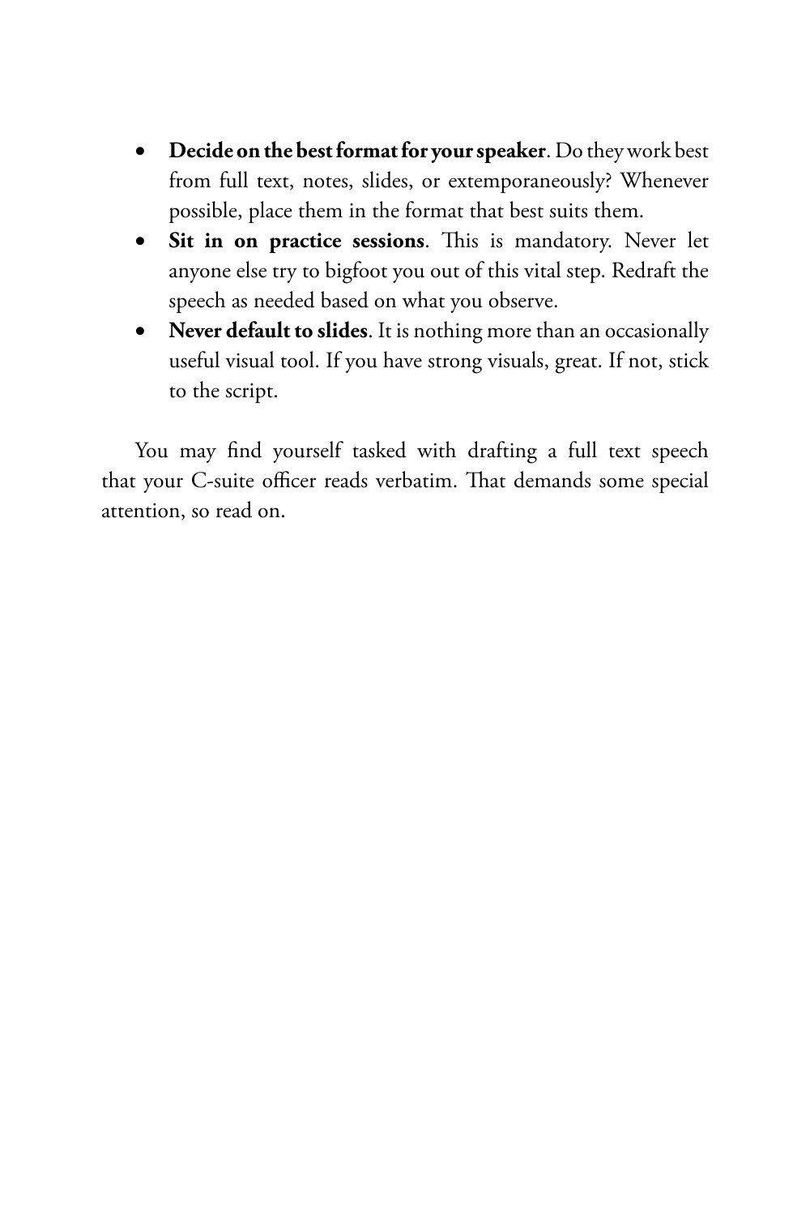- **Decide on the best format for your speaker**. Do they work best from full text, notes, slides, or extemporaneously? Whenever possible, place them in the format that best suits them.
- **Sit in on practice sessions**. This is mandatory. Never let anyone else try to bigfoot you out of this vital step. Redraft the speech as needed based on what you observe.
- **Never default to slides**. It is nothing more than an occasionally useful visual tool. If you have strong visuals, great. If not, stick to the script.

You may find yourself tasked with drafting a full text speech that your C-suite officer reads verbatim. That demands some special attention, so read on.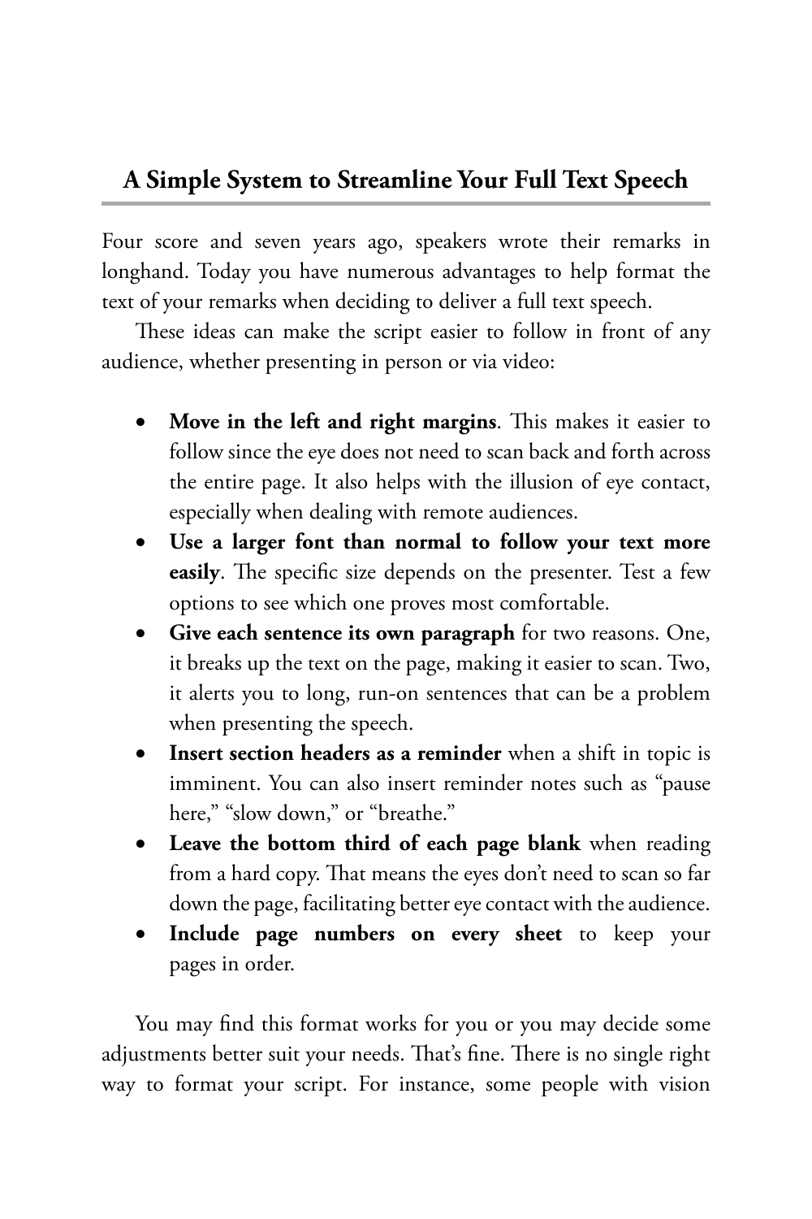## A Simple System to Streamline Your Full Text Speech

Four score and seven years ago, speakers wrote their remarks in longhand. Today you have numerous advantages to help format the text of your remarks when deciding to deliver a full text speech.

These ideas can make the script easier to follow in front of any audience, whether presenting in person or via video:

- **Move in the left and right margins**. This makes it easier to follow since the eye does not need to scan back and forth across the entire page. It also helps with the illusion of eye contact, especially when dealing with remote audiences.
- **Use a larger font than normal to follow your text more easily**. The specific size depends on the presenter. Test a few options to see which one proves most comfortable.
- **Give each sentence its own paragraph** for two reasons. One, it breaks up the text on the page, making it easier to scan. Two, it alerts you to long, run-on sentences that can be a problem when presenting the speech.
- **Insert section headers as a reminder** when a shift in topic is imminent. You can also insert reminder notes such as "pause here," "slow down," or "breathe."
- **Leave the bottom third of each page blank** when reading from a hard copy. That means the eyes don't need to scan so far down the page, facilitating better eye contact with the audience.
- **Include page numbers on every sheet** to keep your pages in order.

You may find this format works for you or you may decide some adjustments better suit your needs. That's fine. There is no single right way to format your script. For instance, some people with vision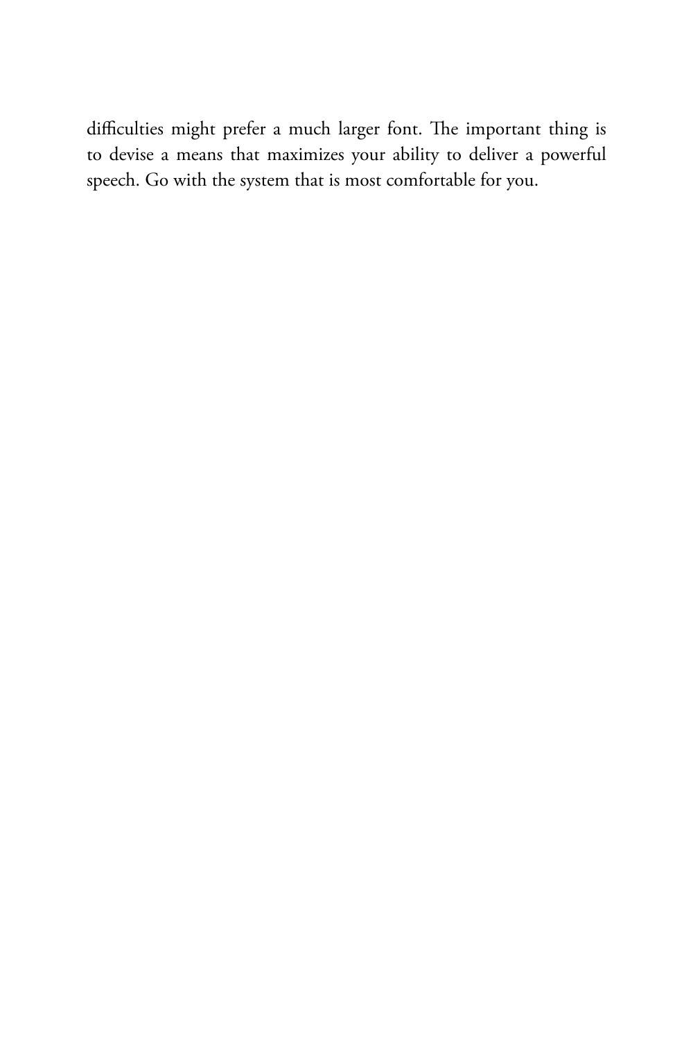difficulties might prefer a much larger font. The important thing is to devise a means that maximizes your ability to deliver a powerful speech. Go with the system that is most comfortable for you.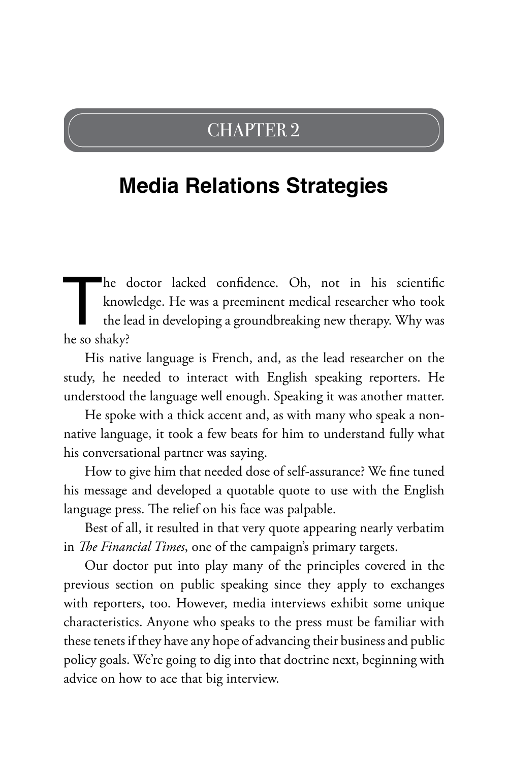# CHAPTER 2

## Media Relations Strategies

The doctor lacked confidence. Oh, not in his scientific knowledge. He was a preeminent medical researcher who took the lead in developing a groundbreaking new therapy. Why was he so shaky?

His native language is French, and, as the lead researcher on the study, he needed to interact with English speaking reporters. He understood the language well enough. Speaking it was another matter.

He spoke with a thick accent and, as with many who speak a non-native language, it took a few beats for him to understand fully what his conversational partner was saying.

How to give him that needed dose of self-assurance? We fine tuned his message and developed a quotable quote to use with the English language press. The relief on his face was palpable.

Best of all, it resulted in that very quote appearing nearly verbatim in *The Financial Times*, one of the campaign's primary targets.

Our doctor put into play many of the principles covered in the previous section on public speaking since they apply to exchanges with reporters, too. However, media interviews exhibit some unique characteristics. Anyone who speaks to the press must be familiar with these tenets if they have any hope of advancing their business and public policy goals. We're going to dig into that doctrine next, beginning with advice on how to ace that big interview.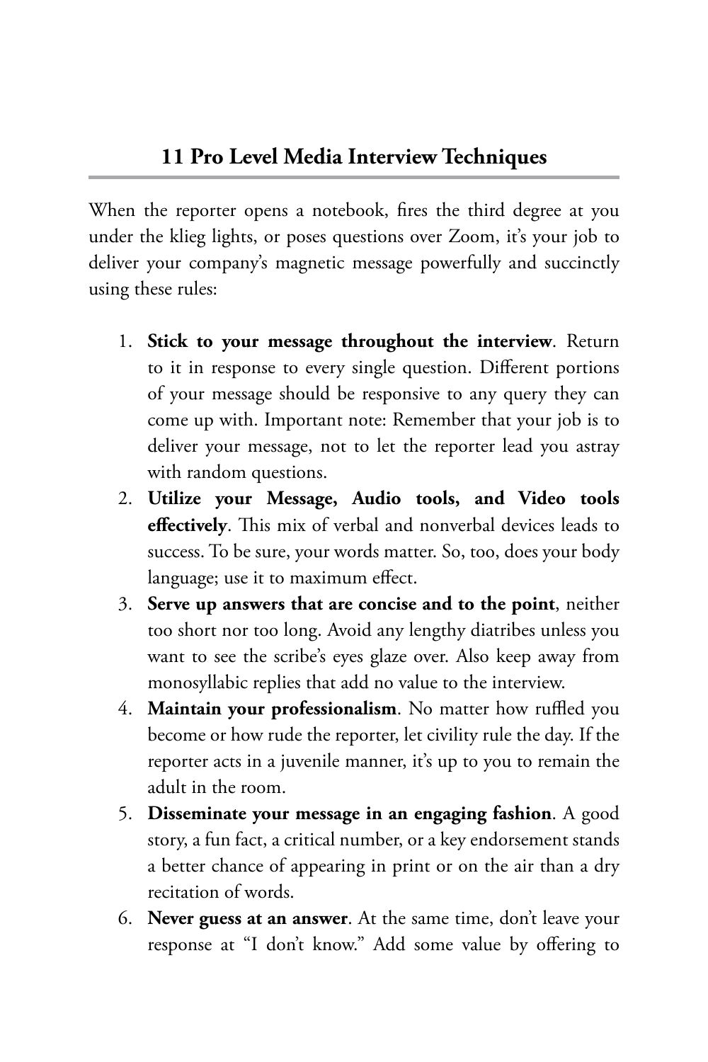## 11 Pro Level Media Interview Techniques

When the reporter opens a notebook, fires the third degree at you under the klieg lights, or poses questions over Zoom, it's your job to deliver your company's magnetic message powerfully and succinctly using these rules:

1. **Stick to your message throughout the interview**. Return to it in response to every single question. Different portions of your message should be responsive to any query they can come up with. Important note: Remember that your job is to deliver your message, not to let the reporter lead you astray with random questions.
2. **Utilize your Message, Audio tools, and Video tools effectively**. This mix of verbal and nonverbal devices leads to success. To be sure, your words matter. So, too, does your body language; use it to maximum effect.
3. **Serve up answers that are concise and to the point**, neither too short nor too long. Avoid any lengthy diatribes unless you want to see the scribe's eyes glaze over. Also keep away from monosyllabic replies that add no value to the interview.
4. **Maintain your professionalism**. No matter how ruffled you become or how rude the reporter, let civility rule the day. If the reporter acts in a juvenile manner, it's up to you to remain the adult in the room.
5. **Disseminate your message in an engaging fashion**. A good story, a fun fact, a critical number, or a key endorsement stands a better chance of appearing in print or on the air than a dry recitation of words.
6. **Never guess at an answer**. At the same time, don't leave your response at "I don't know." Add some value by offering to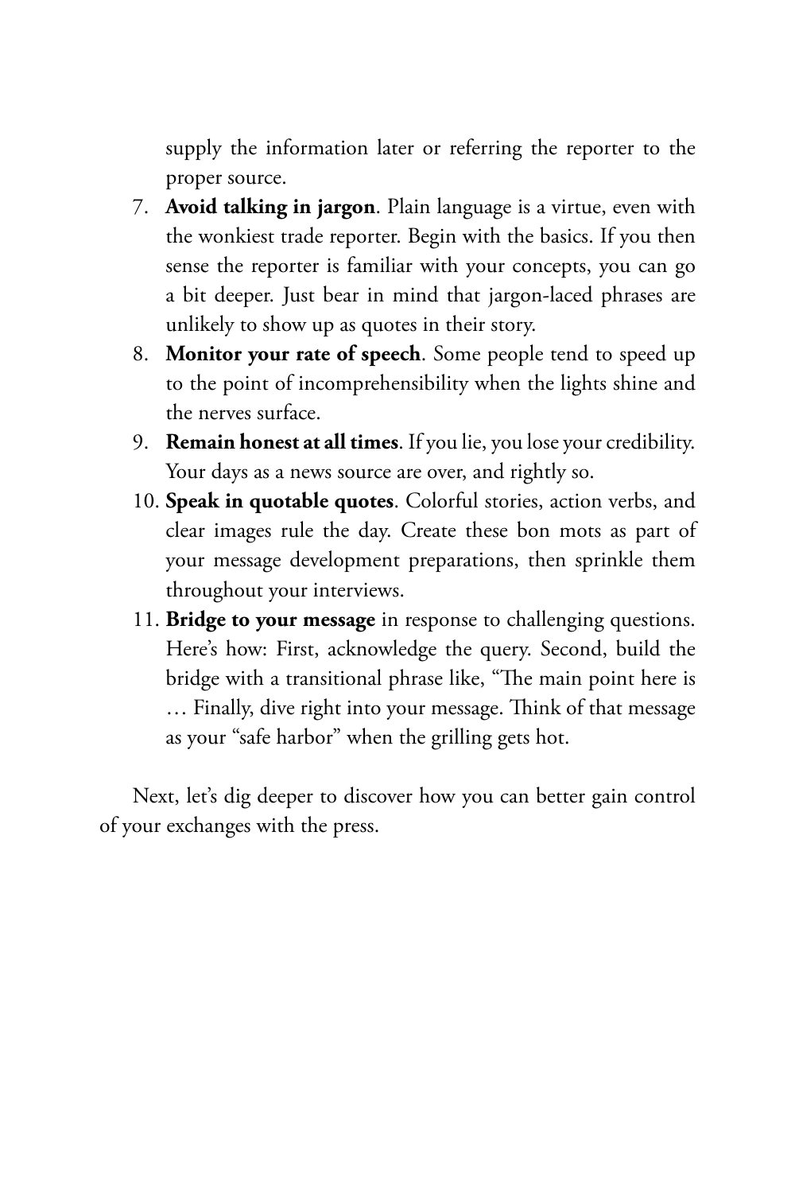supply the information later or referring the reporter to the proper source.

7. **Avoid talking in jargon**. Plain language is a virtue, even with the wonkiest trade reporter. Begin with the basics. If you then sense the reporter is familiar with your concepts, you can go a bit deeper. Just bear in mind that jargon-laced phrases are unlikely to show up as quotes in their story.
8. **Monitor your rate of speech**. Some people tend to speed up to the point of incomprehensibility when the lights shine and the nerves surface.
9. **Remain honest at all times**. If you lie, you lose your credibility. Your days as a news source are over, and rightly so.
10. **Speak in quotable quotes**. Colorful stories, action verbs, and clear images rule the day. Create these bon mots as part of your message development preparations, then sprinkle them throughout your interviews.
11. **Bridge to your message** in response to challenging questions. Here's how: First, acknowledge the query. Second, build the bridge with a transitional phrase like, "The main point here is … Finally, dive right into your message. Think of that message as your "safe harbor" when the grilling gets hot.

Next, let's dig deeper to discover how you can better gain control of your exchanges with the press.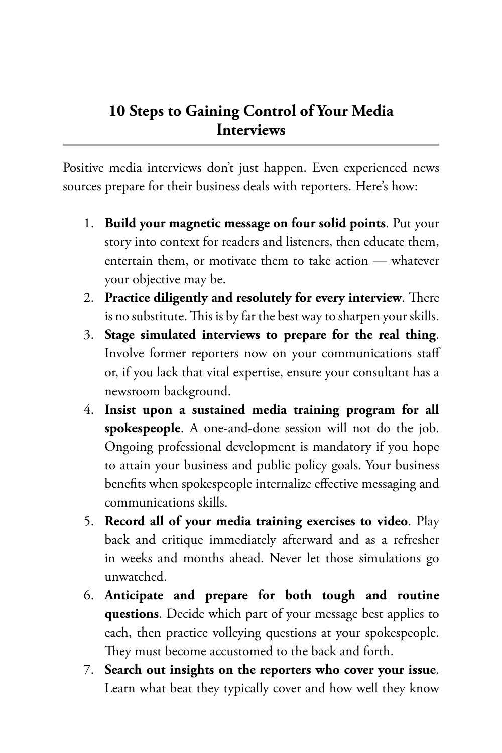## 10 Steps to Gaining Control of Your Media Interviews

Positive media interviews don't just happen. Even experienced news sources prepare for their business deals with reporters. Here's how:

1. **Build your magnetic message on four solid points**. Put your story into context for readers and listeners, then educate them, entertain them, or motivate them to take action — whatever your objective may be.
2. **Practice diligently and resolutely for every interview**. There is no substitute. This is by far the best way to sharpen your skills.
3. **Stage simulated interviews to prepare for the real thing**. Involve former reporters now on your communications staff or, if you lack that vital expertise, ensure your consultant has a newsroom background.
4. **Insist upon a sustained media training program for all spokespeople**. A one-and-done session will not do the job. Ongoing professional development is mandatory if you hope to attain your business and public policy goals. Your business benefits when spokespeople internalize effective messaging and communications skills.
5. **Record all of your media training exercises to video**. Play back and critique immediately afterward and as a refresher in weeks and months ahead. Never let those simulations go unwatched.
6. **Anticipate and prepare for both tough and routine questions**. Decide which part of your message best applies to each, then practice volleying questions at your spokespeople. They must become accustomed to the back and forth.
7. **Search out insights on the reporters who cover your issue**. Learn what beat they typically cover and how well they know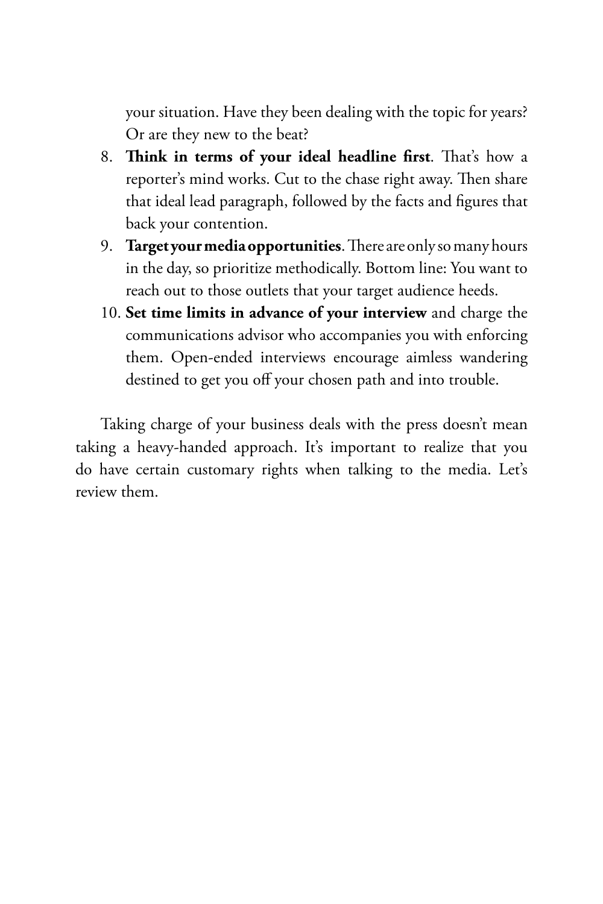your situation. Have they been dealing with the topic for years? Or are they new to the beat?

8. **Think in terms of your ideal headline first**. That's how a reporter's mind works. Cut to the chase right away. Then share that ideal lead paragraph, followed by the facts and figures that back your contention.
9. **Target your media opportunities**. There are only so many hours in the day, so prioritize methodically. Bottom line: You want to reach out to those outlets that your target audience heeds.
10. **Set time limits in advance of your interview** and charge the communications advisor who accompanies you with enforcing them. Open-ended interviews encourage aimless wandering destined to get you off your chosen path and into trouble.

Taking charge of your business deals with the press doesn't mean taking a heavy-handed approach. It's important to realize that you do have certain customary rights when talking to the media. Let's review them.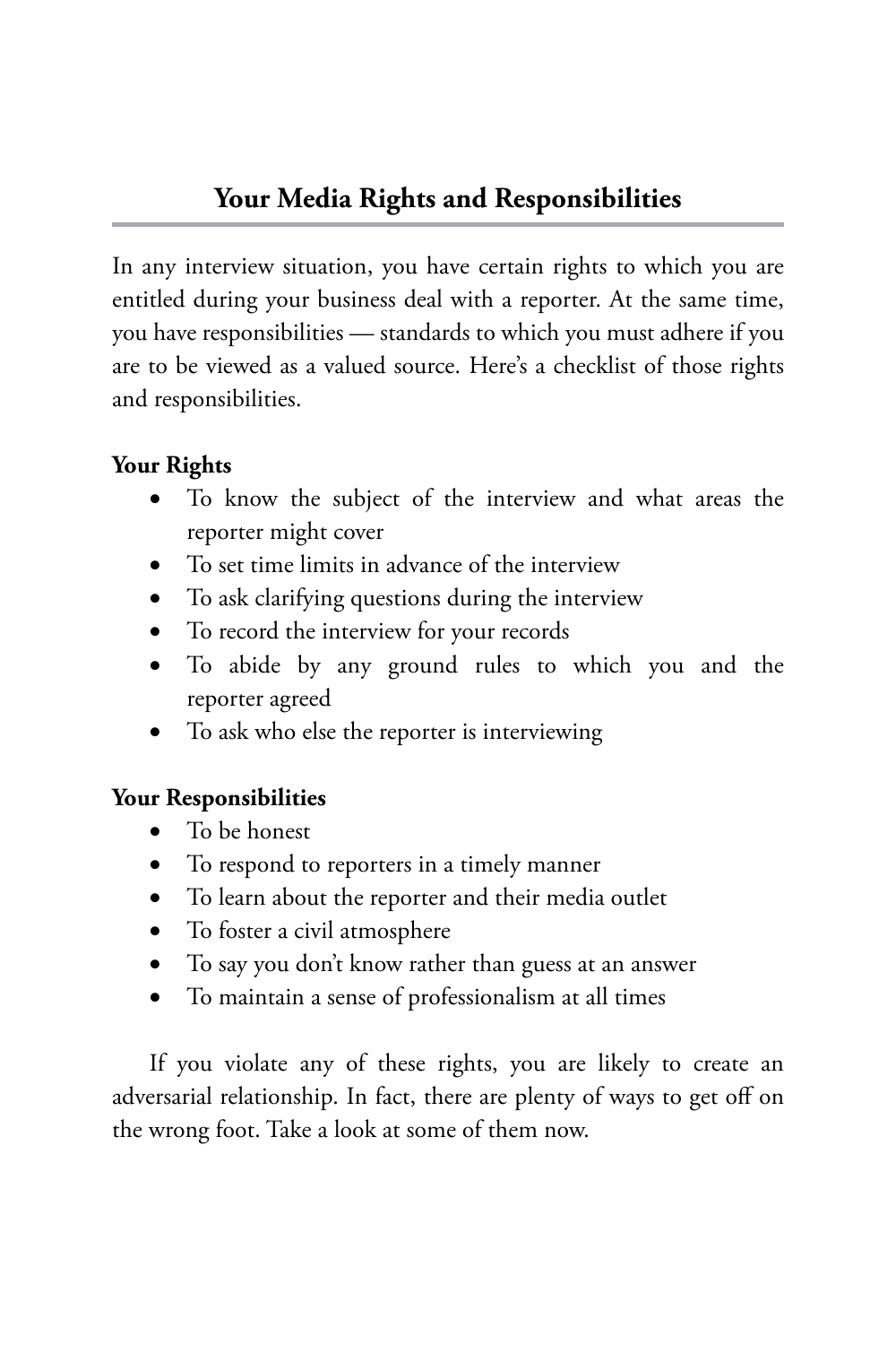## Your Media Rights and Responsibilities

In any interview situation, you have certain rights to which you are entitled during your business deal with a reporter. At the same time, you have responsibilities — standards to which you must adhere if you are to be viewed as a valued source. Here's a checklist of those rights and responsibilities.

**Your Rights**

- To know the subject of the interview and what areas the reporter might cover
- To set time limits in advance of the interview
- To ask clarifying questions during the interview
- To record the interview for your records
- To abide by any ground rules to which you and the reporter agreed
- To ask who else the reporter is interviewing

**Your Responsibilities**

- To be honest
- To respond to reporters in a timely manner
- To learn about the reporter and their media outlet
- To foster a civil atmosphere
- To say you don't know rather than guess at an answer
- To maintain a sense of professionalism at all times

If you violate any of these rights, you are likely to create an adversarial relationship. In fact, there are plenty of ways to get off on the wrong foot. Take a look at some of them now.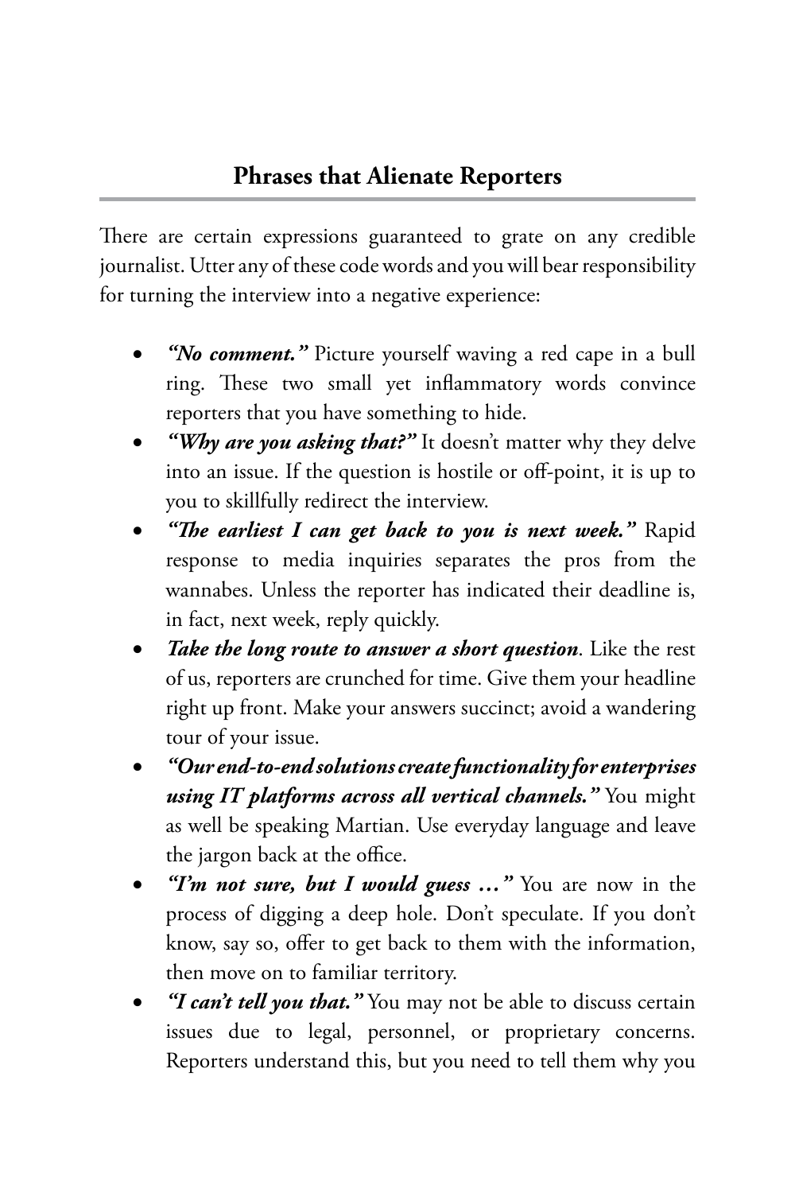## Phrases that Alienate Reporters

There are certain expressions guaranteed to grate on any credible journalist. Utter any of these code words and you will bear responsibility for turning the interview into a negative experience:

- ***"No comment."*** Picture yourself waving a red cape in a bull ring. These two small yet inflammatory words convince reporters that you have something to hide.
- ***"Why are you asking that?"*** It doesn't matter why they delve into an issue. If the question is hostile or off-point, it is up to you to skillfully redirect the interview.
- ***"The earliest I can get back to you is next week."*** Rapid response to media inquiries separates the pros from the wannabes. Unless the reporter has indicated their deadline is, in fact, next week, reply quickly.
- ***Take the long route to answer a short question***. Like the rest of us, reporters are crunched for time. Give them your headline right up front. Make your answers succinct; avoid a wandering tour of your issue.
- ***"Our end-to-end solutions create functionality for enterprises using IT platforms across all vertical channels."*** You might as well be speaking Martian. Use everyday language and leave the jargon back at the office.
- ***"I'm not sure, but I would guess …"*** You are now in the process of digging a deep hole. Don't speculate. If you don't know, say so, offer to get back to them with the information, then move on to familiar territory.
- ***"I can't tell you that."*** You may not be able to discuss certain issues due to legal, personnel, or proprietary concerns. Reporters understand this, but you need to tell them why you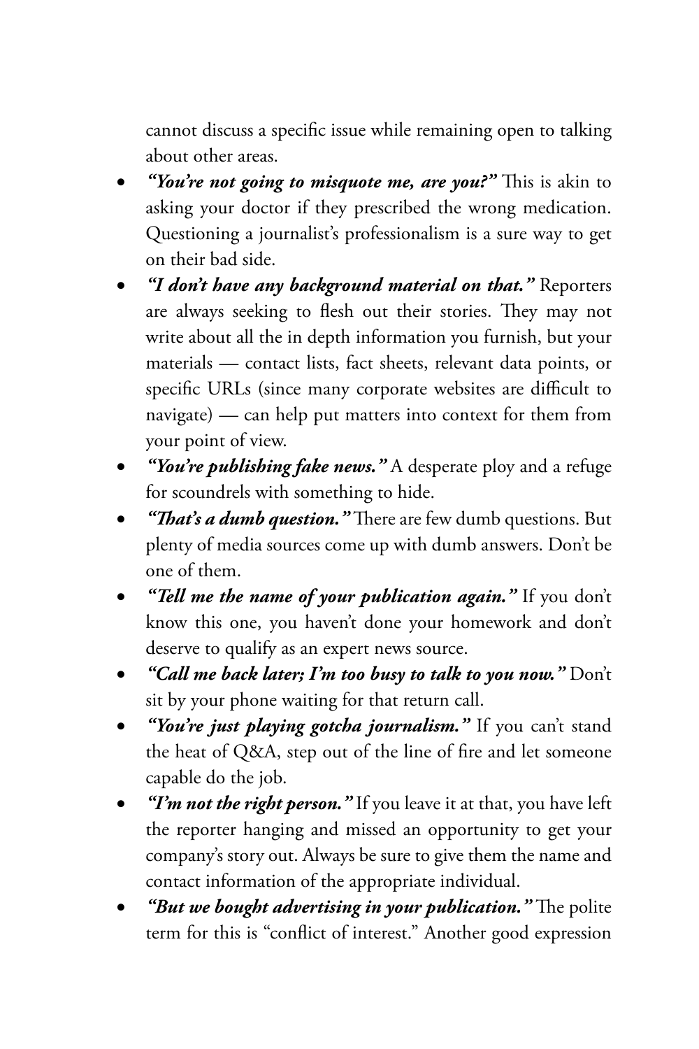cannot discuss a specific issue while remaining open to talking about other areas.

- ***"You're not going to misquote me, are you?"*** This is akin to asking your doctor if they prescribed the wrong medication. Questioning a journalist's professionalism is a sure way to get on their bad side.
- ***"I don't have any background material on that."*** Reporters are always seeking to flesh out their stories. They may not write about all the in depth information you furnish, but your materials — contact lists, fact sheets, relevant data points, or specific URLs (since many corporate websites are difficult to navigate) — can help put matters into context for them from your point of view.
- ***"You're publishing fake news."*** A desperate ploy and a refuge for scoundrels with something to hide.
- ***"That's a dumb question."*** There are few dumb questions. But plenty of media sources come up with dumb answers. Don't be one of them.
- ***"Tell me the name of your publication again."*** If you don't know this one, you haven't done your homework and don't deserve to qualify as an expert news source.
- ***"Call me back later; I'm too busy to talk to you now."*** Don't sit by your phone waiting for that return call.
- ***"You're just playing gotcha journalism."*** If you can't stand the heat of Q&A, step out of the line of fire and let someone capable do the job.
- ***"I'm not the right person."*** If you leave it at that, you have left the reporter hanging and missed an opportunity to get your company's story out. Always be sure to give them the name and contact information of the appropriate individual.
- ***"But we bought advertising in your publication."*** The polite term for this is "conflict of interest." Another good expression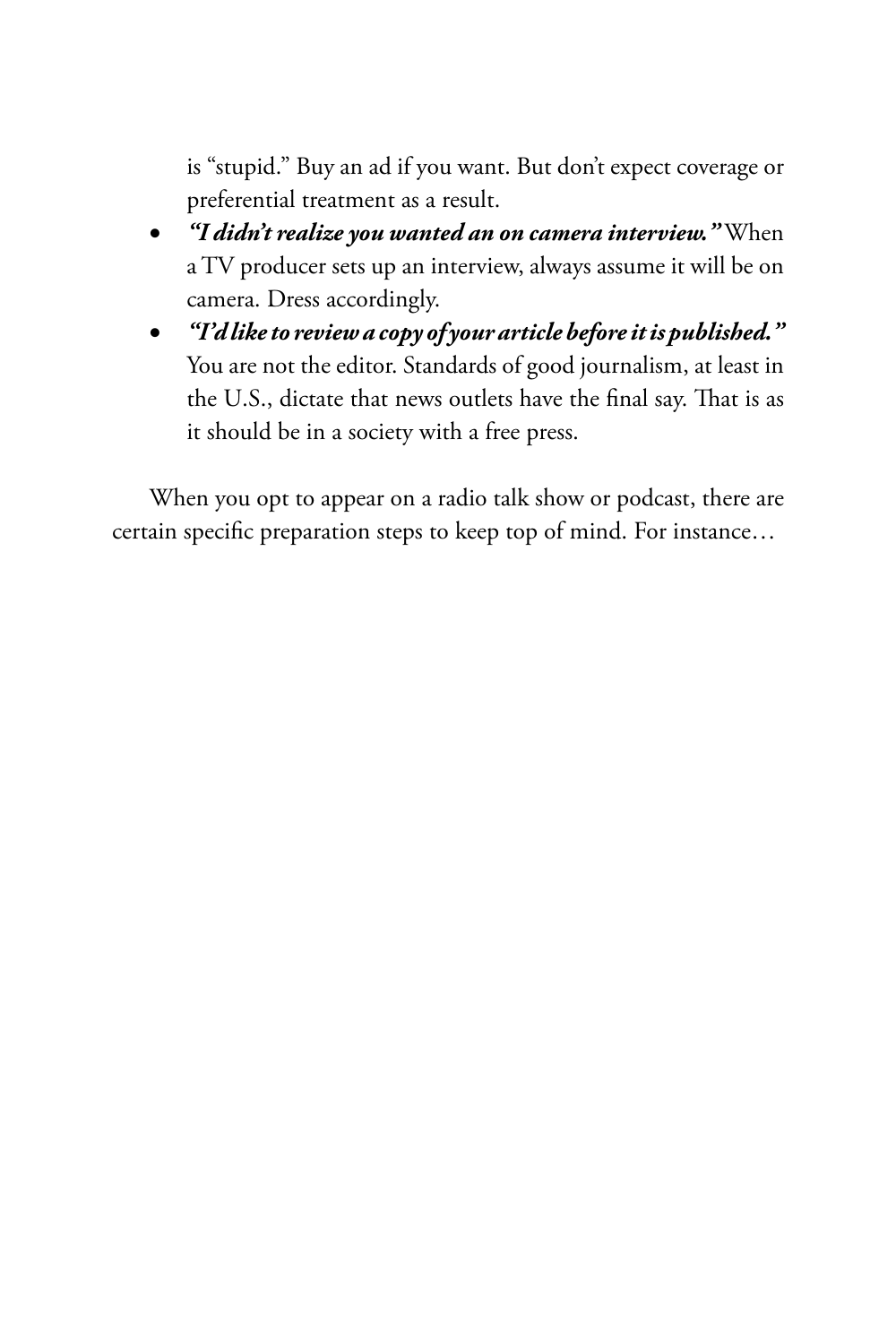is "stupid." Buy an ad if you want. But don't expect coverage or preferential treatment as a result.

- ***"I didn't realize you wanted an on camera interview."*** When a TV producer sets up an interview, always assume it will be on camera. Dress accordingly.
- ***"I'd like to review a copy of your article before it is published."*** You are not the editor. Standards of good journalism, at least in the U.S., dictate that news outlets have the final say. That is as it should be in a society with a free press.

When you opt to appear on a radio talk show or podcast, there are certain specific preparation steps to keep top of mind. For instance…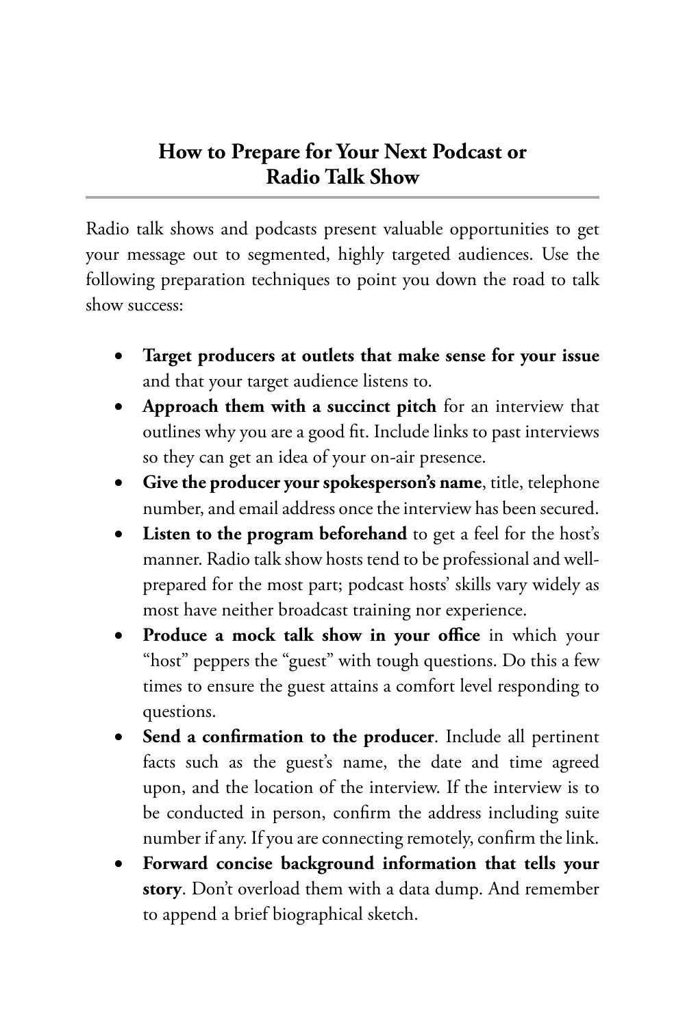## How to Prepare for Your Next Podcast or Radio Talk Show

Radio talk shows and podcasts present valuable opportunities to get your message out to segmented, highly targeted audiences. Use the following preparation techniques to point you down the road to talk show success:

- **Target producers at outlets that make sense for your issue** and that your target audience listens to.
- **Approach them with a succinct pitch** for an interview that outlines why you are a good fit. Include links to past interviews so they can get an idea of your on-air presence.
- **Give the producer your spokesperson's name**, title, telephone number, and email address once the interview has been secured.
- **Listen to the program beforehand** to get a feel for the host's manner. Radio talk show hosts tend to be professional and well-prepared for the most part; podcast hosts' skills vary widely as most have neither broadcast training nor experience.
- **Produce a mock talk show in your office** in which your "host" peppers the "guest" with tough questions. Do this a few times to ensure the guest attains a comfort level responding to questions.
- **Send a confirmation to the producer**. Include all pertinent facts such as the guest's name, the date and time agreed upon, and the location of the interview. If the interview is to be conducted in person, confirm the address including suite number if any. If you are connecting remotely, confirm the link.
- **Forward concise background information that tells your story**. Don't overload them with a data dump. And remember to append a brief biographical sketch.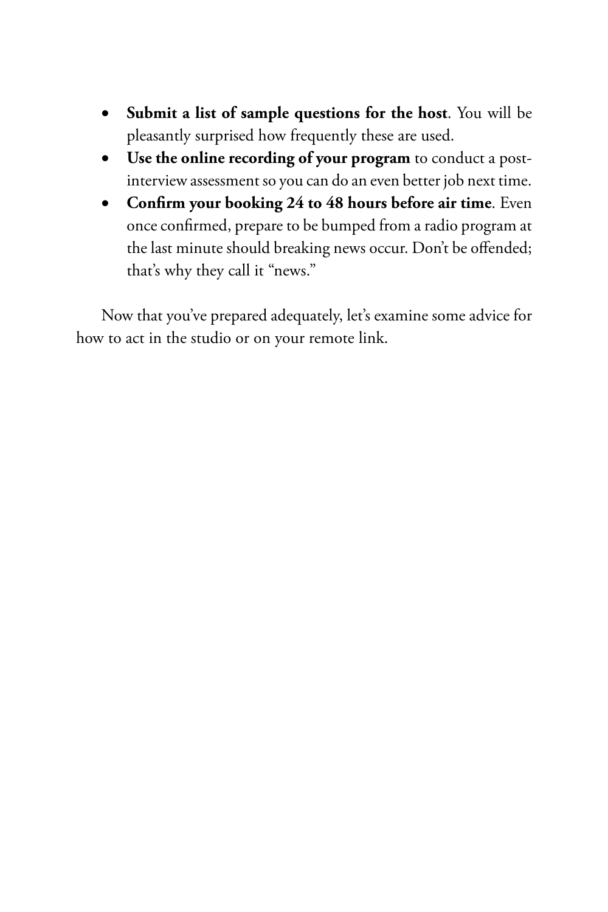- **Submit a list of sample questions for the host**. You will be pleasantly surprised how frequently these are used.
- **Use the online recording of your program** to conduct a post-interview assessment so you can do an even better job next time.
- **Confirm your booking 24 to 48 hours before air time**. Even once confirmed, prepare to be bumped from a radio program at the last minute should breaking news occur. Don't be offended; that's why they call it "news."

Now that you've prepared adequately, let's examine some advice for how to act in the studio or on your remote link.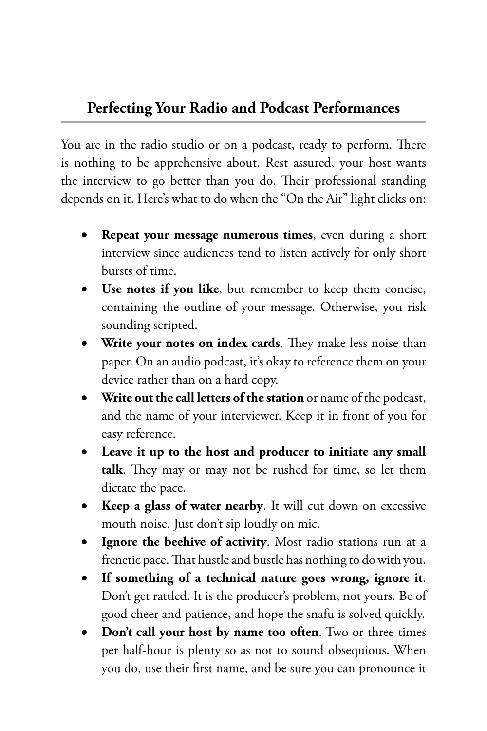## Perfecting Your Radio and Podcast Performances

You are in the radio studio or on a podcast, ready to perform. There is nothing to be apprehensive about. Rest assured, your host wants the interview to go better than you do. Their professional standing depends on it. Here's what to do when the "On the Air" light clicks on:

- **Repeat your message numerous times**, even during a short interview since audiences tend to listen actively for only short bursts of time.
- **Use notes if you like**, but remember to keep them concise, containing the outline of your message. Otherwise, you risk sounding scripted.
- **Write your notes on index cards**. They make less noise than paper. On an audio podcast, it's okay to reference them on your device rather than on a hard copy.
- **Write out the call letters of the station** or name of the podcast, and the name of your interviewer. Keep it in front of you for easy reference.
- **Leave it up to the host and producer to initiate any small talk**. They may or may not be rushed for time, so let them dictate the pace.
- **Keep a glass of water nearby**. It will cut down on excessive mouth noise. Just don't sip loudly on mic.
- **Ignore the beehive of activity**. Most radio stations run at a frenetic pace. That hustle and bustle has nothing to do with you.
- **If something of a technical nature goes wrong, ignore it**. Don't get rattled. It is the producer's problem, not yours. Be of good cheer and patience, and hope the snafu is solved quickly.
- **Don't call your host by name too often**. Two or three times per half-hour is plenty so as not to sound obsequious. When you do, use their first name, and be sure you can pronounce it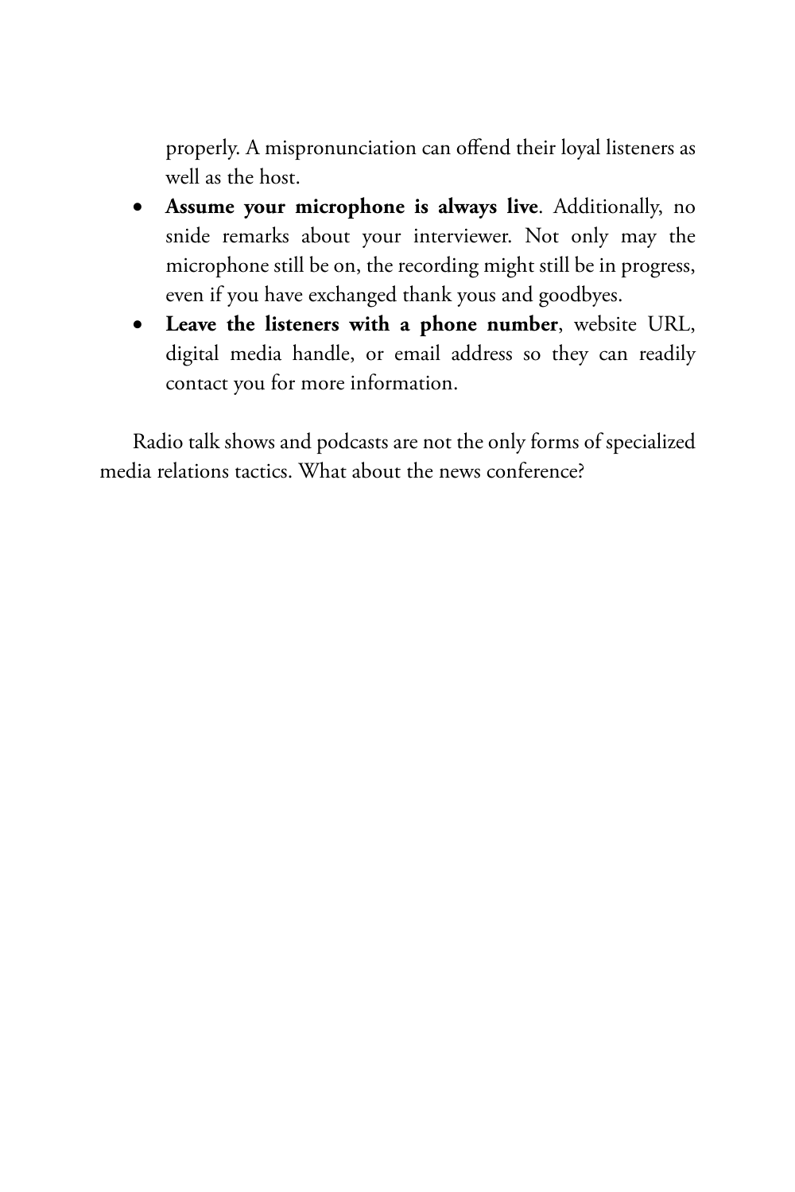properly. A mispronunciation can offend their loyal listeners as well as the host.

- **Assume your microphone is always live**. Additionally, no snide remarks about your interviewer. Not only may the microphone still be on, the recording might still be in progress, even if you have exchanged thank yous and goodbyes.
- **Leave the listeners with a phone number**, website URL, digital media handle, or email address so they can readily contact you for more information.

Radio talk shows and podcasts are not the only forms of specialized media relations tactics. What about the news conference?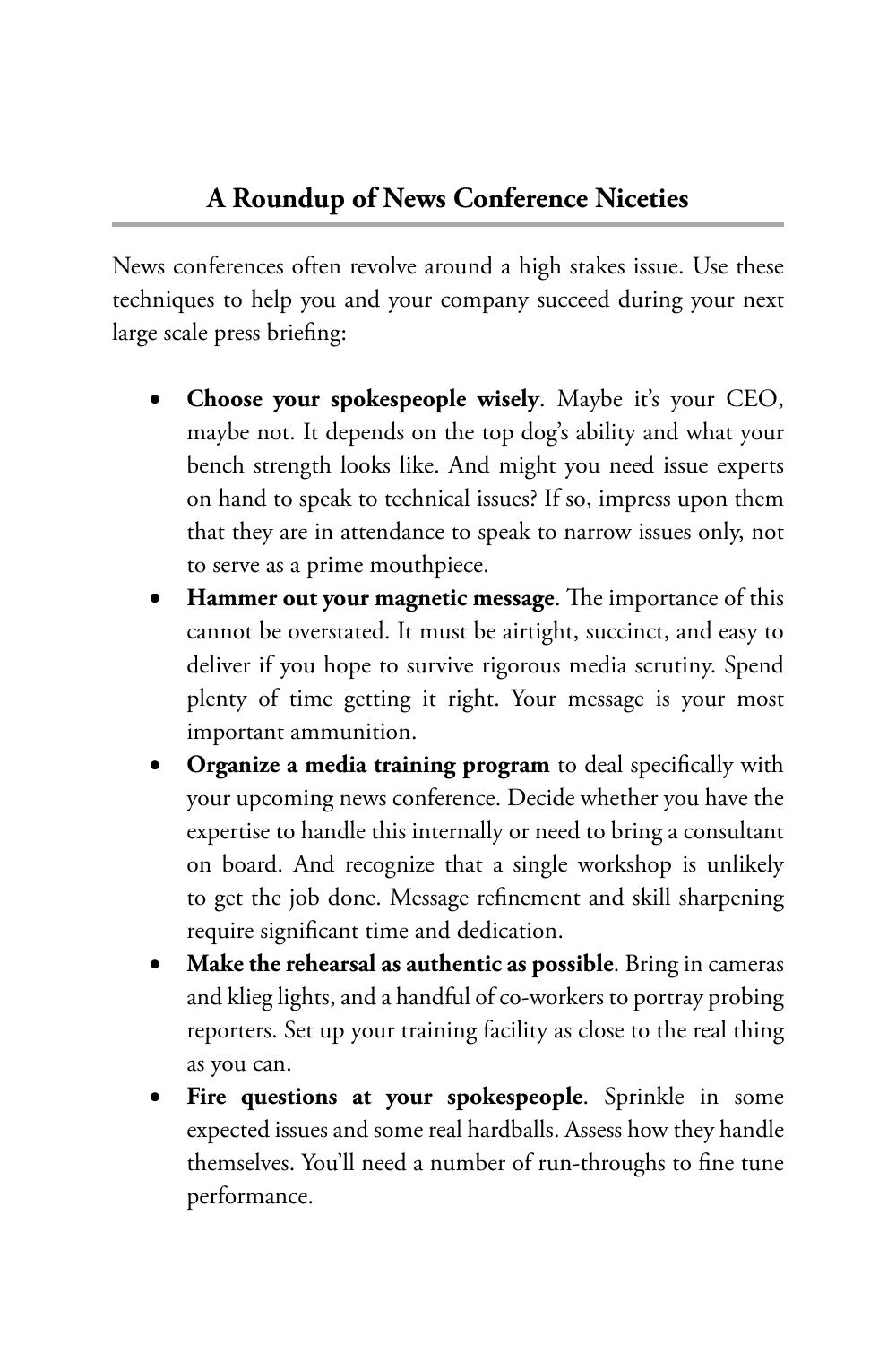## A Roundup of News Conference Niceties

News conferences often revolve around a high stakes issue. Use these techniques to help you and your company succeed during your next large scale press briefing:

- **Choose your spokespeople wisely**. Maybe it's your CEO, maybe not. It depends on the top dog's ability and what your bench strength looks like. And might you need issue experts on hand to speak to technical issues? If so, impress upon them that they are in attendance to speak to narrow issues only, not to serve as a prime mouthpiece.
- **Hammer out your magnetic message**. The importance of this cannot be overstated. It must be airtight, succinct, and easy to deliver if you hope to survive rigorous media scrutiny. Spend plenty of time getting it right. Your message is your most important ammunition.
- **Organize a media training program** to deal specifically with your upcoming news conference. Decide whether you have the expertise to handle this internally or need to bring a consultant on board. And recognize that a single workshop is unlikely to get the job done. Message refinement and skill sharpening require significant time and dedication.
- **Make the rehearsal as authentic as possible**. Bring in cameras and klieg lights, and a handful of co-workers to portray probing reporters. Set up your training facility as close to the real thing as you can.
- **Fire questions at your spokespeople**. Sprinkle in some expected issues and some real hardballs. Assess how they handle themselves. You'll need a number of run-throughs to fine tune performance.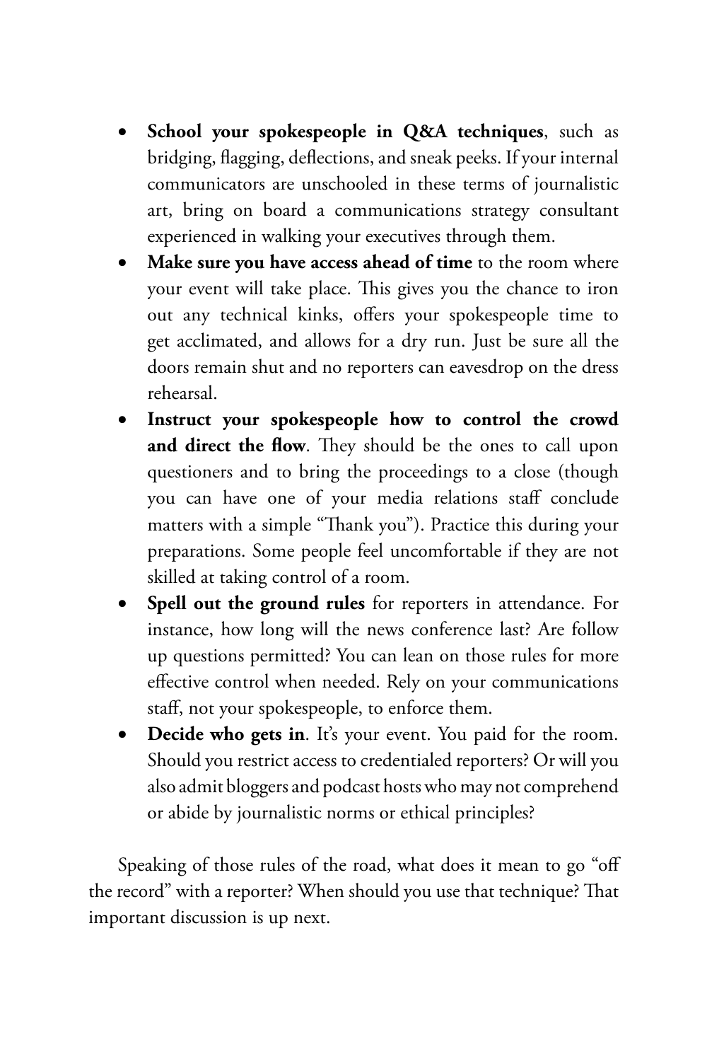- **School your spokespeople in Q&A techniques**, such as bridging, flagging, deflections, and sneak peeks. If your internal communicators are unschooled in these terms of journalistic art, bring on board a communications strategy consultant experienced in walking your executives through them.
- **Make sure you have access ahead of time** to the room where your event will take place. This gives you the chance to iron out any technical kinks, offers your spokespeople time to get acclimated, and allows for a dry run. Just be sure all the doors remain shut and no reporters can eavesdrop on the dress rehearsal.
- **Instruct your spokespeople how to control the crowd and direct the flow**. They should be the ones to call upon questioners and to bring the proceedings to a close (though you can have one of your media relations staff conclude matters with a simple "Thank you"). Practice this during your preparations. Some people feel uncomfortable if they are not skilled at taking control of a room.
- **Spell out the ground rules** for reporters in attendance. For instance, how long will the news conference last? Are follow up questions permitted? You can lean on those rules for more effective control when needed. Rely on your communications staff, not your spokespeople, to enforce them.
- **Decide who gets in**. It's your event. You paid for the room. Should you restrict access to credentialed reporters? Or will you also admit bloggers and podcast hosts who may not comprehend or abide by journalistic norms or ethical principles?

Speaking of those rules of the road, what does it mean to go "off the record" with a reporter? When should you use that technique? That important discussion is up next.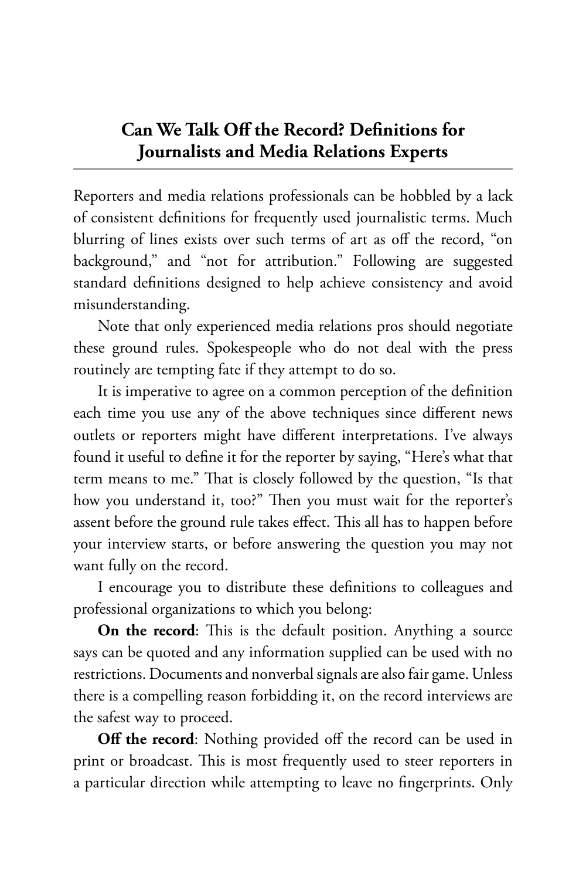## Can We Talk Off the Record? Definitions for Journalists and Media Relations Experts

Reporters and media relations professionals can be hobbled by a lack of consistent definitions for frequently used journalistic terms. Much blurring of lines exists over such terms of art as off the record, “on background,” and “not for attribution.” Following are suggested standard definitions designed to help achieve consistency and avoid misunderstanding.

Note that only experienced media relations pros should negotiate these ground rules. Spokespeople who do not deal with the press routinely are tempting fate if they attempt to do so.

It is imperative to agree on a common perception of the definition each time you use any of the above techniques since different news outlets or reporters might have different interpretations. I’ve always found it useful to define it for the reporter by saying, “Here’s what that term means to me.” That is closely followed by the question, “Is that how you understand it, too?” Then you must wait for the reporter’s assent before the ground rule takes effect. This all has to happen before your interview starts, or before answering the question you may not want fully on the record.

I encourage you to distribute these definitions to colleagues and professional organizations to which you belong:

**On the record**: This is the default position. Anything a source says can be quoted and any information supplied can be used with no restrictions. Documents and nonverbal signals are also fair game. Unless there is a compelling reason forbidding it, on the record interviews are the safest way to proceed.

**Off the record**: Nothing provided off the record can be used in print or broadcast. This is most frequently used to steer reporters in a particular direction while attempting to leave no fingerprints. Only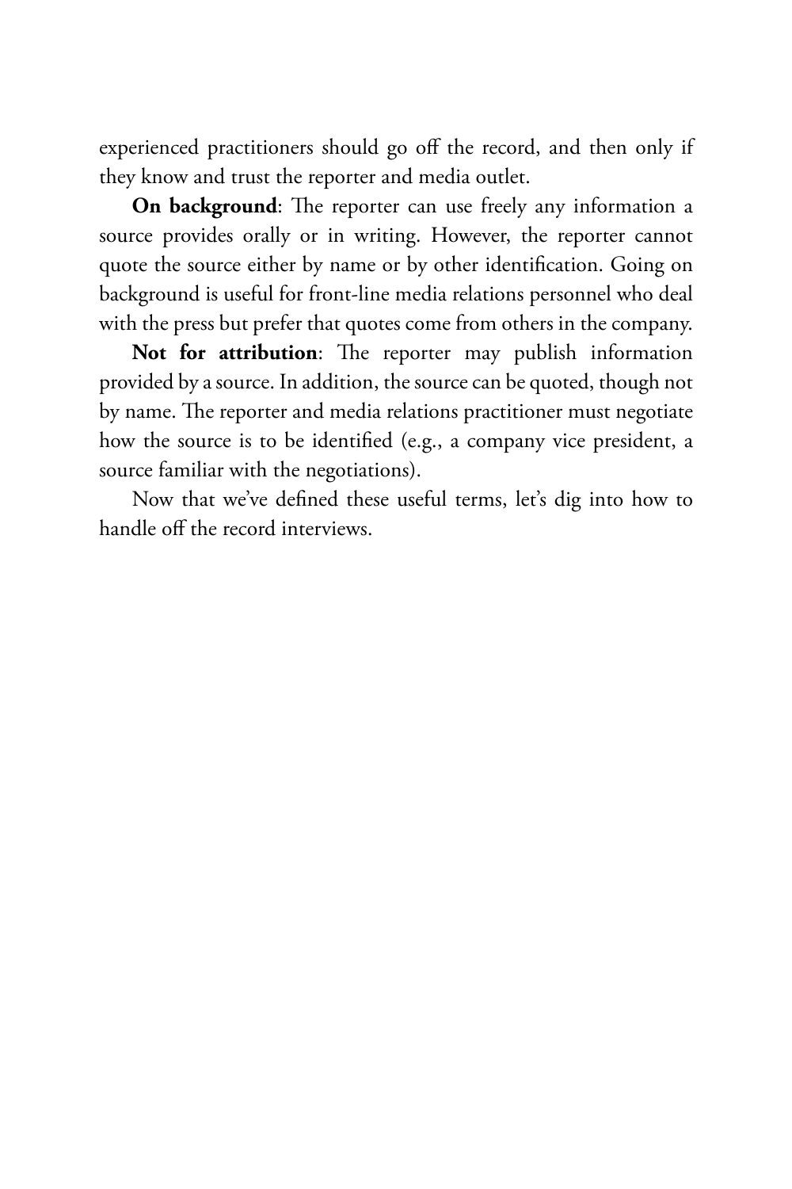experienced practitioners should go off the record, and then only if they know and trust the reporter and media outlet.

**On background**: The reporter can use freely any information a source provides orally or in writing. However, the reporter cannot quote the source either by name or by other identification. Going on background is useful for front-line media relations personnel who deal with the press but prefer that quotes come from others in the company.

**Not for attribution**: The reporter may publish information provided by a source. In addition, the source can be quoted, though not by name. The reporter and media relations practitioner must negotiate how the source is to be identified (e.g., a company vice president, a source familiar with the negotiations).

Now that we've defined these useful terms, let's dig into how to handle off the record interviews.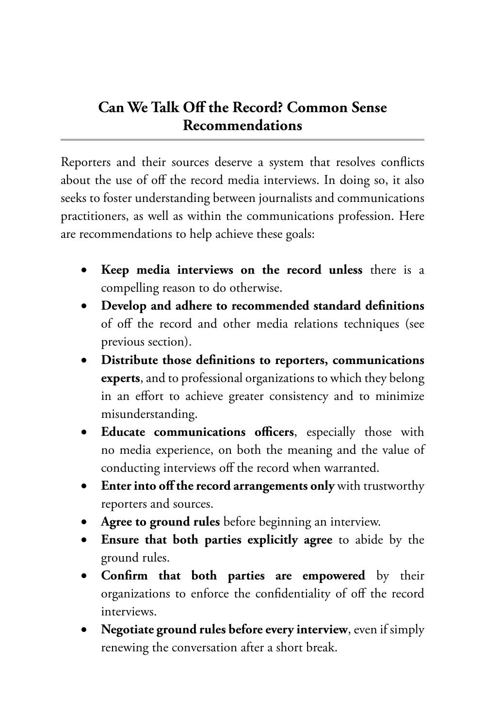## Can We Talk Off the Record? Common Sense Recommendations

Reporters and their sources deserve a system that resolves conflicts about the use of off the record media interviews. In doing so, it also seeks to foster understanding between journalists and communications practitioners, as well as within the communications profession. Here are recommendations to help achieve these goals:

- **Keep media interviews on the record unless** there is a compelling reason to do otherwise.
- **Develop and adhere to recommended standard definitions** of off the record and other media relations techniques (see previous section).
- **Distribute those definitions to reporters, communications experts**, and to professional organizations to which they belong in an effort to achieve greater consistency and to minimize misunderstanding.
- **Educate communications officers**, especially those with no media experience, on both the meaning and the value of conducting interviews off the record when warranted.
- **Enter into off the record arrangements only** with trustworthy reporters and sources.
- **Agree to ground rules** before beginning an interview.
- **Ensure that both parties explicitly agree** to abide by the ground rules.
- **Confirm that both parties are empowered** by their organizations to enforce the confidentiality of off the record interviews.
- **Negotiate ground rules before every interview**, even if simply renewing the conversation after a short break.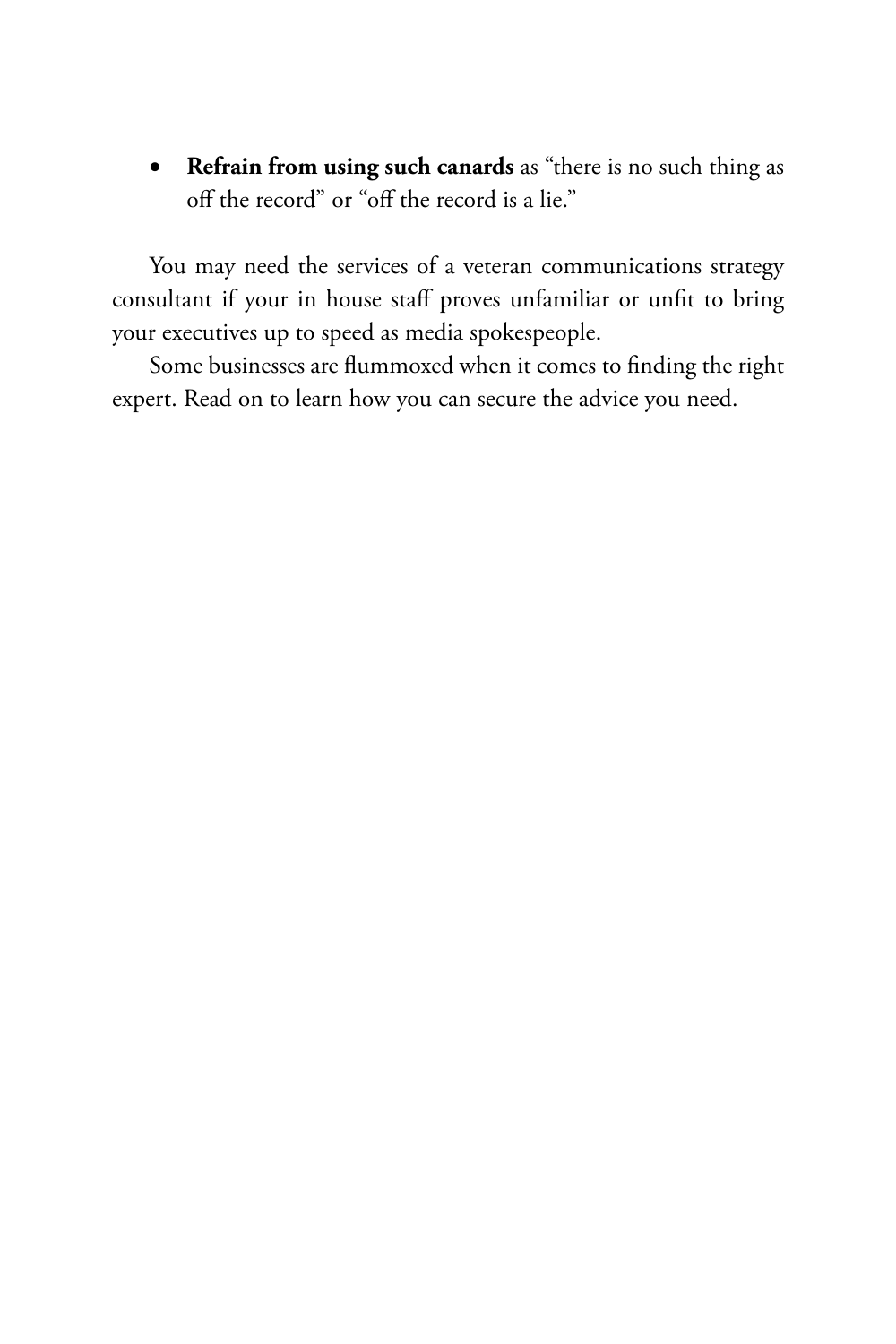- **Refrain from using such canards** as "there is no such thing as off the record" or "off the record is a lie."

You may need the services of a veteran communications strategy consultant if your in house staff proves unfamiliar or unfit to bring your executives up to speed as media spokespeople.

Some businesses are flummoxed when it comes to finding the right expert. Read on to learn how you can secure the advice you need.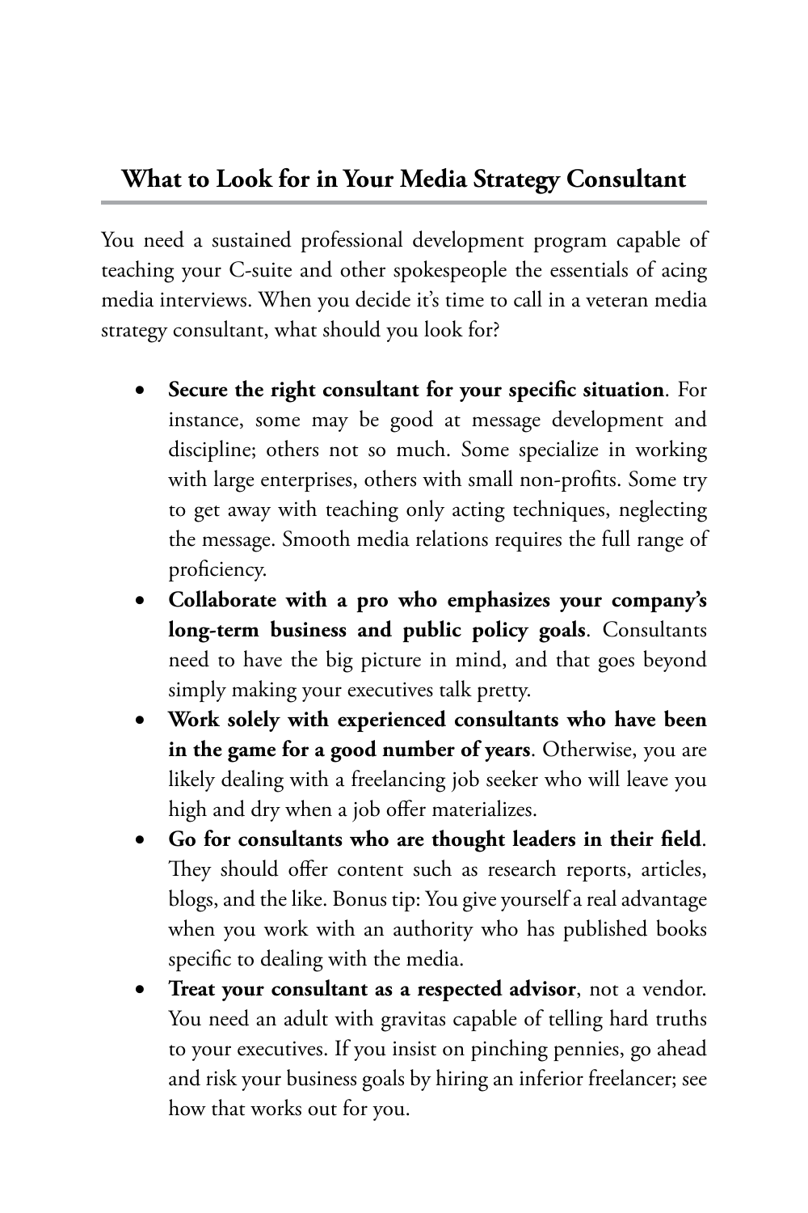## What to Look for in Your Media Strategy Consultant

You need a sustained professional development program capable of teaching your C-suite and other spokespeople the essentials of acing media interviews. When you decide it's time to call in a veteran media strategy consultant, what should you look for?

- **Secure the right consultant for your specific situation**. For instance, some may be good at message development and discipline; others not so much. Some specialize in working with large enterprises, others with small non-profits. Some try to get away with teaching only acting techniques, neglecting the message. Smooth media relations requires the full range of proficiency.
- **Collaborate with a pro who emphasizes your company's long-term business and public policy goals**. Consultants need to have the big picture in mind, and that goes beyond simply making your executives talk pretty.
- **Work solely with experienced consultants who have been in the game for a good number of years**. Otherwise, you are likely dealing with a freelancing job seeker who will leave you high and dry when a job offer materializes.
- **Go for consultants who are thought leaders in their field**. They should offer content such as research reports, articles, blogs, and the like. Bonus tip: You give yourself a real advantage when you work with an authority who has published books specific to dealing with the media.
- **Treat your consultant as a respected advisor**, not a vendor. You need an adult with gravitas capable of telling hard truths to your executives. If you insist on pinching pennies, go ahead and risk your business goals by hiring an inferior freelancer; see how that works out for you.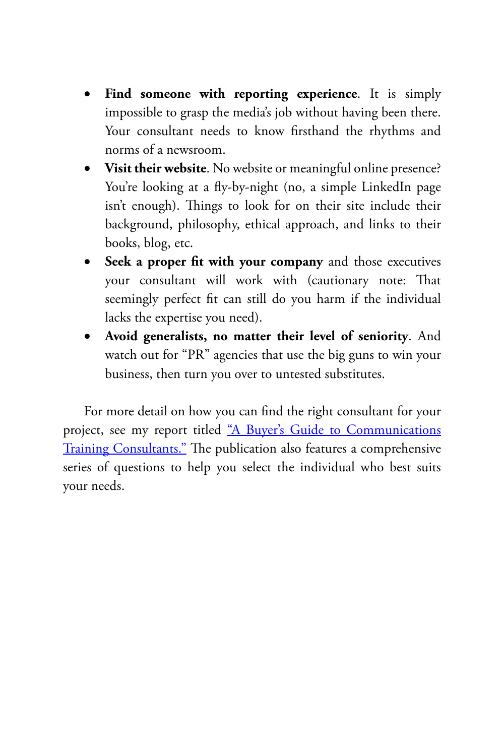- **Find someone with reporting experience**. It is simply impossible to grasp the media's job without having been there. Your consultant needs to know firsthand the rhythms and norms of a newsroom.
- **Visit their website**. No website or meaningful online presence? You're looking at a fly-by-night (no, a simple LinkedIn page isn't enough). Things to look for on their site include their background, philosophy, ethical approach, and links to their books, blog, etc.
- **Seek a proper fit with your company** and those executives your consultant will work with (cautionary note: That seemingly perfect fit can still do you harm if the individual lacks the expertise you need).
- **Avoid generalists, no matter their level of seniority**. And watch out for "PR" agencies that use the big guns to win your business, then turn you over to untested substitutes.

For more detail on how you can find the right consultant for your project, see my report titled "A Buyer's Guide to Communications Training Consultants." The publication also features a comprehensive series of questions to help you select the individual who best suits your needs.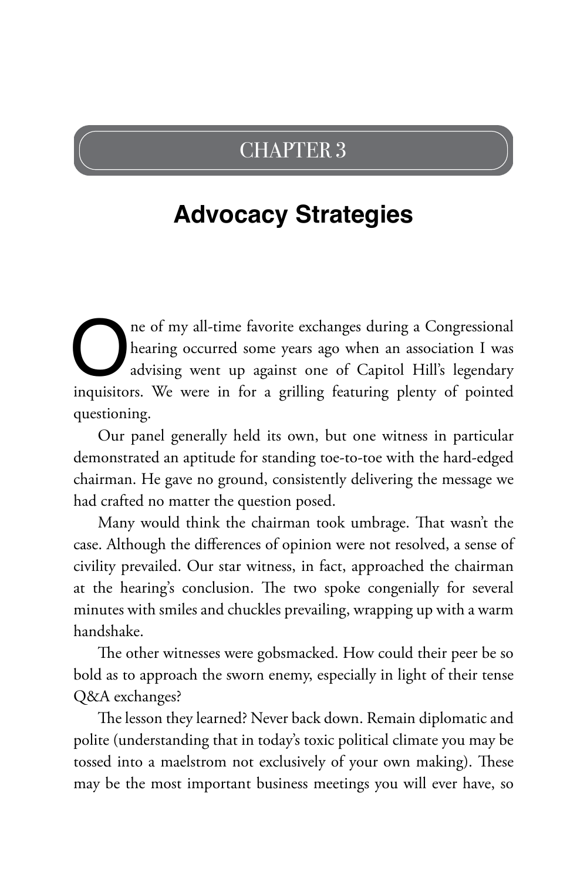# CHAPTER 3

## Advocacy Strategies

One of my all-time favorite exchanges during a Congressional hearing occurred some years ago when an association I was advising went up against one of Capitol Hill's legendary inquisitors. We were in for a grilling featuring plenty of pointed questioning.

Our panel generally held its own, but one witness in particular demonstrated an aptitude for standing toe-to-toe with the hard-edged chairman. He gave no ground, consistently delivering the message we had crafted no matter the question posed.

Many would think the chairman took umbrage. That wasn't the case. Although the differences of opinion were not resolved, a sense of civility prevailed. Our star witness, in fact, approached the chairman at the hearing's conclusion. The two spoke congenially for several minutes with smiles and chuckles prevailing, wrapping up with a warm handshake.

The other witnesses were gobsmacked. How could their peer be so bold as to approach the sworn enemy, especially in light of their tense Q&A exchanges?

The lesson they learned? Never back down. Remain diplomatic and polite (understanding that in today's toxic political climate you may be tossed into a maelstrom not exclusively of your own making). These may be the most important business meetings you will ever have, so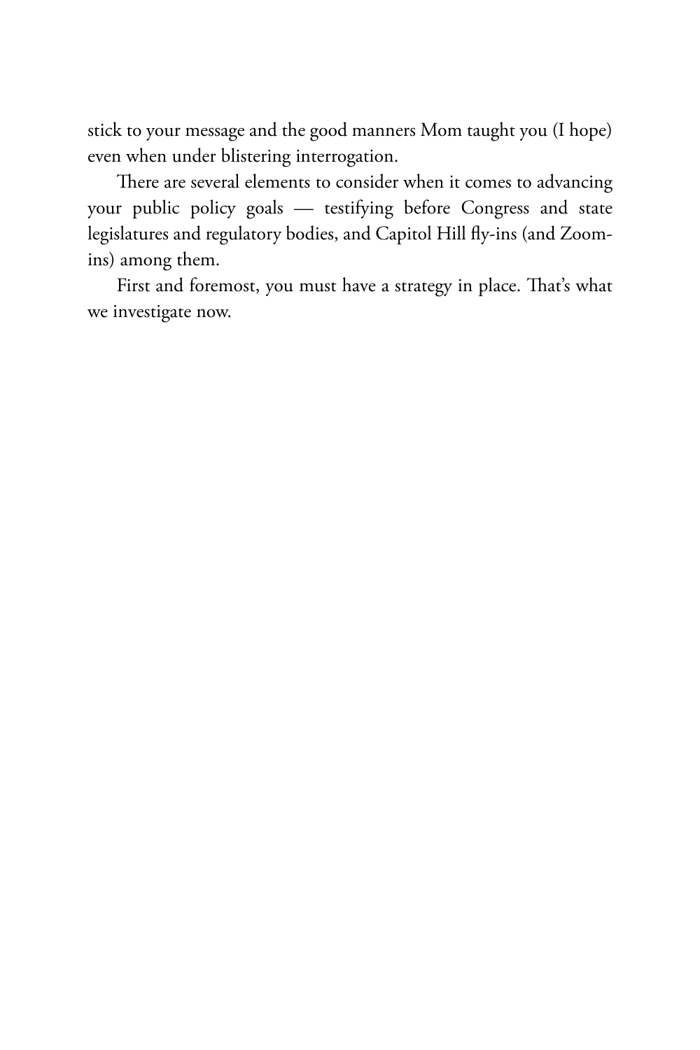stick to your message and the good manners Mom taught you (I hope) even when under blistering interrogation.

There are several elements to consider when it comes to advancing your public policy goals — testifying before Congress and state legislatures and regulatory bodies, and Capitol Hill fly-ins (and Zoom-ins) among them.

First and foremost, you must have a strategy in place. That's what we investigate now.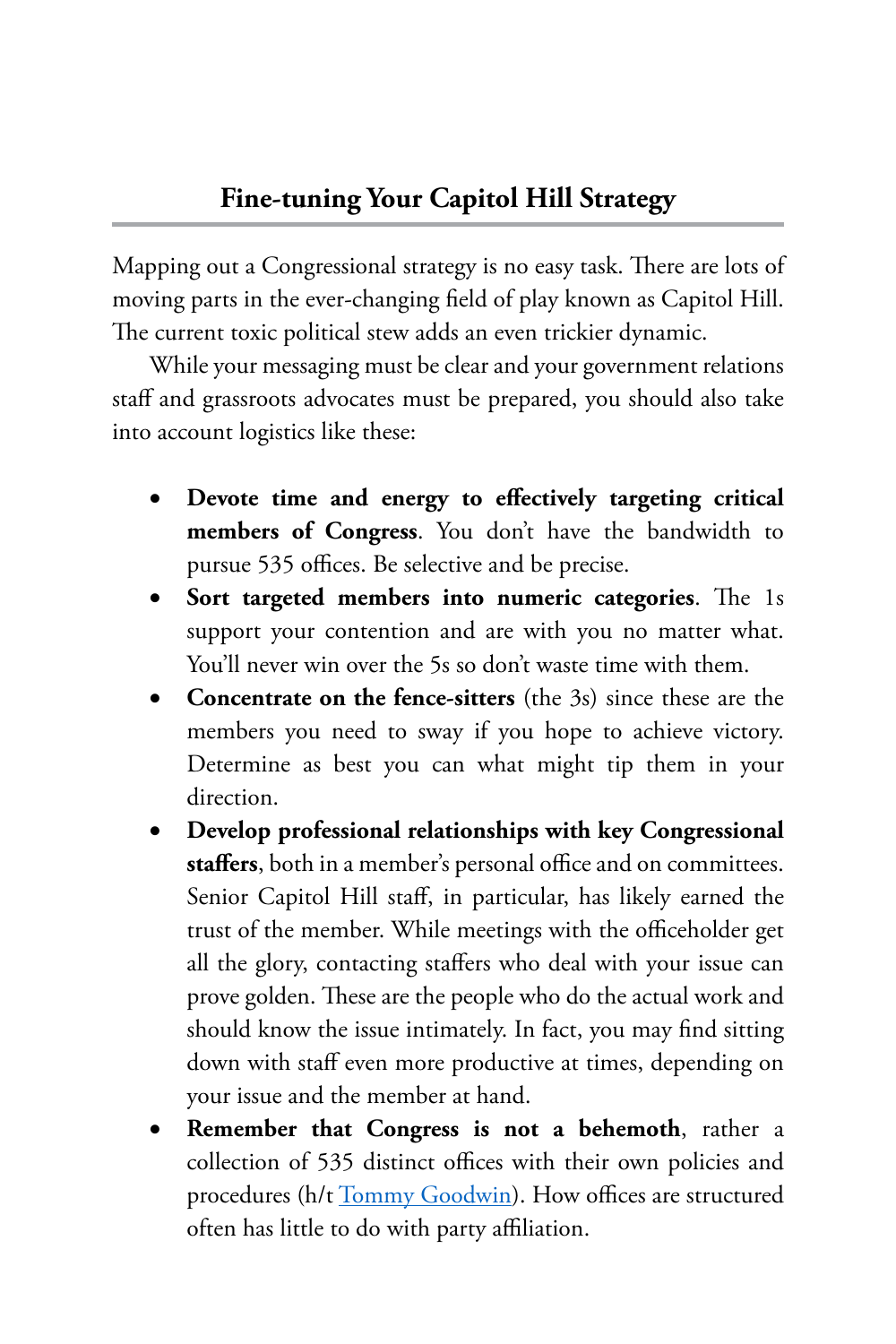## Fine-tuning Your Capitol Hill Strategy

Mapping out a Congressional strategy is no easy task. There are lots of moving parts in the ever-changing field of play known as Capitol Hill. The current toxic political stew adds an even trickier dynamic.

While your messaging must be clear and your government relations staff and grassroots advocates must be prepared, you should also take into account logistics like these:

- **Devote time and energy to effectively targeting critical members of Congress**. You don't have the bandwidth to pursue 535 offices. Be selective and be precise.
- **Sort targeted members into numeric categories**. The 1s support your contention and are with you no matter what. You'll never win over the 5s so don't waste time with them.
- **Concentrate on the fence-sitters** (the 3s) since these are the members you need to sway if you hope to achieve victory. Determine as best you can what might tip them in your direction.
- **Develop professional relationships with key Congressional staffers**, both in a member's personal office and on committees. Senior Capitol Hill staff, in particular, has likely earned the trust of the member. While meetings with the officeholder get all the glory, contacting staffers who deal with your issue can prove golden. These are the people who do the actual work and should know the issue intimately. In fact, you may find sitting down with staff even more productive at times, depending on your issue and the member at hand.
- **Remember that Congress is not a behemoth**, rather a collection of 535 distinct offices with their own policies and procedures (h/t Tommy Goodwin). How offices are structured often has little to do with party affiliation.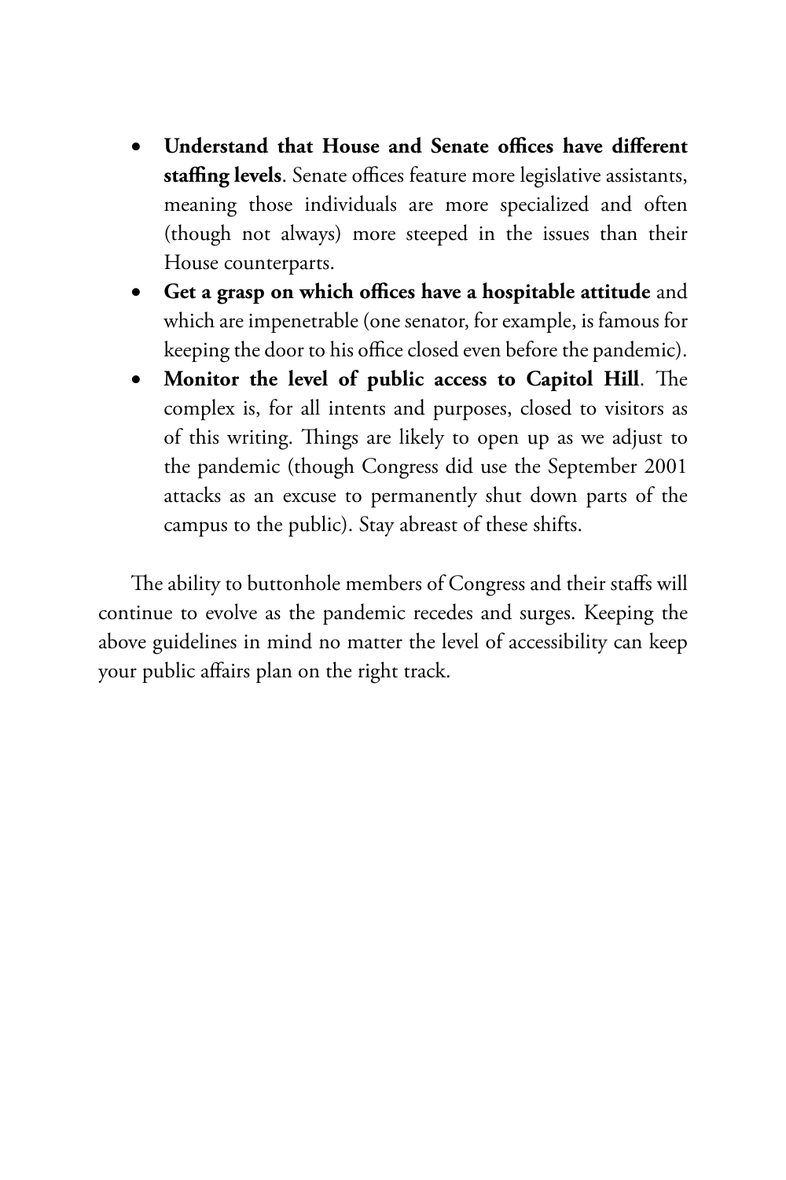- **Understand that House and Senate offices have different staffing levels**. Senate offices feature more legislative assistants, meaning those individuals are more specialized and often (though not always) more steeped in the issues than their House counterparts.
- **Get a grasp on which offices have a hospitable attitude** and which are impenetrable (one senator, for example, is famous for keeping the door to his office closed even before the pandemic).
- **Monitor the level of public access to Capitol Hill**. The complex is, for all intents and purposes, closed to visitors as of this writing. Things are likely to open up as we adjust to the pandemic (though Congress did use the September 2001 attacks as an excuse to permanently shut down parts of the campus to the public). Stay abreast of these shifts.

The ability to buttonhole members of Congress and their staffs will continue to evolve as the pandemic recedes and surges. Keeping the above guidelines in mind no matter the level of accessibility can keep your public affairs plan on the right track.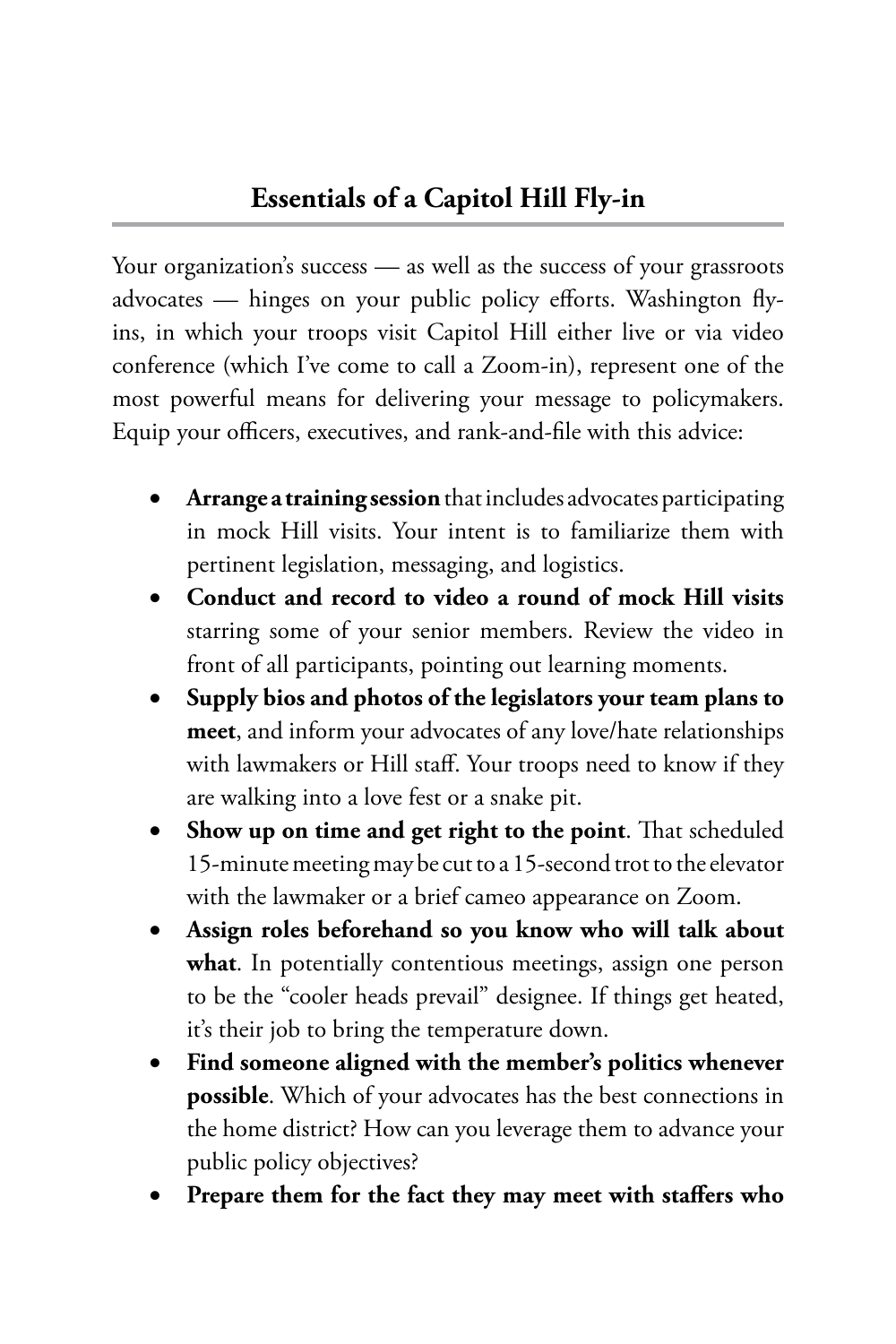## Essentials of a Capitol Hill Fly-in

Your organization's success — as well as the success of your grassroots advocates — hinges on your public policy efforts. Washington fly-ins, in which your troops visit Capitol Hill either live or via video conference (which I've come to call a Zoom-in), represent one of the most powerful means for delivering your message to policymakers. Equip your officers, executives, and rank-and-file with this advice:

- **Arrange a training session** that includes advocates participating in mock Hill visits. Your intent is to familiarize them with pertinent legislation, messaging, and logistics.
- **Conduct and record to video a round of mock Hill visits** starring some of your senior members. Review the video in front of all participants, pointing out learning moments.
- **Supply bios and photos of the legislators your team plans to meet**, and inform your advocates of any love/hate relationships with lawmakers or Hill staff. Your troops need to know if they are walking into a love fest or a snake pit.
- **Show up on time and get right to the point**. That scheduled 15-minute meeting may be cut to a 15-second trot to the elevator with the lawmaker or a brief cameo appearance on Zoom.
- **Assign roles beforehand so you know who will talk about what**. In potentially contentious meetings, assign one person to be the "cooler heads prevail" designee. If things get heated, it's their job to bring the temperature down.
- **Find someone aligned with the member's politics whenever possible**. Which of your advocates has the best connections in the home district? How can you leverage them to advance your public policy objectives?
- **Prepare them for the fact they may meet with staffers who**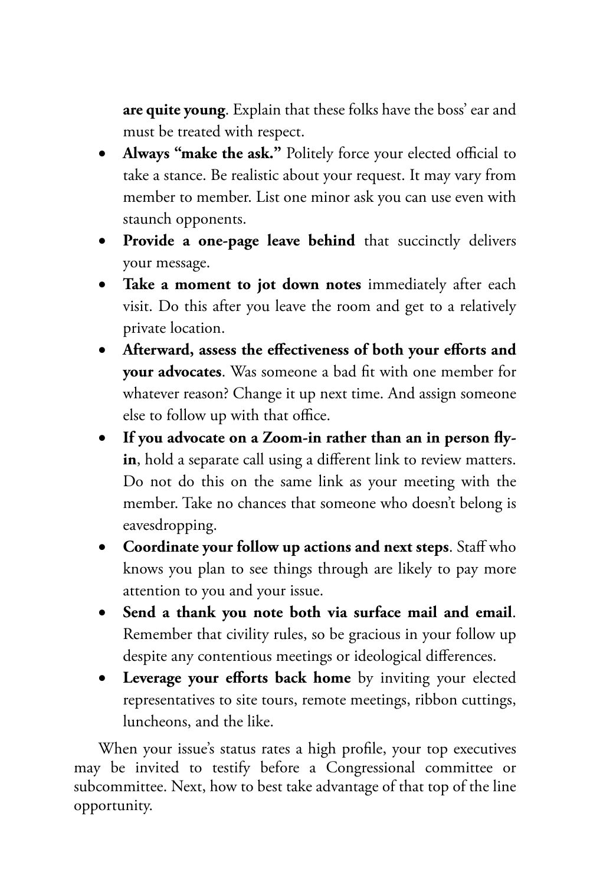**are quite young**. Explain that these folks have the boss' ear and must be treated with respect.

- **Always "make the ask."** Politely force your elected official to take a stance. Be realistic about your request. It may vary from member to member. List one minor ask you can use even with staunch opponents.
- **Provide a one-page leave behind** that succinctly delivers your message.
- **Take a moment to jot down notes** immediately after each visit. Do this after you leave the room and get to a relatively private location.
- **Afterward, assess the effectiveness of both your efforts and your advocates**. Was someone a bad fit with one member for whatever reason? Change it up next time. And assign someone else to follow up with that office.
- **If you advocate on a Zoom-in rather than an in person fly-in**, hold a separate call using a different link to review matters. Do not do this on the same link as your meeting with the member. Take no chances that someone who doesn't belong is eavesdropping.
- **Coordinate your follow up actions and next steps**. Staff who knows you plan to see things through are likely to pay more attention to you and your issue.
- **Send a thank you note both via surface mail and email**. Remember that civility rules, so be gracious in your follow up despite any contentious meetings or ideological differences.
- **Leverage your efforts back home** by inviting your elected representatives to site tours, remote meetings, ribbon cuttings, luncheons, and the like.

When your issue's status rates a high profile, your top executives may be invited to testify before a Congressional committee or subcommittee. Next, how to best take advantage of that top of the line opportunity.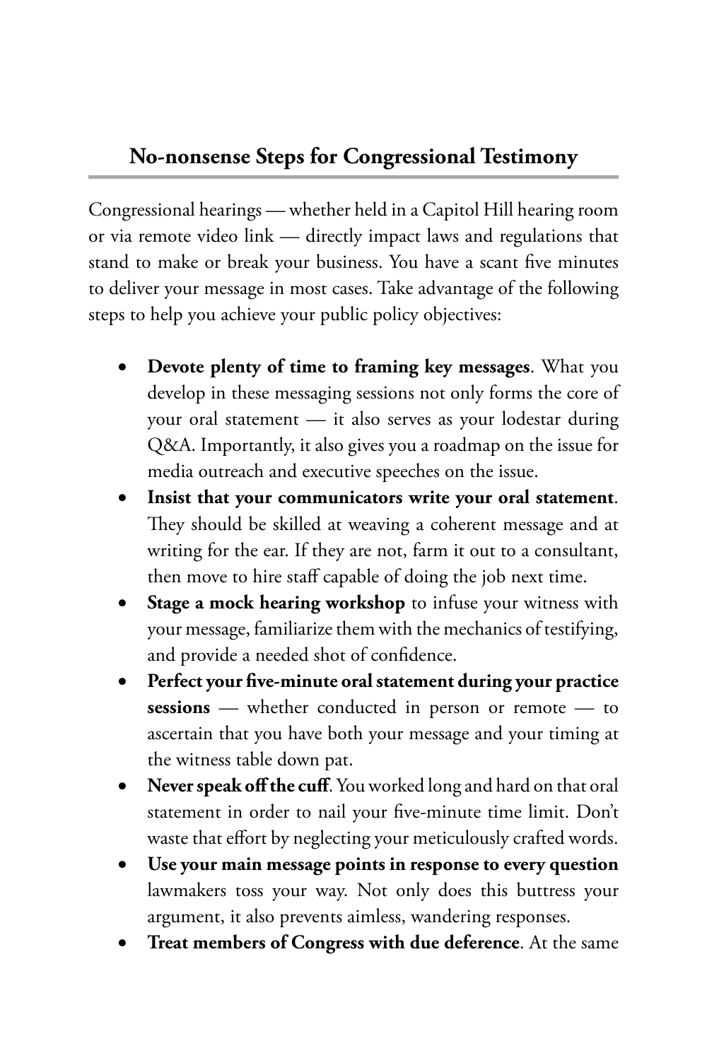## No-nonsense Steps for Congressional Testimony

Congressional hearings — whether held in a Capitol Hill hearing room or via remote video link — directly impact laws and regulations that stand to make or break your business. You have a scant five minutes to deliver your message in most cases. Take advantage of the following steps to help you achieve your public policy objectives:

- **Devote plenty of time to framing key messages**. What you develop in these messaging sessions not only forms the core of your oral statement — it also serves as your lodestar during Q&A. Importantly, it also gives you a roadmap on the issue for media outreach and executive speeches on the issue.
- **Insist that your communicators write your oral statement**. They should be skilled at weaving a coherent message and at writing for the ear. If they are not, farm it out to a consultant, then move to hire staff capable of doing the job next time.
- **Stage a mock hearing workshop** to infuse your witness with your message, familiarize them with the mechanics of testifying, and provide a needed shot of confidence.
- **Perfect your five-minute oral statement during your practice sessions** — whether conducted in person or remote — to ascertain that you have both your message and your timing at the witness table down pat.
- **Never speak off the cuff**. You worked long and hard on that oral statement in order to nail your five-minute time limit. Don't waste that effort by neglecting your meticulously crafted words.
- **Use your main message points in response to every question** lawmakers toss your way. Not only does this buttress your argument, it also prevents aimless, wandering responses.
- **Treat members of Congress with due deference**. At the same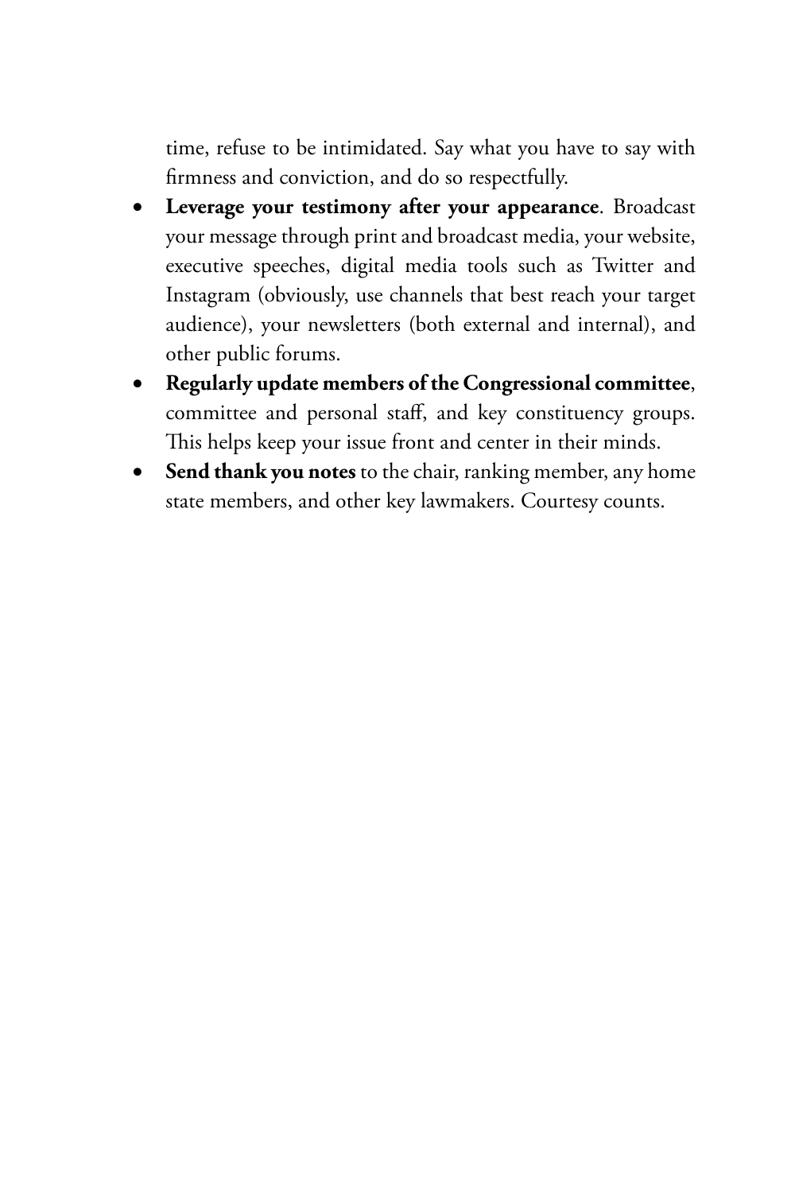time, refuse to be intimidated. Say what you have to say with firmness and conviction, and do so respectfully.

- **Leverage your testimony after your appearance**. Broadcast your message through print and broadcast media, your website, executive speeches, digital media tools such as Twitter and Instagram (obviously, use channels that best reach your target audience), your newsletters (both external and internal), and other public forums.
- **Regularly update members of the Congressional committee**, committee and personal staff, and key constituency groups. This helps keep your issue front and center in their minds.
- **Send thank you notes** to the chair, ranking member, any home state members, and other key lawmakers. Courtesy counts.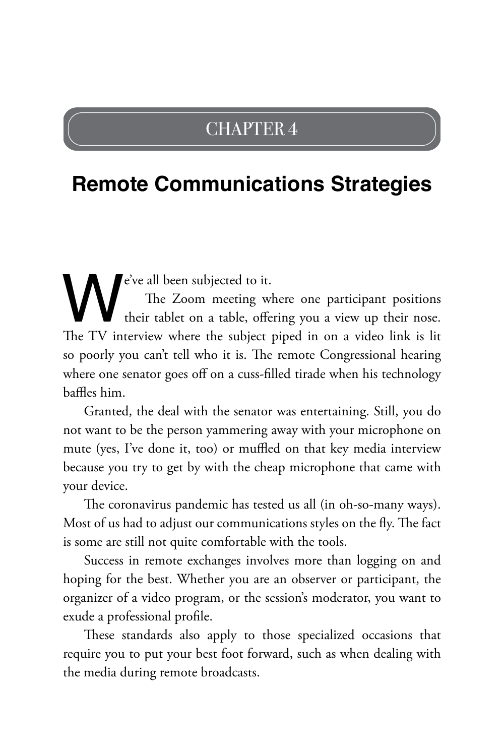# CHAPTER 4

## Remote Communications Strategies

We've all been subjected to it.

The Zoom meeting where one participant positions their tablet on a table, offering you a view up their nose. The TV interview where the subject piped in on a video link is lit so poorly you can't tell who it is. The remote Congressional hearing where one senator goes off on a cuss-filled tirade when his technology baffles him.

Granted, the deal with the senator was entertaining. Still, you do not want to be the person yammering away with your microphone on mute (yes, I've done it, too) or muffled on that key media interview because you try to get by with the cheap microphone that came with your device.

The coronavirus pandemic has tested us all (in oh-so-many ways). Most of us had to adjust our communications styles on the fly. The fact is some are still not quite comfortable with the tools.

Success in remote exchanges involves more than logging on and hoping for the best. Whether you are an observer or participant, the organizer of a video program, or the session's moderator, you want to exude a professional profile.

These standards also apply to those specialized occasions that require you to put your best foot forward, such as when dealing with the media during remote broadcasts.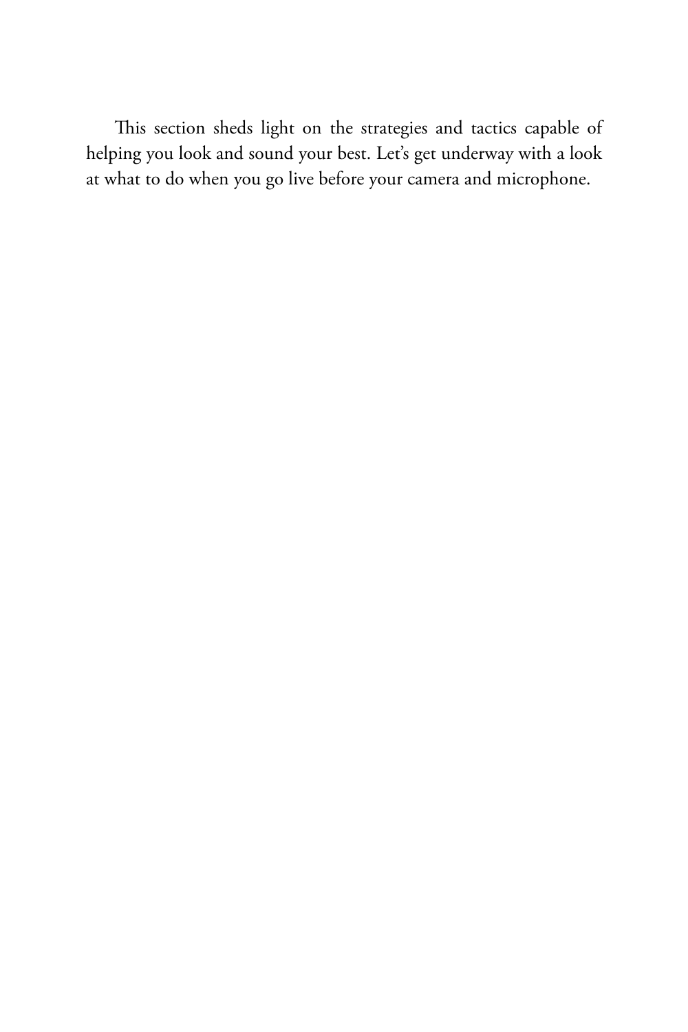This section sheds light on the strategies and tactics capable of helping you look and sound your best. Let's get underway with a look at what to do when you go live before your camera and microphone.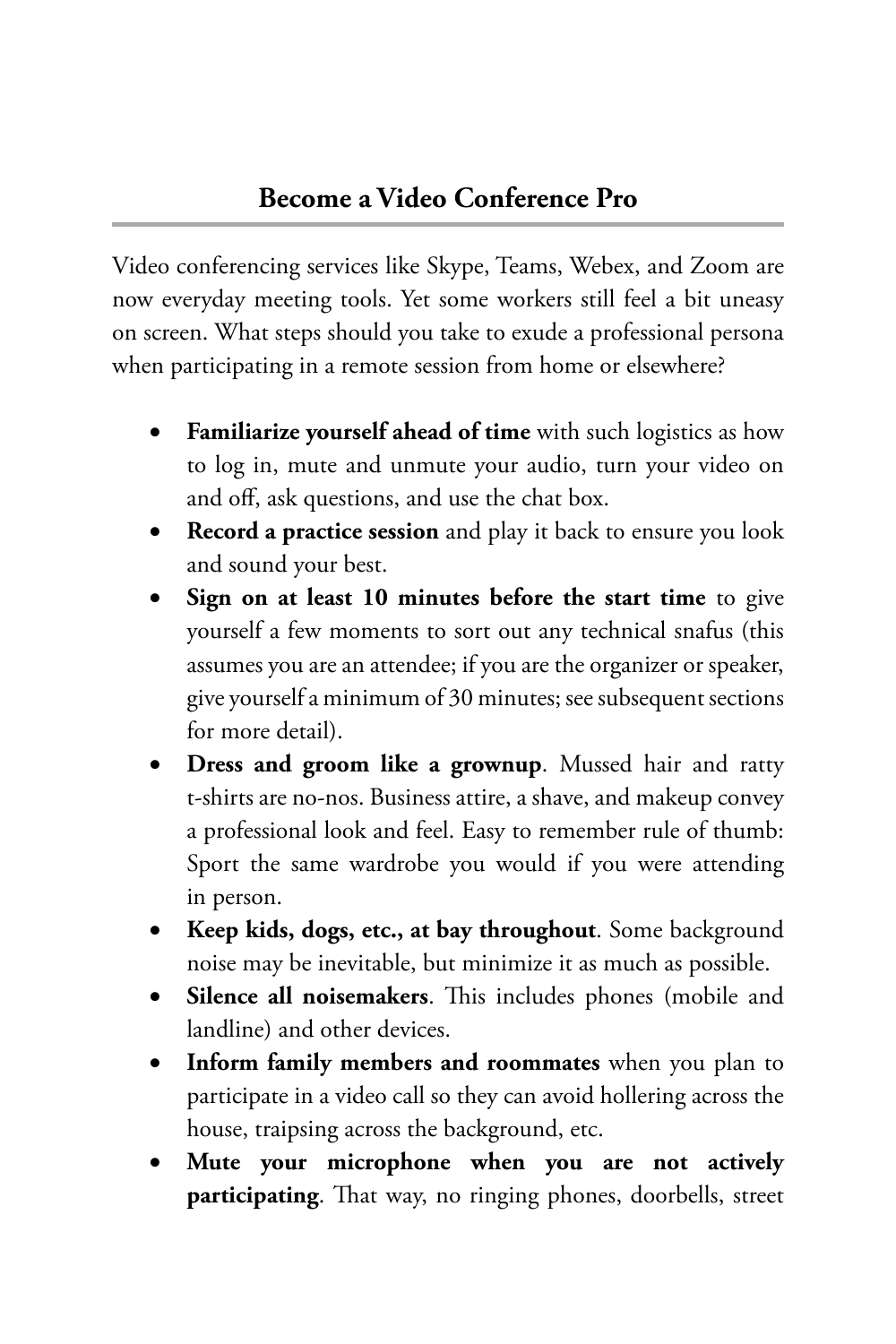## Become a Video Conference Pro

Video conferencing services like Skype, Teams, Webex, and Zoom are now everyday meeting tools. Yet some workers still feel a bit uneasy on screen. What steps should you take to exude a professional persona when participating in a remote session from home or elsewhere?

- **Familiarize yourself ahead of time** with such logistics as how to log in, mute and unmute your audio, turn your video on and off, ask questions, and use the chat box.
- **Record a practice session** and play it back to ensure you look and sound your best.
- **Sign on at least 10 minutes before the start time** to give yourself a few moments to sort out any technical snafus (this assumes you are an attendee; if you are the organizer or speaker, give yourself a minimum of 30 minutes; see subsequent sections for more detail).
- **Dress and groom like a grownup**. Mussed hair and ratty t-shirts are no-nos. Business attire, a shave, and makeup convey a professional look and feel. Easy to remember rule of thumb: Sport the same wardrobe you would if you were attending in person.
- **Keep kids, dogs, etc., at bay throughout**. Some background noise may be inevitable, but minimize it as much as possible.
- **Silence all noisemakers**. This includes phones (mobile and landline) and other devices.
- **Inform family members and roommates** when you plan to participate in a video call so they can avoid hollering across the house, traipsing across the background, etc.
- **Mute your microphone when you are not actively participating**. That way, no ringing phones, doorbells, street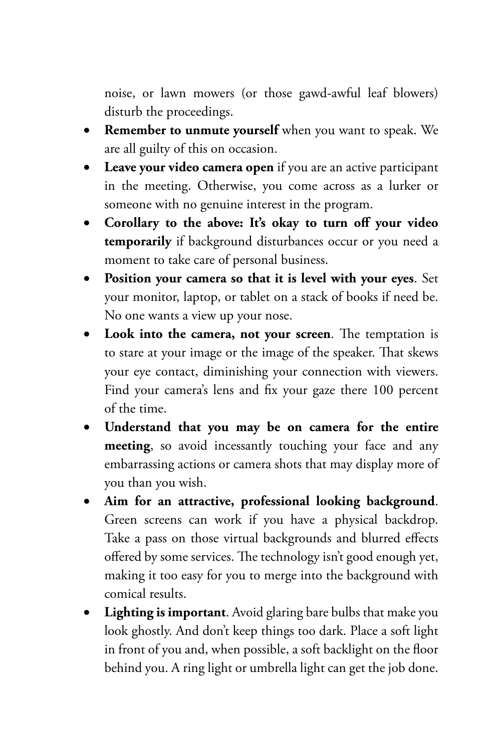noise, or lawn mowers (or those gawd-awful leaf blowers) disturb the proceedings.

- **Remember to unmute yourself** when you want to speak. We are all guilty of this on occasion.
- **Leave your video camera open** if you are an active participant in the meeting. Otherwise, you come across as a lurker or someone with no genuine interest in the program.
- **Corollary to the above: It's okay to turn off your video temporarily** if background disturbances occur or you need a moment to take care of personal business.
- **Position your camera so that it is level with your eyes**. Set your monitor, laptop, or tablet on a stack of books if need be. No one wants a view up your nose.
- **Look into the camera, not your screen**. The temptation is to stare at your image or the image of the speaker. That skews your eye contact, diminishing your connection with viewers. Find your camera's lens and fix your gaze there 100 percent of the time.
- **Understand that you may be on camera for the entire meeting**, so avoid incessantly touching your face and any embarrassing actions or camera shots that may display more of you than you wish.
- **Aim for an attractive, professional looking background**. Green screens can work if you have a physical backdrop. Take a pass on those virtual backgrounds and blurred effects offered by some services. The technology isn't good enough yet, making it too easy for you to merge into the background with comical results.
- **Lighting is important**. Avoid glaring bare bulbs that make you look ghostly. And don't keep things too dark. Place a soft light in front of you and, when possible, a soft backlight on the floor behind you. A ring light or umbrella light can get the job done.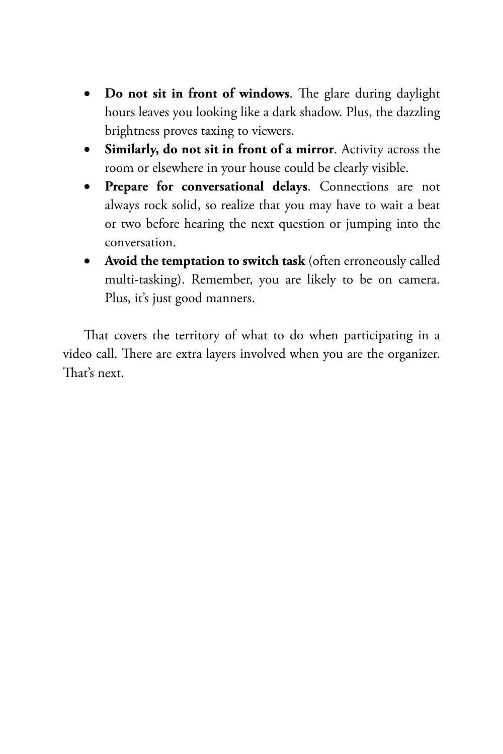- **Do not sit in front of windows**. The glare during daylight hours leaves you looking like a dark shadow. Plus, the dazzling brightness proves taxing to viewers.
- **Similarly, do not sit in front of a mirror**. Activity across the room or elsewhere in your house could be clearly visible.
- **Prepare for conversational delays**. Connections are not always rock solid, so realize that you may have to wait a beat or two before hearing the next question or jumping into the conversation.
- **Avoid the temptation to switch task** (often erroneously called multi-tasking). Remember, you are likely to be on camera. Plus, it's just good manners.

That covers the territory of what to do when participating in a video call. There are extra layers involved when you are the organizer. That's next.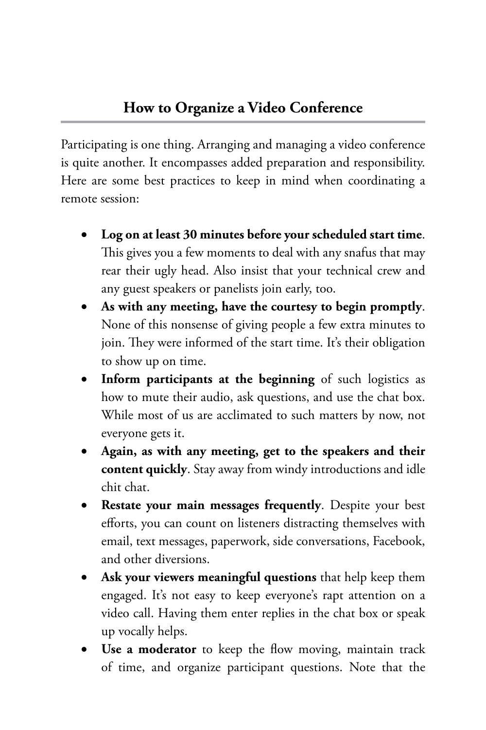## How to Organize a Video Conference

Participating is one thing. Arranging and managing a video conference is quite another. It encompasses added preparation and responsibility. Here are some best practices to keep in mind when coordinating a remote session:

- **Log on at least 30 minutes before your scheduled start time**. This gives you a few moments to deal with any snafus that may rear their ugly head. Also insist that your technical crew and any guest speakers or panelists join early, too.
- **As with any meeting, have the courtesy to begin promptly**. None of this nonsense of giving people a few extra minutes to join. They were informed of the start time. It's their obligation to show up on time.
- **Inform participants at the beginning** of such logistics as how to mute their audio, ask questions, and use the chat box. While most of us are acclimated to such matters by now, not everyone gets it.
- **Again, as with any meeting, get to the speakers and their content quickly**. Stay away from windy introductions and idle chit chat.
- **Restate your main messages frequently**. Despite your best efforts, you can count on listeners distracting themselves with email, text messages, paperwork, side conversations, Facebook, and other diversions.
- **Ask your viewers meaningful questions** that help keep them engaged. It's not easy to keep everyone's rapt attention on a video call. Having them enter replies in the chat box or speak up vocally helps.
- **Use a moderator** to keep the flow moving, maintain track of time, and organize participant questions. Note that the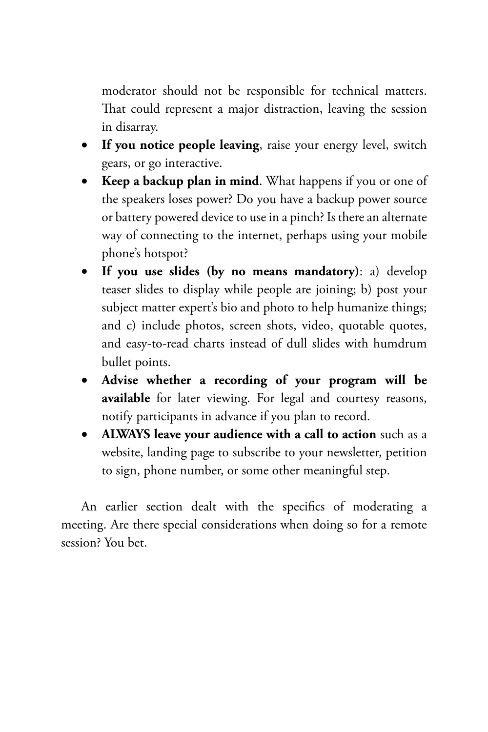moderator should not be responsible for technical matters. That could represent a major distraction, leaving the session in disarray.

- **If you notice people leaving**, raise your energy level, switch gears, or go interactive.
- **Keep a backup plan in mind**. What happens if you or one of the speakers loses power? Do you have a backup power source or battery powered device to use in a pinch? Is there an alternate way of connecting to the internet, perhaps using your mobile phone's hotspot?
- **If you use slides (by no means mandatory)**: a) develop teaser slides to display while people are joining; b) post your subject matter expert's bio and photo to help humanize things; and c) include photos, screen shots, video, quotable quotes, and easy-to-read charts instead of dull slides with humdrum bullet points.
- **Advise whether a recording of your program will be available** for later viewing. For legal and courtesy reasons, notify participants in advance if you plan to record.
- **ALWAYS leave your audience with a call to action** such as a website, landing page to subscribe to your newsletter, petition to sign, phone number, or some other meaningful step.

An earlier section dealt with the specifics of moderating a meeting. Are there special considerations when doing so for a remote session? You bet.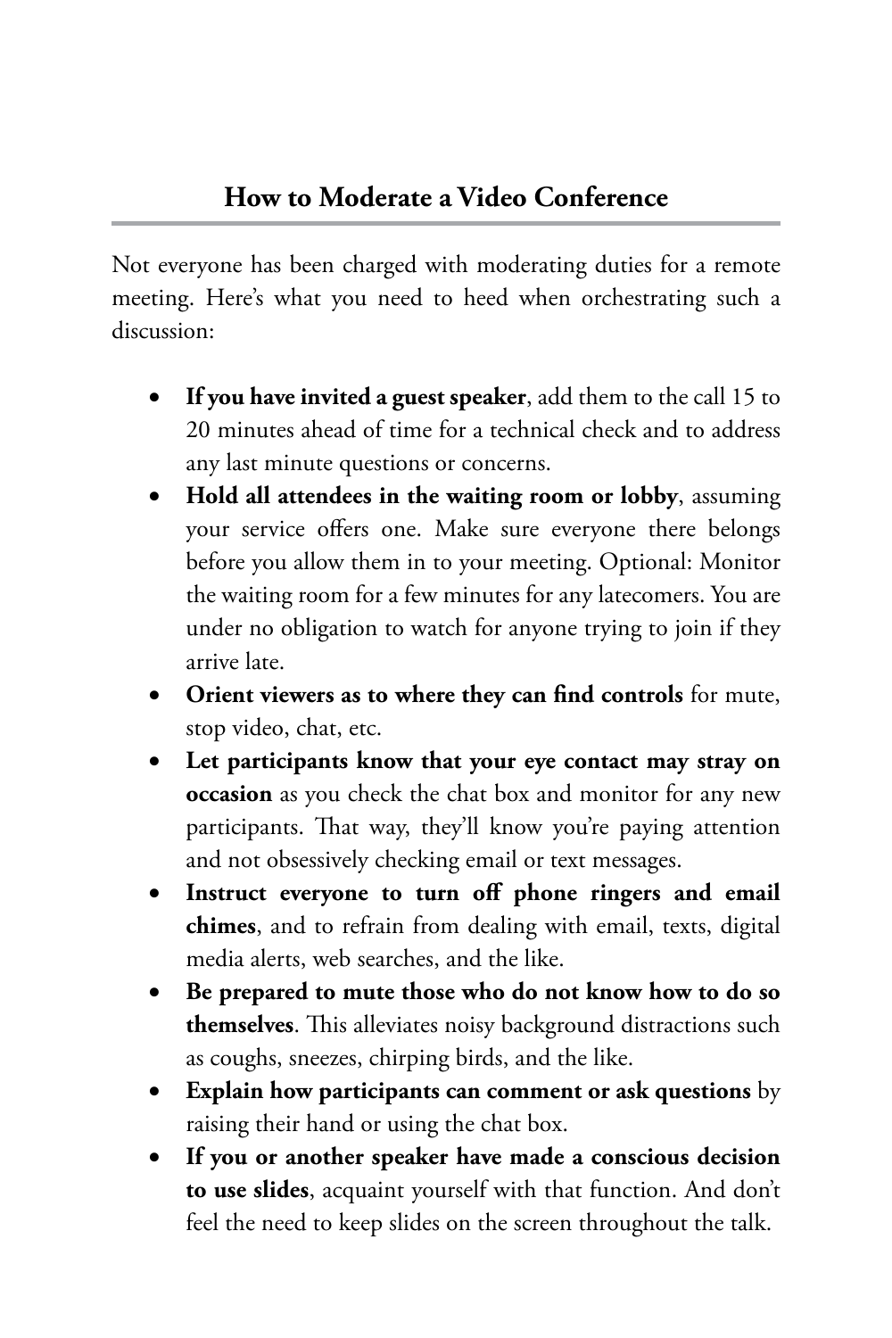## How to Moderate a Video Conference

Not everyone has been charged with moderating duties for a remote meeting. Here's what you need to heed when orchestrating such a discussion:

- **If you have invited a guest speaker**, add them to the call 15 to 20 minutes ahead of time for a technical check and to address any last minute questions or concerns.
- **Hold all attendees in the waiting room or lobby**, assuming your service offers one. Make sure everyone there belongs before you allow them in to your meeting. Optional: Monitor the waiting room for a few minutes for any latecomers. You are under no obligation to watch for anyone trying to join if they arrive late.
- **Orient viewers as to where they can find controls** for mute, stop video, chat, etc.
- **Let participants know that your eye contact may stray on occasion** as you check the chat box and monitor for any new participants. That way, they'll know you're paying attention and not obsessively checking email or text messages.
- **Instruct everyone to turn off phone ringers and email chimes**, and to refrain from dealing with email, texts, digital media alerts, web searches, and the like.
- **Be prepared to mute those who do not know how to do so themselves**. This alleviates noisy background distractions such as coughs, sneezes, chirping birds, and the like.
- **Explain how participants can comment or ask questions** by raising their hand or using the chat box.
- **If you or another speaker have made a conscious decision to use slides**, acquaint yourself with that function. And don't feel the need to keep slides on the screen throughout the talk.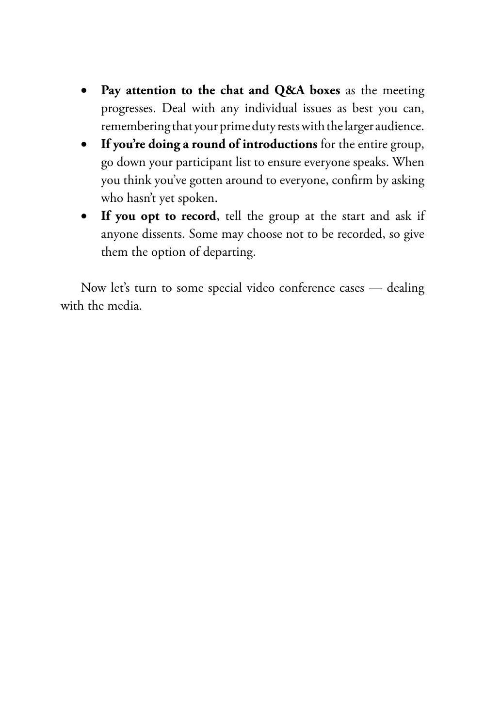- **Pay attention to the chat and Q&A boxes** as the meeting progresses. Deal with any individual issues as best you can, remembering that your prime duty rests with the larger audience.
- **If you're doing a round of introductions** for the entire group, go down your participant list to ensure everyone speaks. When you think you've gotten around to everyone, confirm by asking who hasn't yet spoken.
- **If you opt to record**, tell the group at the start and ask if anyone dissents. Some may choose not to be recorded, so give them the option of departing.

Now let's turn to some special video conference cases — dealing with the media.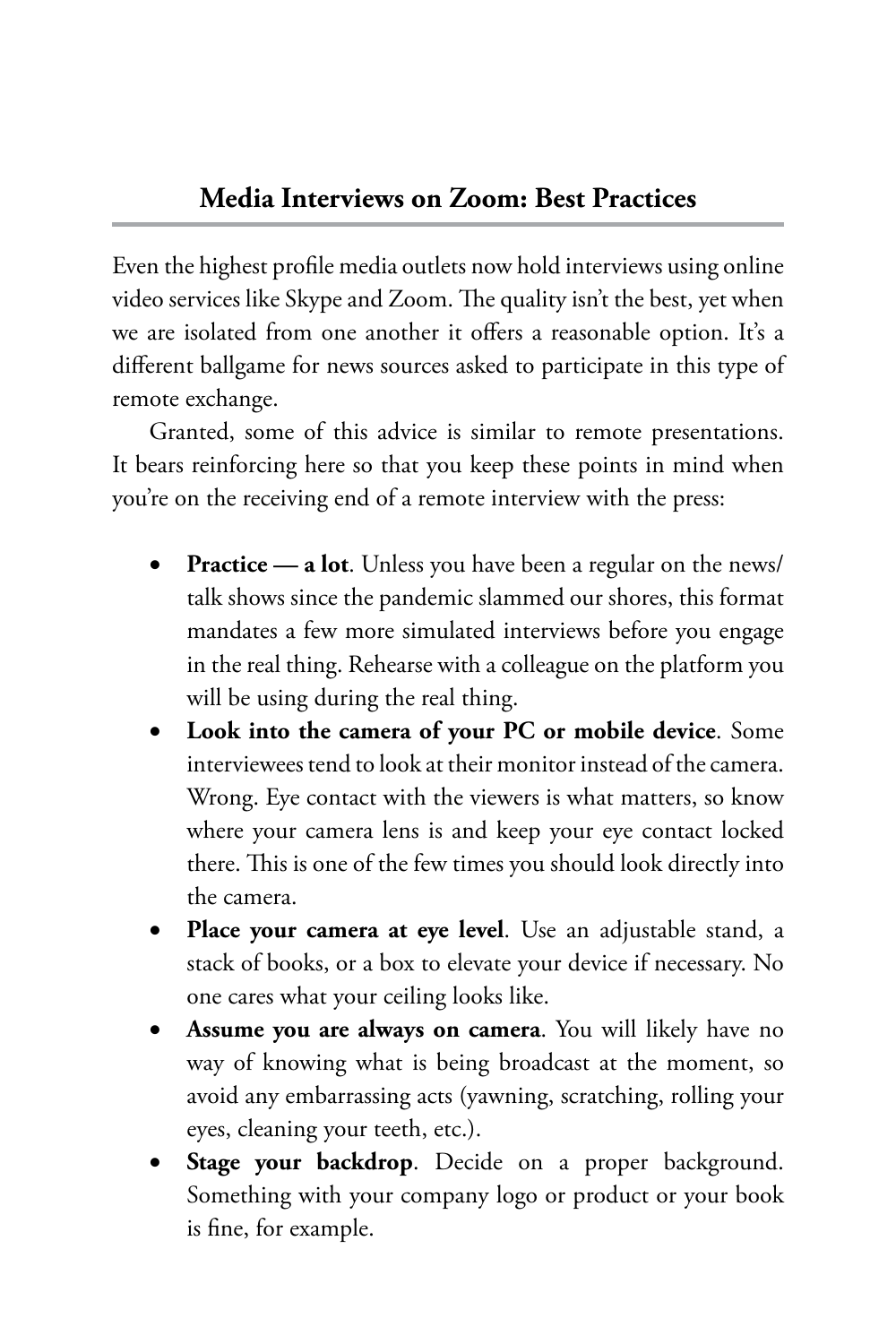## Media Interviews on Zoom: Best Practices

Even the highest profile media outlets now hold interviews using online video services like Skype and Zoom. The quality isn't the best, yet when we are isolated from one another it offers a reasonable option. It's a different ballgame for news sources asked to participate in this type of remote exchange.

Granted, some of this advice is similar to remote presentations. It bears reinforcing here so that you keep these points in mind when you're on the receiving end of a remote interview with the press:

- **Practice — a lot**. Unless you have been a regular on the news/ talk shows since the pandemic slammed our shores, this format mandates a few more simulated interviews before you engage in the real thing. Rehearse with a colleague on the platform you will be using during the real thing.
- **Look into the camera of your PC or mobile device**. Some interviewees tend to look at their monitor instead of the camera. Wrong. Eye contact with the viewers is what matters, so know where your camera lens is and keep your eye contact locked there. This is one of the few times you should look directly into the camera.
- **Place your camera at eye level**. Use an adjustable stand, a stack of books, or a box to elevate your device if necessary. No one cares what your ceiling looks like.
- **Assume you are always on camera**. You will likely have no way of knowing what is being broadcast at the moment, so avoid any embarrassing acts (yawning, scratching, rolling your eyes, cleaning your teeth, etc.).
- **Stage your backdrop**. Decide on a proper background. Something with your company logo or product or your book is fine, for example.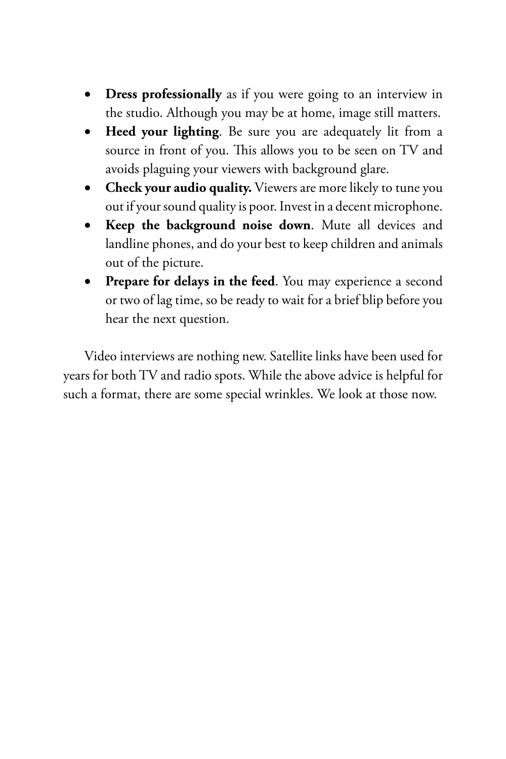- **Dress professionally** as if you were going to an interview in the studio. Although you may be at home, image still matters.
- **Heed your lighting**. Be sure you are adequately lit from a source in front of you. This allows you to be seen on TV and avoids plaguing your viewers with background glare.
- **Check your audio quality.** Viewers are more likely to tune you out if your sound quality is poor. Invest in a decent microphone.
- **Keep the background noise down**. Mute all devices and landline phones, and do your best to keep children and animals out of the picture.
- **Prepare for delays in the feed**. You may experience a second or two of lag time, so be ready to wait for a brief blip before you hear the next question.

Video interviews are nothing new. Satellite links have been used for years for both TV and radio spots. While the above advice is helpful for such a format, there are some special wrinkles. We look at those now.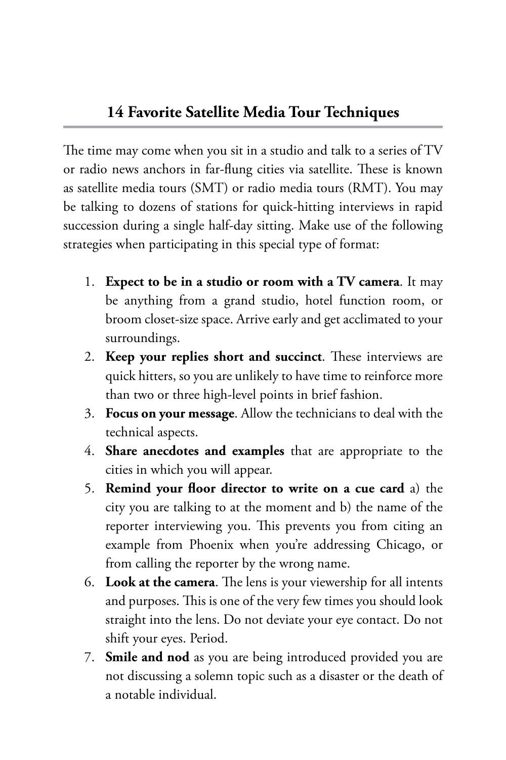## 14 Favorite Satellite Media Tour Techniques

The time may come when you sit in a studio and talk to a series of TV or radio news anchors in far-flung cities via satellite. These is known as satellite media tours (SMT) or radio media tours (RMT). You may be talking to dozens of stations for quick-hitting interviews in rapid succession during a single half-day sitting. Make use of the following strategies when participating in this special type of format:

1. **Expect to be in a studio or room with a TV camera**. It may be anything from a grand studio, hotel function room, or broom closet-size space. Arrive early and get acclimated to your surroundings.
2. **Keep your replies short and succinct**. These interviews are quick hitters, so you are unlikely to have time to reinforce more than two or three high-level points in brief fashion.
3. **Focus on your message**. Allow the technicians to deal with the technical aspects.
4. **Share anecdotes and examples** that are appropriate to the cities in which you will appear.
5. **Remind your floor director to write on a cue card** a) the city you are talking to at the moment and b) the name of the reporter interviewing you. This prevents you from citing an example from Phoenix when you're addressing Chicago, or from calling the reporter by the wrong name.
6. **Look at the camera**. The lens is your viewership for all intents and purposes. This is one of the very few times you should look straight into the lens. Do not deviate your eye contact. Do not shift your eyes. Period.
7. **Smile and nod** as you are being introduced provided you are not discussing a solemn topic such as a disaster or the death of a notable individual.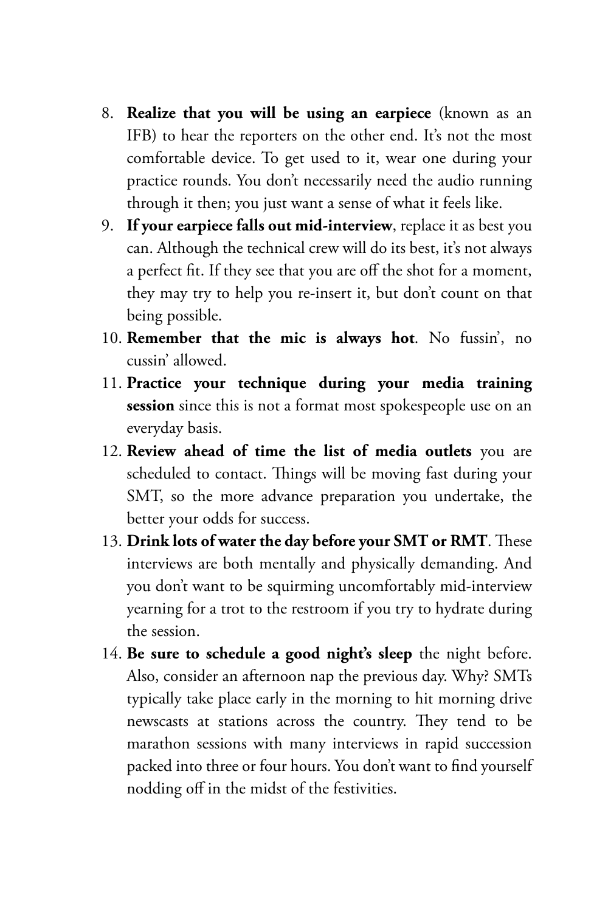8. **Realize that you will be using an earpiece** (known as an IFB) to hear the reporters on the other end. It's not the most comfortable device. To get used to it, wear one during your practice rounds. You don't necessarily need the audio running through it then; you just want a sense of what it feels like.
9. **If your earpiece falls out mid-interview**, replace it as best you can. Although the technical crew will do its best, it's not always a perfect fit. If they see that you are off the shot for a moment, they may try to help you re-insert it, but don't count on that being possible.
10. **Remember that the mic is always hot**. No fussin', no cussin' allowed.
11. **Practice your technique during your media training session** since this is not a format most spokespeople use on an everyday basis.
12. **Review ahead of time the list of media outlets** you are scheduled to contact. Things will be moving fast during your SMT, so the more advance preparation you undertake, the better your odds for success.
13. **Drink lots of water the day before your SMT or RMT**. These interviews are both mentally and physically demanding. And you don't want to be squirming uncomfortably mid-interview yearning for a trot to the restroom if you try to hydrate during the session.
14. **Be sure to schedule a good night's sleep** the night before. Also, consider an afternoon nap the previous day. Why? SMTs typically take place early in the morning to hit morning drive newscasts at stations across the country. They tend to be marathon sessions with many interviews in rapid succession packed into three or four hours. You don't want to find yourself nodding off in the midst of the festivities.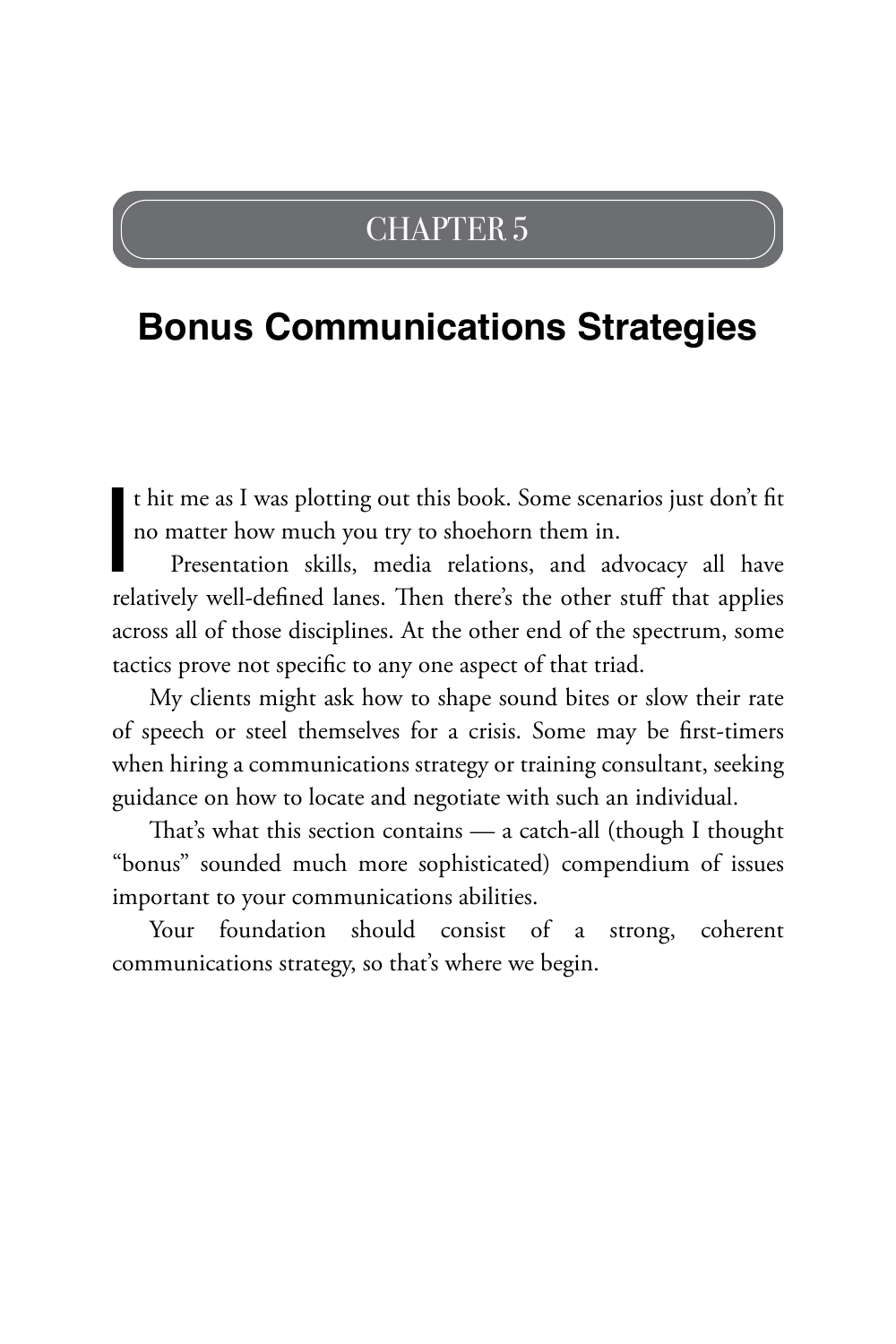# CHAPTER 5

## Bonus Communications Strategies

It hit me as I was plotting out this book. Some scenarios just don't fit no matter how much you try to shoehorn them in.

Presentation skills, media relations, and advocacy all have relatively well-defined lanes. Then there's the other stuff that applies across all of those disciplines. At the other end of the spectrum, some tactics prove not specific to any one aspect of that triad.

My clients might ask how to shape sound bites or slow their rate of speech or steel themselves for a crisis. Some may be first-timers when hiring a communications strategy or training consultant, seeking guidance on how to locate and negotiate with such an individual.

That's what this section contains — a catch-all (though I thought "bonus" sounded much more sophisticated) compendium of issues important to your communications abilities.

Your foundation should consist of a strong, coherent communications strategy, so that's where we begin.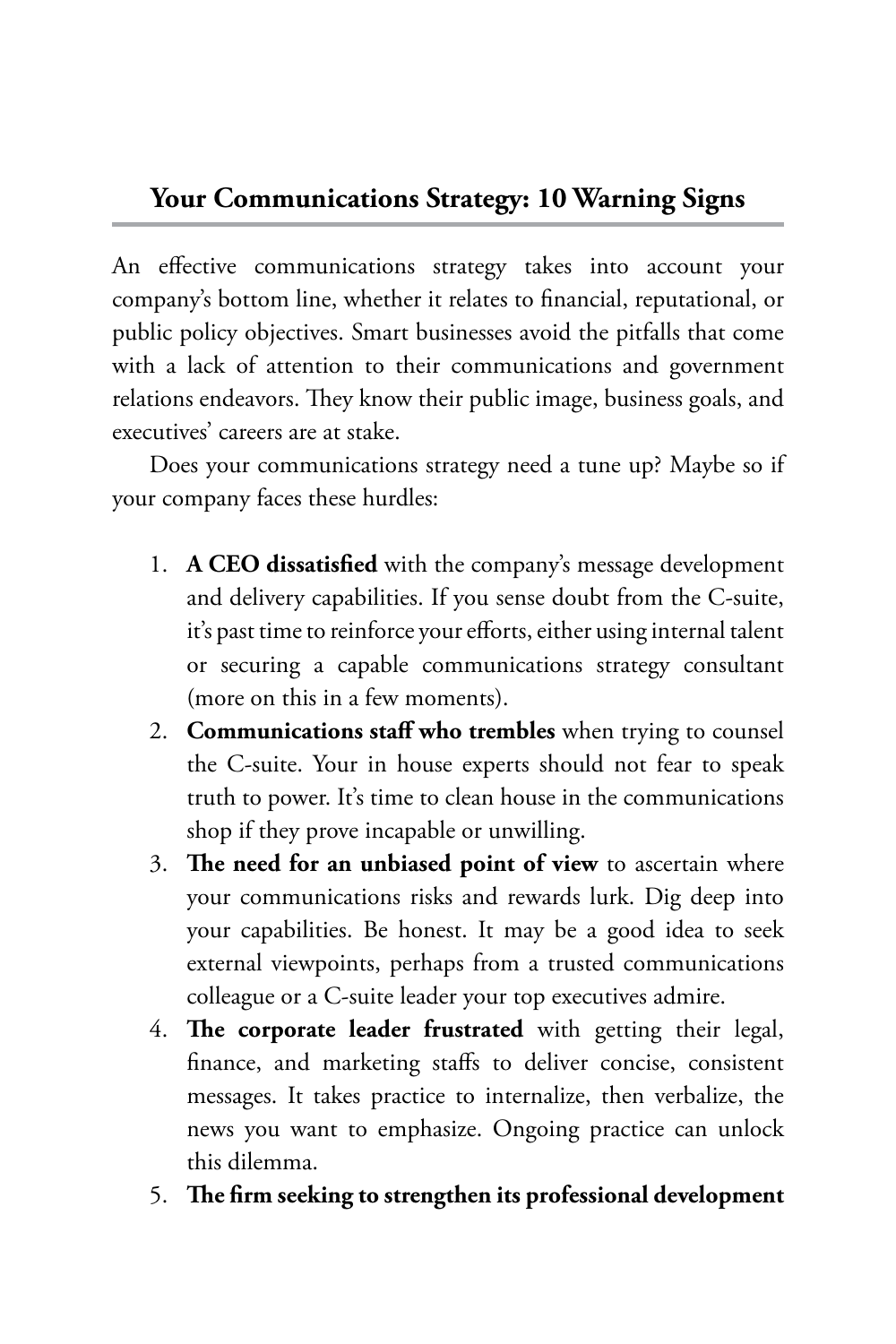## Your Communications Strategy: 10 Warning Signs

An effective communications strategy takes into account your company's bottom line, whether it relates to financial, reputational, or public policy objectives. Smart businesses avoid the pitfalls that come with a lack of attention to their communications and government relations endeavors. They know their public image, business goals, and executives' careers are at stake.

Does your communications strategy need a tune up? Maybe so if your company faces these hurdles:

1. **A CEO dissatisfied** with the company's message development and delivery capabilities. If you sense doubt from the C-suite, it's past time to reinforce your efforts, either using internal talent or securing a capable communications strategy consultant (more on this in a few moments).
2. **Communications staff who trembles** when trying to counsel the C-suite. Your in house experts should not fear to speak truth to power. It's time to clean house in the communications shop if they prove incapable or unwilling.
3. **The need for an unbiased point of view** to ascertain where your communications risks and rewards lurk. Dig deep into your capabilities. Be honest. It may be a good idea to seek external viewpoints, perhaps from a trusted communications colleague or a C-suite leader your top executives admire.
4. **The corporate leader frustrated** with getting their legal, finance, and marketing staffs to deliver concise, consistent messages. It takes practice to internalize, then verbalize, the news you want to emphasize. Ongoing practice can unlock this dilemma.
5. **The firm seeking to strengthen its professional development**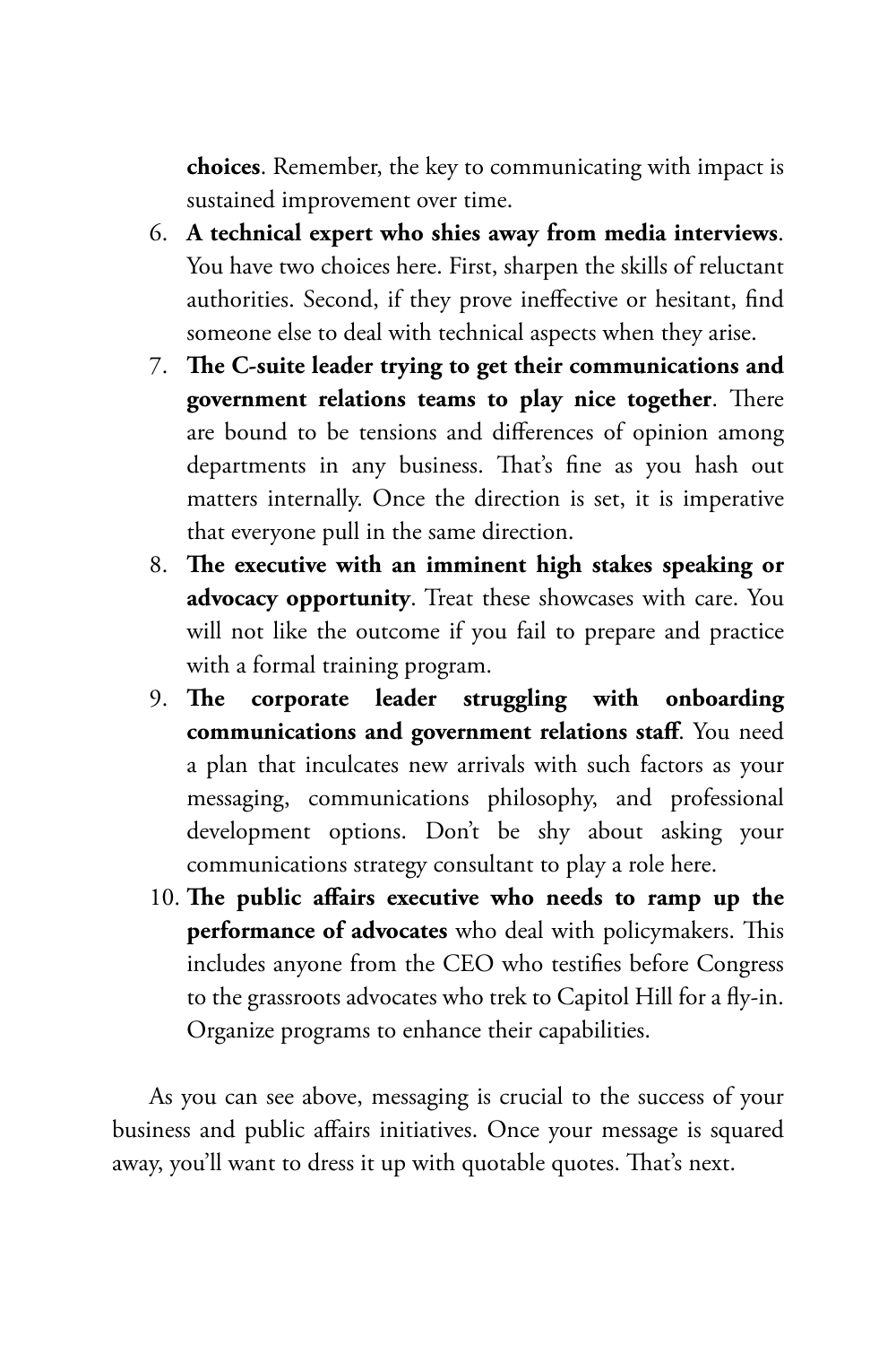**choices**. Remember, the key to communicating with impact is sustained improvement over time.

6. **A technical expert who shies away from media interviews**. You have two choices here. First, sharpen the skills of reluctant authorities. Second, if they prove ineffective or hesitant, find someone else to deal with technical aspects when they arise.
7. **The C-suite leader trying to get their communications and government relations teams to play nice together**. There are bound to be tensions and differences of opinion among departments in any business. That's fine as you hash out matters internally. Once the direction is set, it is imperative that everyone pull in the same direction.
8. **The executive with an imminent high stakes speaking or advocacy opportunity**. Treat these showcases with care. You will not like the outcome if you fail to prepare and practice with a formal training program.
9. **The corporate leader struggling with onboarding communications and government relations staff**. You need a plan that inculcates new arrivals with such factors as your messaging, communications philosophy, and professional development options. Don't be shy about asking your communications strategy consultant to play a role here.
10. **The public affairs executive who needs to ramp up the performance of advocates** who deal with policymakers. This includes anyone from the CEO who testifies before Congress to the grassroots advocates who trek to Capitol Hill for a fly-in. Organize programs to enhance their capabilities.

As you can see above, messaging is crucial to the success of your business and public affairs initiatives. Once your message is squared away, you'll want to dress it up with quotable quotes. That's next.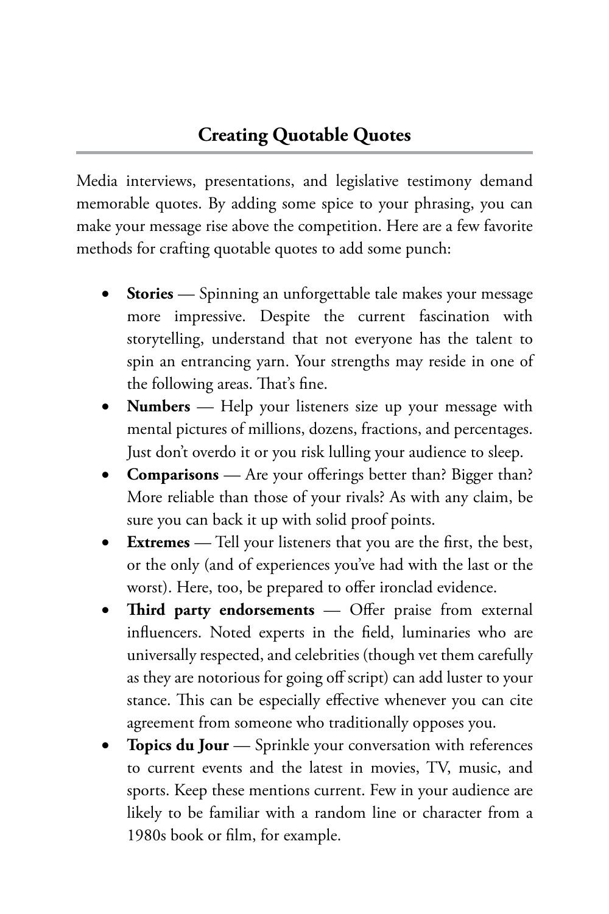## Creating Quotable Quotes

Media interviews, presentations, and legislative testimony demand memorable quotes. By adding some spice to your phrasing, you can make your message rise above the competition. Here are a few favorite methods for crafting quotable quotes to add some punch:

- **Stories** — Spinning an unforgettable tale makes your message more impressive. Despite the current fascination with storytelling, understand that not everyone has the talent to spin an entrancing yarn. Your strengths may reside in one of the following areas. That's fine.
- **Numbers** — Help your listeners size up your message with mental pictures of millions, dozens, fractions, and percentages. Just don't overdo it or you risk lulling your audience to sleep.
- **Comparisons** — Are your offerings better than? Bigger than? More reliable than those of your rivals? As with any claim, be sure you can back it up with solid proof points.
- **Extremes** — Tell your listeners that you are the first, the best, or the only (and of experiences you've had with the last or the worst). Here, too, be prepared to offer ironclad evidence.
- **Third party endorsements** — Offer praise from external influencers. Noted experts in the field, luminaries who are universally respected, and celebrities (though vet them carefully as they are notorious for going off script) can add luster to your stance. This can be especially effective whenever you can cite agreement from someone who traditionally opposes you.
- **Topics du Jour** — Sprinkle your conversation with references to current events and the latest in movies, TV, music, and sports. Keep these mentions current. Few in your audience are likely to be familiar with a random line or character from a 1980s book or film, for example.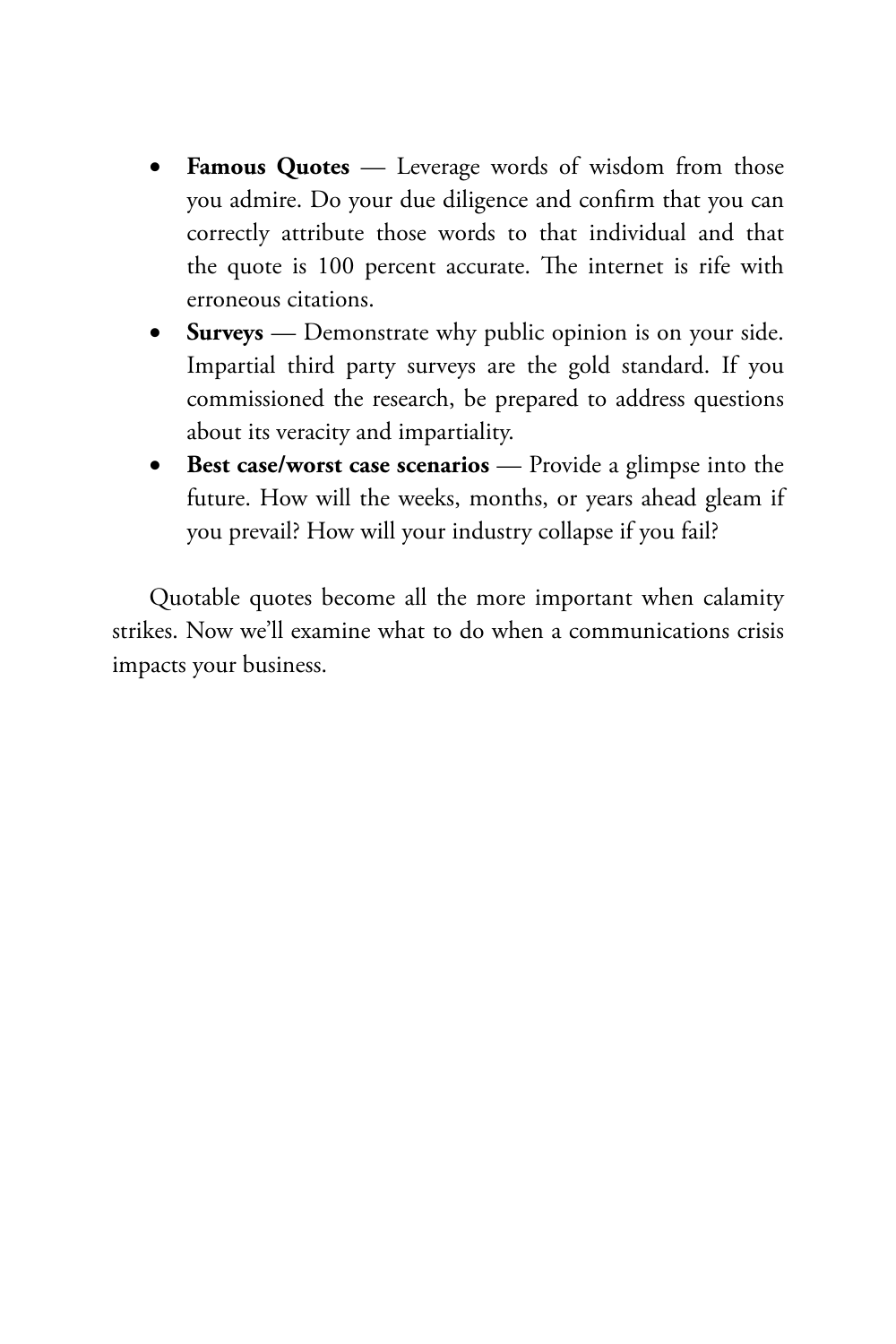- **Famous Quotes** — Leverage words of wisdom from those you admire. Do your due diligence and confirm that you can correctly attribute those words to that individual and that the quote is 100 percent accurate. The internet is rife with erroneous citations.
- **Surveys** — Demonstrate why public opinion is on your side. Impartial third party surveys are the gold standard. If you commissioned the research, be prepared to address questions about its veracity and impartiality.
- **Best case/worst case scenarios** — Provide a glimpse into the future. How will the weeks, months, or years ahead gleam if you prevail? How will your industry collapse if you fail?

Quotable quotes become all the more important when calamity strikes. Now we'll examine what to do when a communications crisis impacts your business.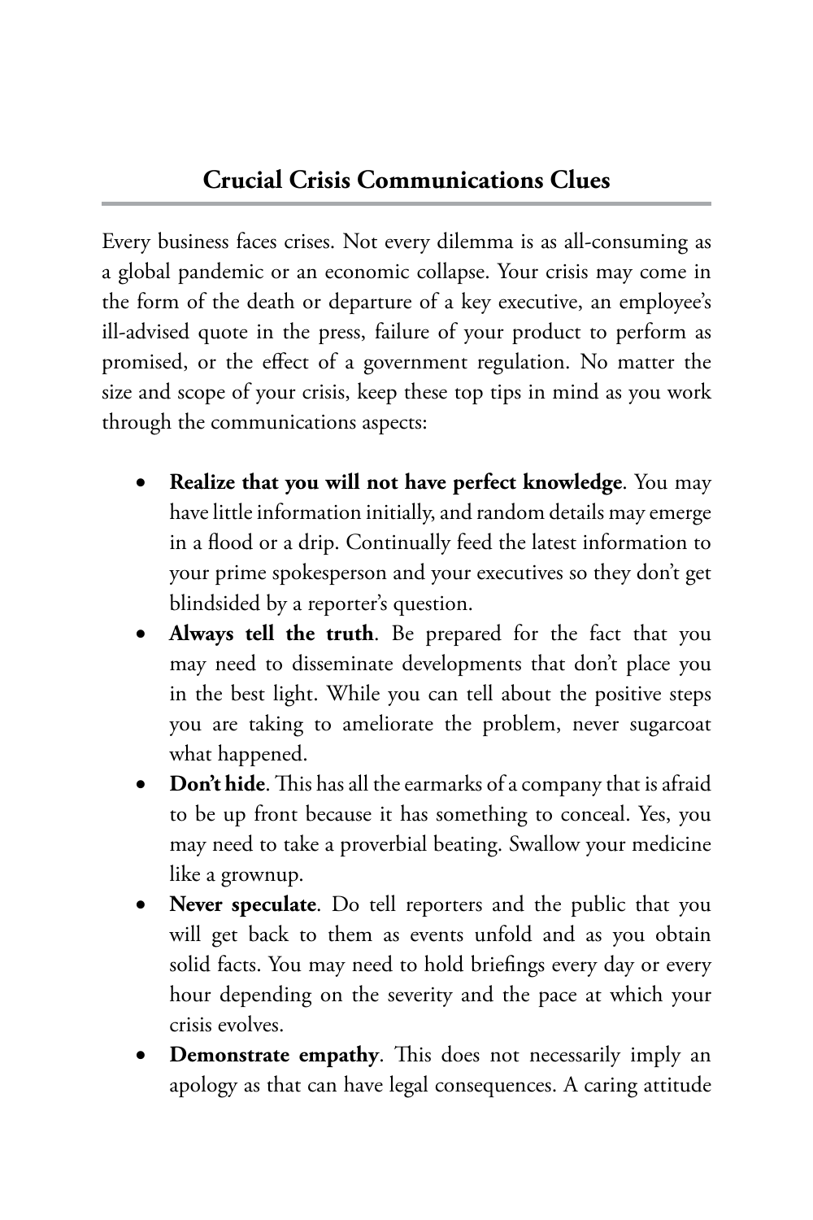## Crucial Crisis Communications Clues

Every business faces crises. Not every dilemma is as all-consuming as a global pandemic or an economic collapse. Your crisis may come in the form of the death or departure of a key executive, an employee's ill-advised quote in the press, failure of your product to perform as promised, or the effect of a government regulation. No matter the size and scope of your crisis, keep these top tips in mind as you work through the communications aspects:

- **Realize that you will not have perfect knowledge**. You may have little information initially, and random details may emerge in a flood or a drip. Continually feed the latest information to your prime spokesperson and your executives so they don't get blindsided by a reporter's question.
- **Always tell the truth**. Be prepared for the fact that you may need to disseminate developments that don't place you in the best light. While you can tell about the positive steps you are taking to ameliorate the problem, never sugarcoat what happened.
- **Don't hide**. This has all the earmarks of a company that is afraid to be up front because it has something to conceal. Yes, you may need to take a proverbial beating. Swallow your medicine like a grownup.
- **Never speculate**. Do tell reporters and the public that you will get back to them as events unfold and as you obtain solid facts. You may need to hold briefings every day or every hour depending on the severity and the pace at which your crisis evolves.
- **Demonstrate empathy**. This does not necessarily imply an apology as that can have legal consequences. A caring attitude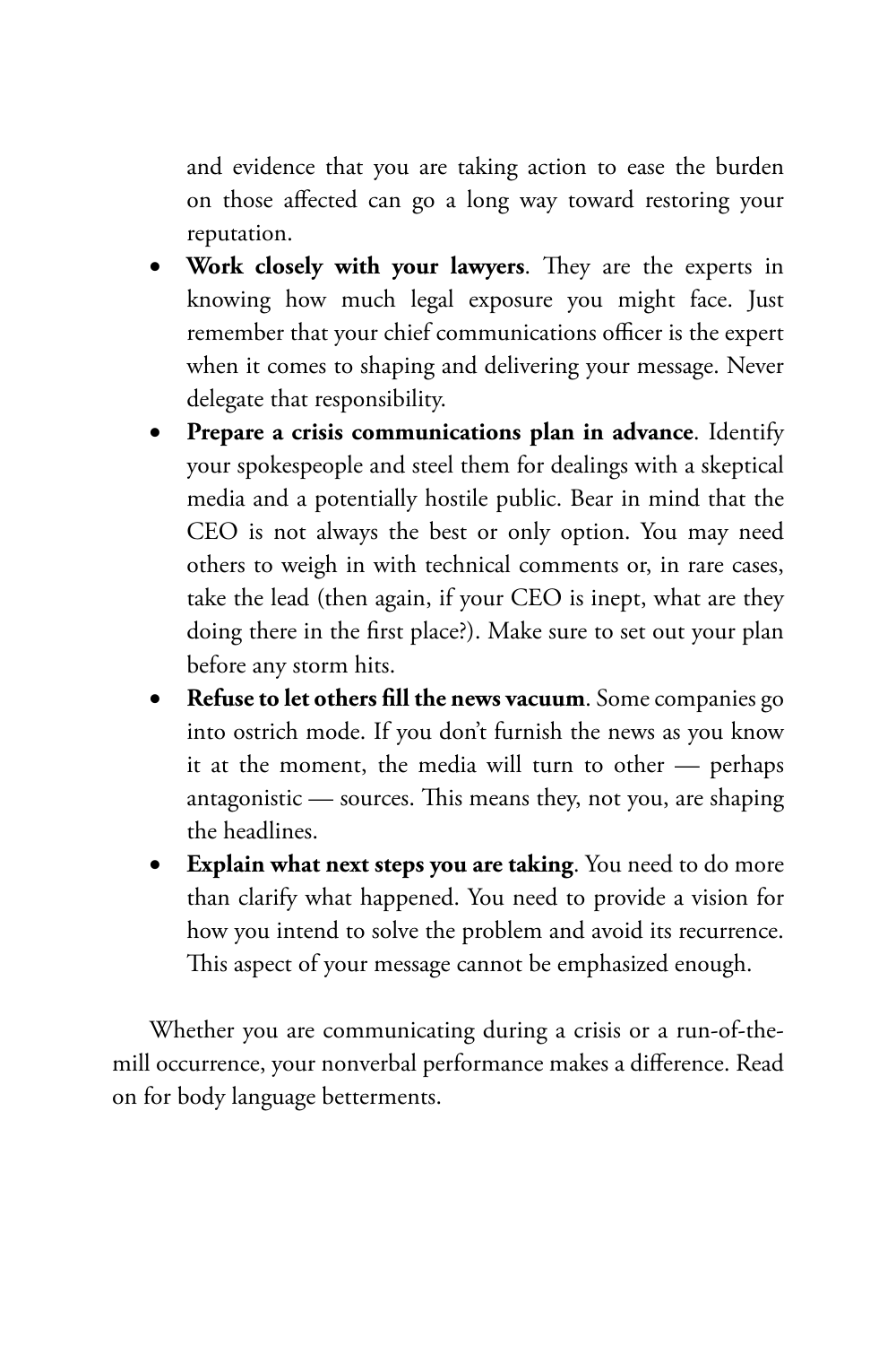and evidence that you are taking action to ease the burden on those affected can go a long way toward restoring your reputation.

- **Work closely with your lawyers**. They are the experts in knowing how much legal exposure you might face. Just remember that your chief communications officer is the expert when it comes to shaping and delivering your message. Never delegate that responsibility.
- **Prepare a crisis communications plan in advance**. Identify your spokespeople and steel them for dealings with a skeptical media and a potentially hostile public. Bear in mind that the CEO is not always the best or only option. You may need others to weigh in with technical comments or, in rare cases, take the lead (then again, if your CEO is inept, what are they doing there in the first place?). Make sure to set out your plan before any storm hits.
- **Refuse to let others fill the news vacuum**. Some companies go into ostrich mode. If you don't furnish the news as you know it at the moment, the media will turn to other — perhaps antagonistic — sources. This means they, not you, are shaping the headlines.
- **Explain what next steps you are taking**. You need to do more than clarify what happened. You need to provide a vision for how you intend to solve the problem and avoid its recurrence. This aspect of your message cannot be emphasized enough.

Whether you are communicating during a crisis or a run-of-the-mill occurrence, your nonverbal performance makes a difference. Read on for body language betterments.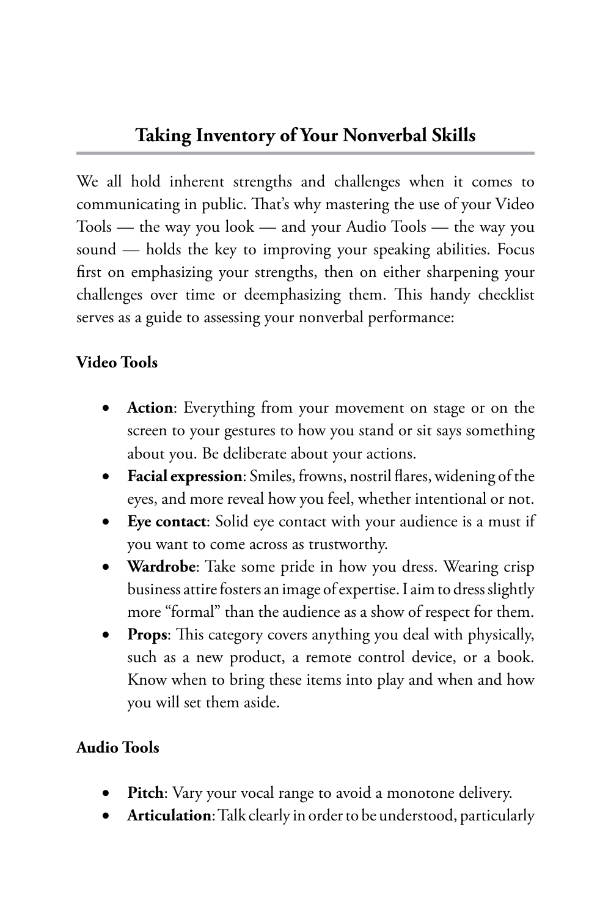## Taking Inventory of Your Nonverbal Skills

We all hold inherent strengths and challenges when it comes to communicating in public. That's why mastering the use of your Video Tools — the way you look — and your Audio Tools — the way you sound — holds the key to improving your speaking abilities. Focus first on emphasizing your strengths, then on either sharpening your challenges over time or deemphasizing them. This handy checklist serves as a guide to assessing your nonverbal performance:

**Video Tools**

- **Action**: Everything from your movement on stage or on the screen to your gestures to how you stand or sit says something about you. Be deliberate about your actions.
- **Facial expression**: Smiles, frowns, nostril flares, widening of the eyes, and more reveal how you feel, whether intentional or not.
- **Eye contact**: Solid eye contact with your audience is a must if you want to come across as trustworthy.
- **Wardrobe**: Take some pride in how you dress. Wearing crisp business attire fosters an image of expertise. I aim to dress slightly more "formal" than the audience as a show of respect for them.
- **Props**: This category covers anything you deal with physically, such as a new product, a remote control device, or a book. Know when to bring these items into play and when and how you will set them aside.

**Audio Tools**

- **Pitch**: Vary your vocal range to avoid a monotone delivery.
- **Articulation**: Talk clearly in order to be understood, particularly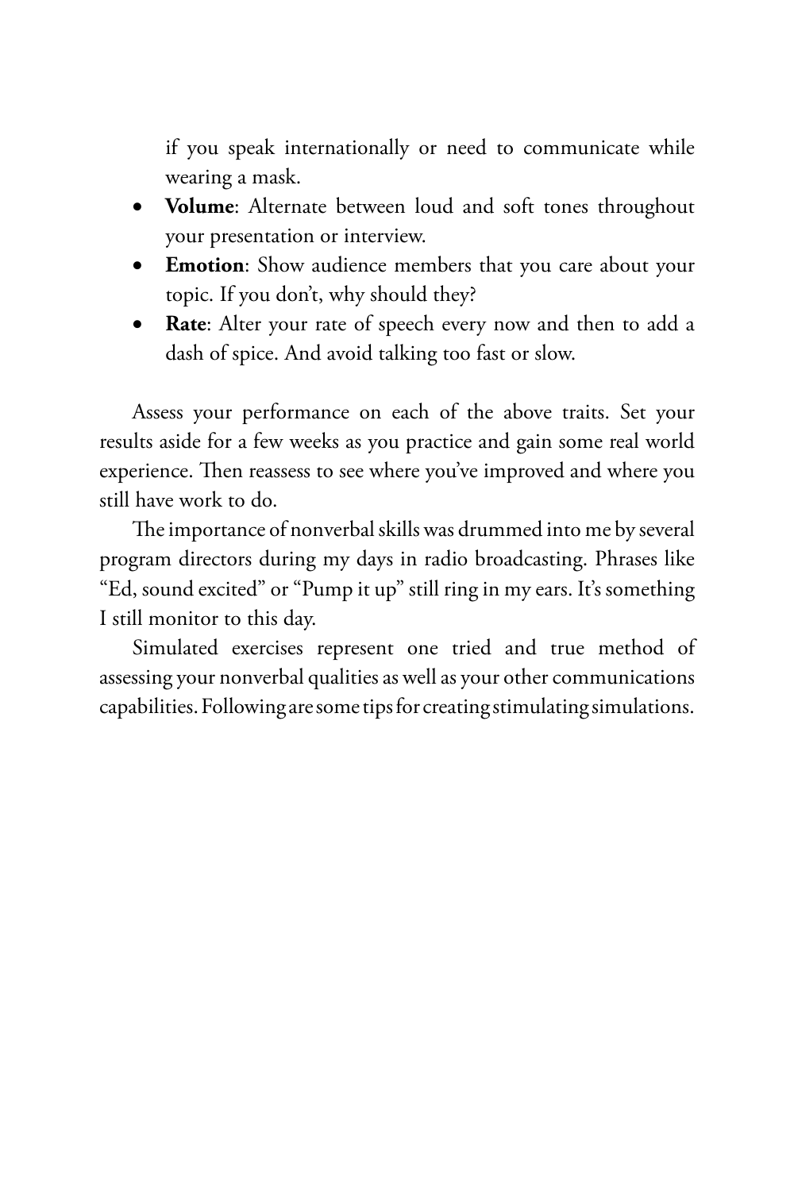if you speak internationally or need to communicate while wearing a mask.

- **Volume**: Alternate between loud and soft tones throughout your presentation or interview.
- **Emotion**: Show audience members that you care about your topic. If you don't, why should they?
- **Rate**: Alter your rate of speech every now and then to add a dash of spice. And avoid talking too fast or slow.

Assess your performance on each of the above traits. Set your results aside for a few weeks as you practice and gain some real world experience. Then reassess to see where you've improved and where you still have work to do.

The importance of nonverbal skills was drummed into me by several program directors during my days in radio broadcasting. Phrases like "Ed, sound excited" or "Pump it up" still ring in my ears. It's something I still monitor to this day.

Simulated exercises represent one tried and true method of assessing your nonverbal qualities as well as your other communications capabilities. Following are some tips for creating stimulating simulations.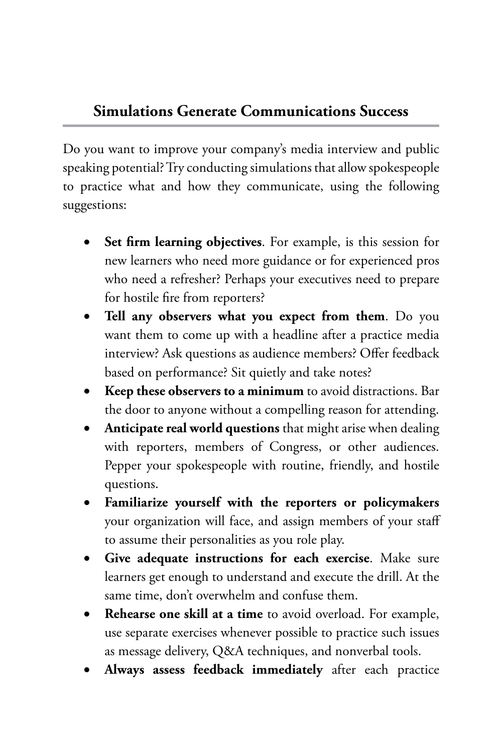## Simulations Generate Communications Success

Do you want to improve your company's media interview and public speaking potential? Try conducting simulations that allow spokespeople to practice what and how they communicate, using the following suggestions:

- **Set firm learning objectives**. For example, is this session for new learners who need more guidance or for experienced pros who need a refresher? Perhaps your executives need to prepare for hostile fire from reporters?
- **Tell any observers what you expect from them**. Do you want them to come up with a headline after a practice media interview? Ask questions as audience members? Offer feedback based on performance? Sit quietly and take notes?
- **Keep these observers to a minimum** to avoid distractions. Bar the door to anyone without a compelling reason for attending.
- **Anticipate real world questions** that might arise when dealing with reporters, members of Congress, or other audiences. Pepper your spokespeople with routine, friendly, and hostile questions.
- **Familiarize yourself with the reporters or policymakers** your organization will face, and assign members of your staff to assume their personalities as you role play.
- **Give adequate instructions for each exercise**. Make sure learners get enough to understand and execute the drill. At the same time, don't overwhelm and confuse them.
- **Rehearse one skill at a time** to avoid overload. For example, use separate exercises whenever possible to practice such issues as message delivery, Q&A techniques, and nonverbal tools.
- **Always assess feedback immediately** after each practice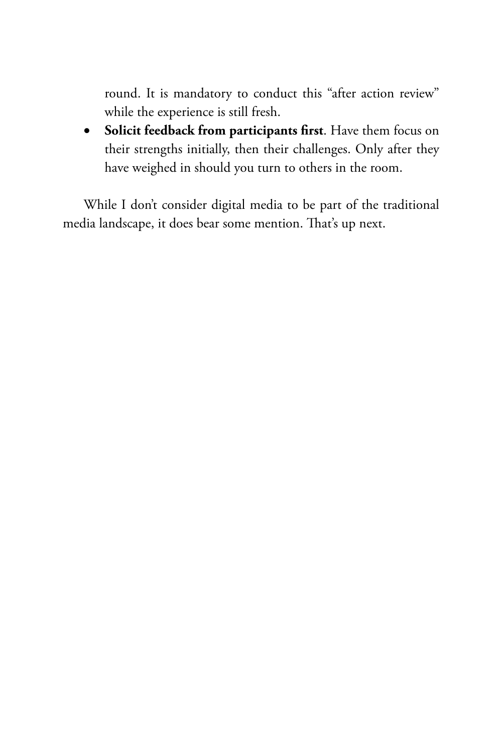round. It is mandatory to conduct this "after action review" while the experience is still fresh.

- **Solicit feedback from participants first**. Have them focus on their strengths initially, then their challenges. Only after they have weighed in should you turn to others in the room.

While I don't consider digital media to be part of the traditional media landscape, it does bear some mention. That's up next.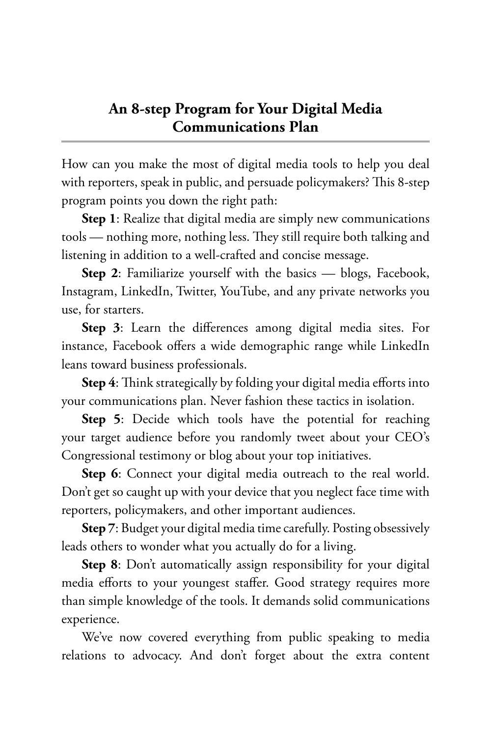## An 8-step Program for Your Digital Media Communications Plan

How can you make the most of digital media tools to help you deal with reporters, speak in public, and persuade policymakers? This 8-step program points you down the right path:

**Step 1**: Realize that digital media are simply new communications tools — nothing more, nothing less. They still require both talking and listening in addition to a well-crafted and concise message.

**Step 2**: Familiarize yourself with the basics — blogs, Facebook, Instagram, LinkedIn, Twitter, YouTube, and any private networks you use, for starters.

**Step 3**: Learn the differences among digital media sites. For instance, Facebook offers a wide demographic range while LinkedIn leans toward business professionals.

**Step 4**: Think strategically by folding your digital media efforts into your communications plan. Never fashion these tactics in isolation.

**Step 5**: Decide which tools have the potential for reaching your target audience before you randomly tweet about your CEO's Congressional testimony or blog about your top initiatives.

**Step 6**: Connect your digital media outreach to the real world. Don't get so caught up with your device that you neglect face time with reporters, policymakers, and other important audiences.

**Step 7**: Budget your digital media time carefully. Posting obsessively leads others to wonder what you actually do for a living.

**Step 8**: Don't automatically assign responsibility for your digital media efforts to your youngest staffer. Good strategy requires more than simple knowledge of the tools. It demands solid communications experience.

We've now covered everything from public speaking to media relations to advocacy. And don't forget about the extra content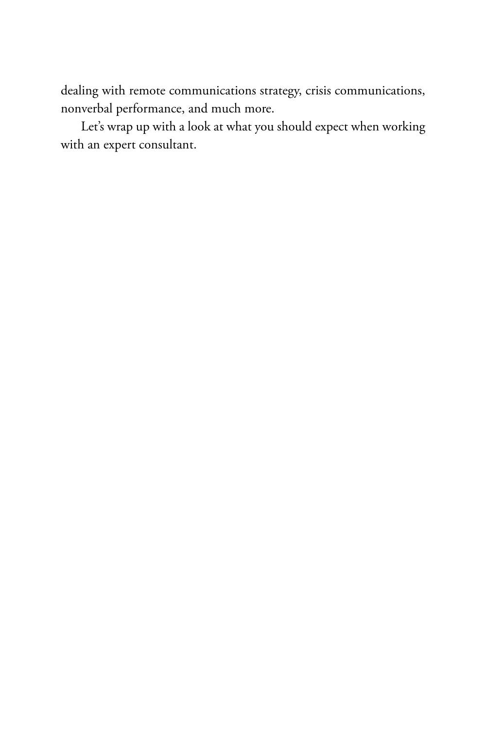dealing with remote communications strategy, crisis communications, nonverbal performance, and much more.

Let's wrap up with a look at what you should expect when working with an expert consultant.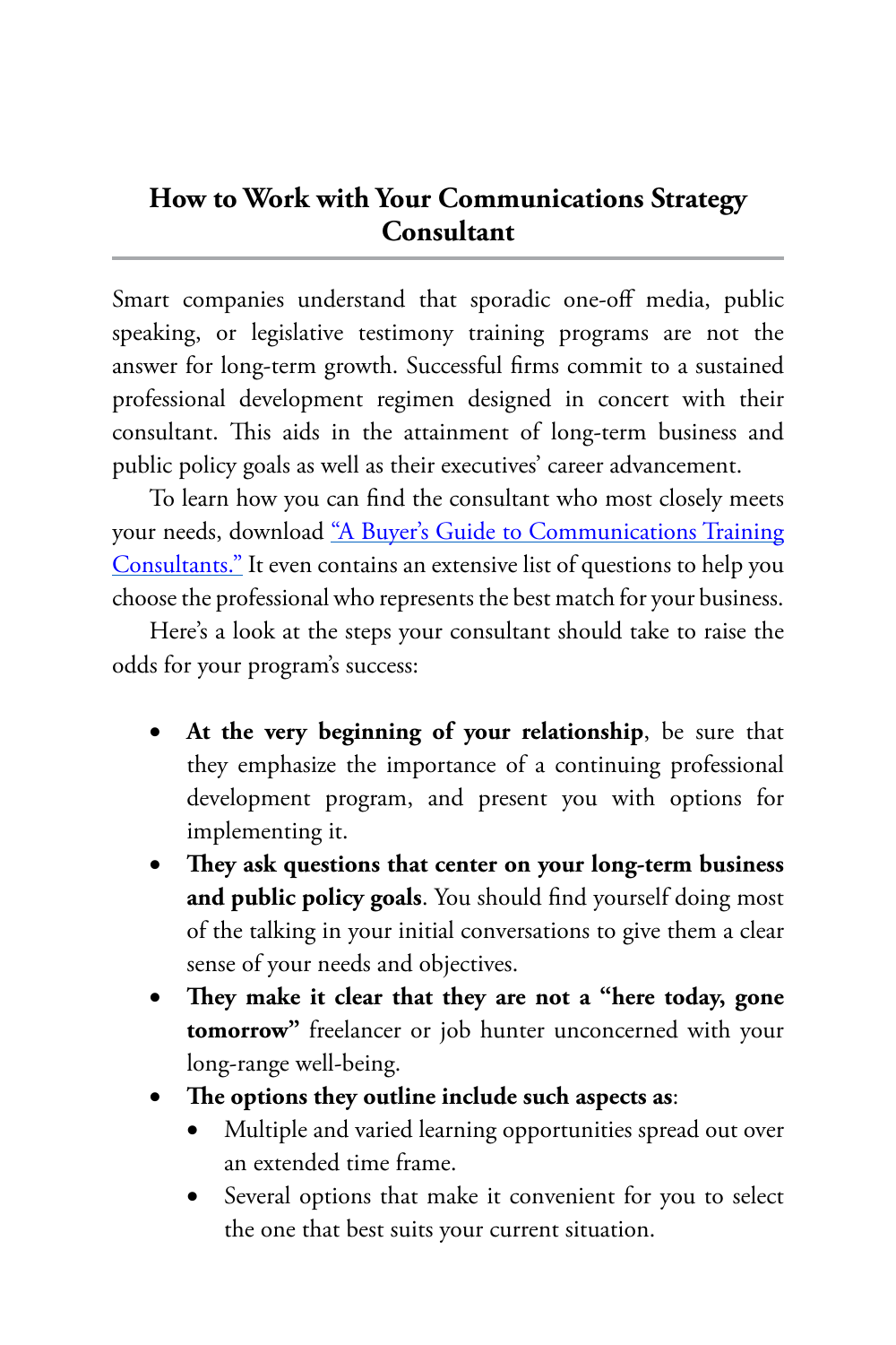## How to Work with Your Communications Strategy Consultant

Smart companies understand that sporadic one-off media, public speaking, or legislative testimony training programs are not the answer for long-term growth. Successful firms commit to a sustained professional development regimen designed in concert with their consultant. This aids in the attainment of long-term business and public policy goals as well as their executives' career advancement.

To learn how you can find the consultant who most closely meets your needs, download "A Buyer's Guide to Communications Training Consultants." It even contains an extensive list of questions to help you choose the professional who represents the best match for your business.

Here's a look at the steps your consultant should take to raise the odds for your program's success:

- **At the very beginning of your relationship**, be sure that they emphasize the importance of a continuing professional development program, and present you with options for implementing it.
- **They ask questions that center on your long-term business and public policy goals**. You should find yourself doing most of the talking in your initial conversations to give them a clear sense of your needs and objectives.
- **They make it clear that they are not a "here today, gone tomorrow"** freelancer or job hunter unconcerned with your long-range well-being.
- **The options they outline include such aspects as**:
    - Multiple and varied learning opportunities spread out over an extended time frame.
    - Several options that make it convenient for you to select the one that best suits your current situation.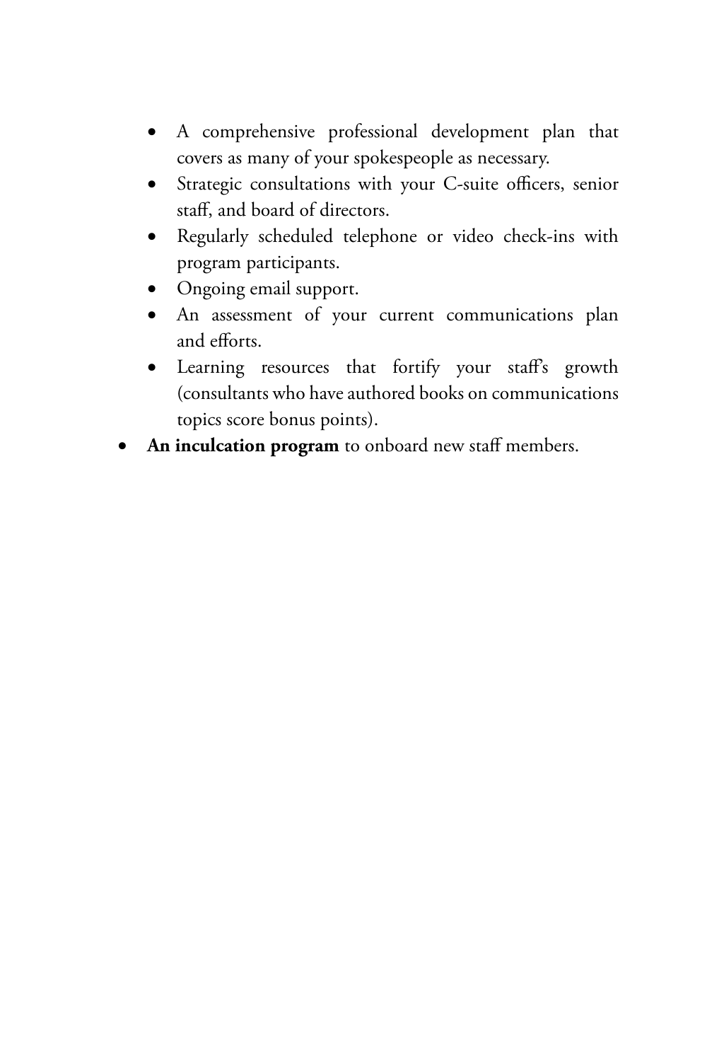- A comprehensive professional development plan that covers as many of your spokespeople as necessary.
    - Strategic consultations with your C-suite officers, senior staff, and board of directors.
    - Regularly scheduled telephone or video check-ins with program participants.
    - Ongoing email support.
    - An assessment of your current communications plan and efforts.
    - Learning resources that fortify your staff's growth (consultants who have authored books on communications topics score bonus points).
- **An inculcation program** to onboard new staff members.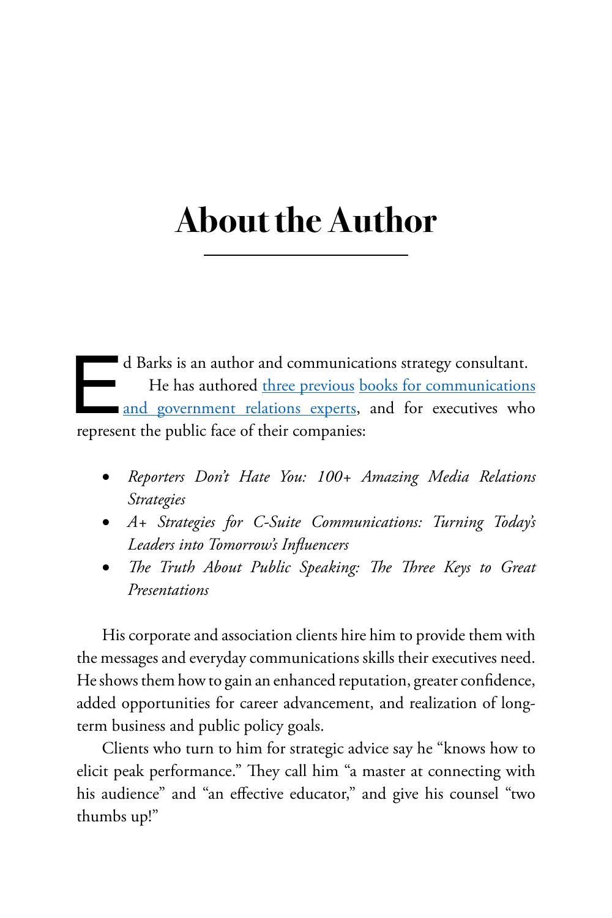# About the Author

Ed Barks is an author and communications strategy consultant.

He has authored three previous books for communications and government relations experts, and for executives who represent the public face of their companies:

- *Reporters Don't Hate You: 100+ Amazing Media Relations Strategies*
- *A+ Strategies for C-Suite Communications: Turning Today's Leaders into Tomorrow's Influencers*
- *The Truth About Public Speaking: The Three Keys to Great Presentations*

His corporate and association clients hire him to provide them with the messages and everyday communications skills their executives need. He shows them how to gain an enhanced reputation, greater confidence, added opportunities for career advancement, and realization of long-term business and public policy goals.

Clients who turn to him for strategic advice say he "knows how to elicit peak performance." They call him "a master at connecting with his audience" and "an effective educator," and give his counsel "two thumbs up!"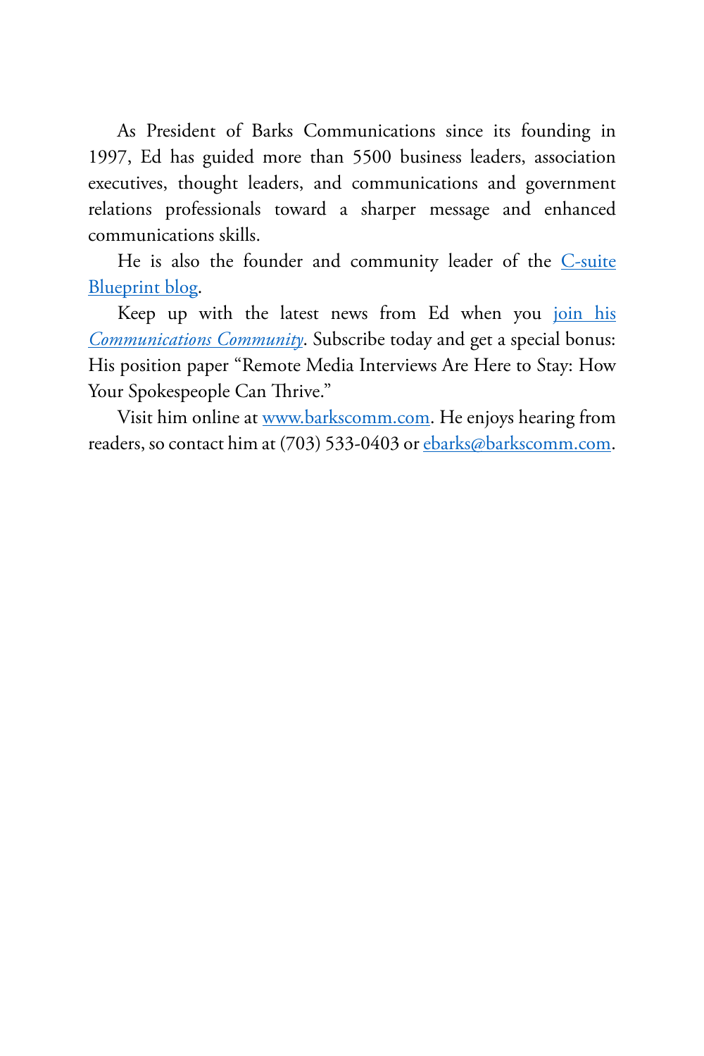As President of Barks Communications since its founding in 1997, Ed has guided more than 5500 business leaders, association executives, thought leaders, and communications and government relations professionals toward a sharper message and enhanced communications skills.

He is also the founder and community leader of the C-suite Blueprint blog.

Keep up with the latest news from Ed when you join his *Communications Community*. Subscribe today and get a special bonus: His position paper "Remote Media Interviews Are Here to Stay: How Your Spokespeople Can Thrive."

Visit him online at www.barkscomm.com. He enjoys hearing from readers, so contact him at (703) 533-0403 or ebarks@barkscomm.com.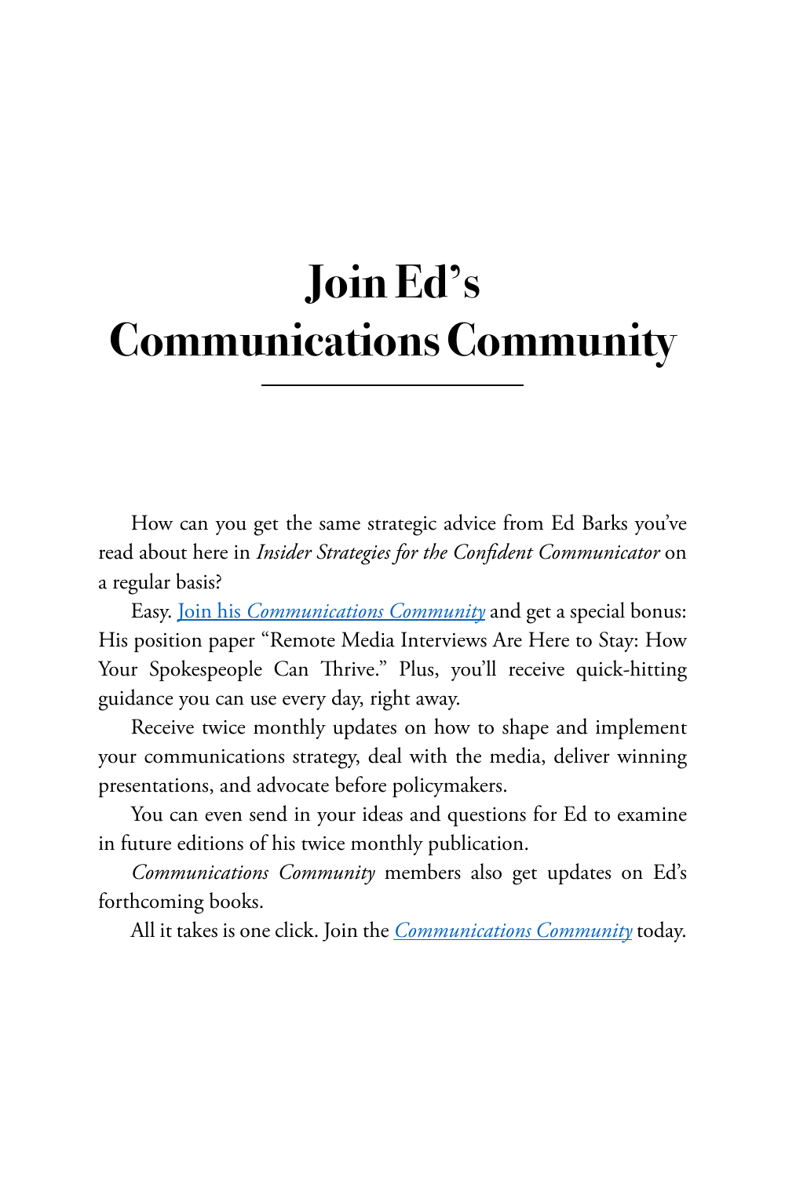# Join Ed's Communications Community

How can you get the same strategic advice from Ed Barks you've read about here in *Insider Strategies for the Confident Communicator* on a regular basis?

Easy. Join his *Communications Community* and get a special bonus: His position paper "Remote Media Interviews Are Here to Stay: How Your Spokespeople Can Thrive." Plus, you'll receive quick-hitting guidance you can use every day, right away.

Receive twice monthly updates on how to shape and implement your communications strategy, deal with the media, deliver winning presentations, and advocate before policymakers.

You can even send in your ideas and questions for Ed to examine in future editions of his twice monthly publication.

*Communications Community* members also get updates on Ed's forthcoming books.

All it takes is one click. Join the *Communications Community* today.